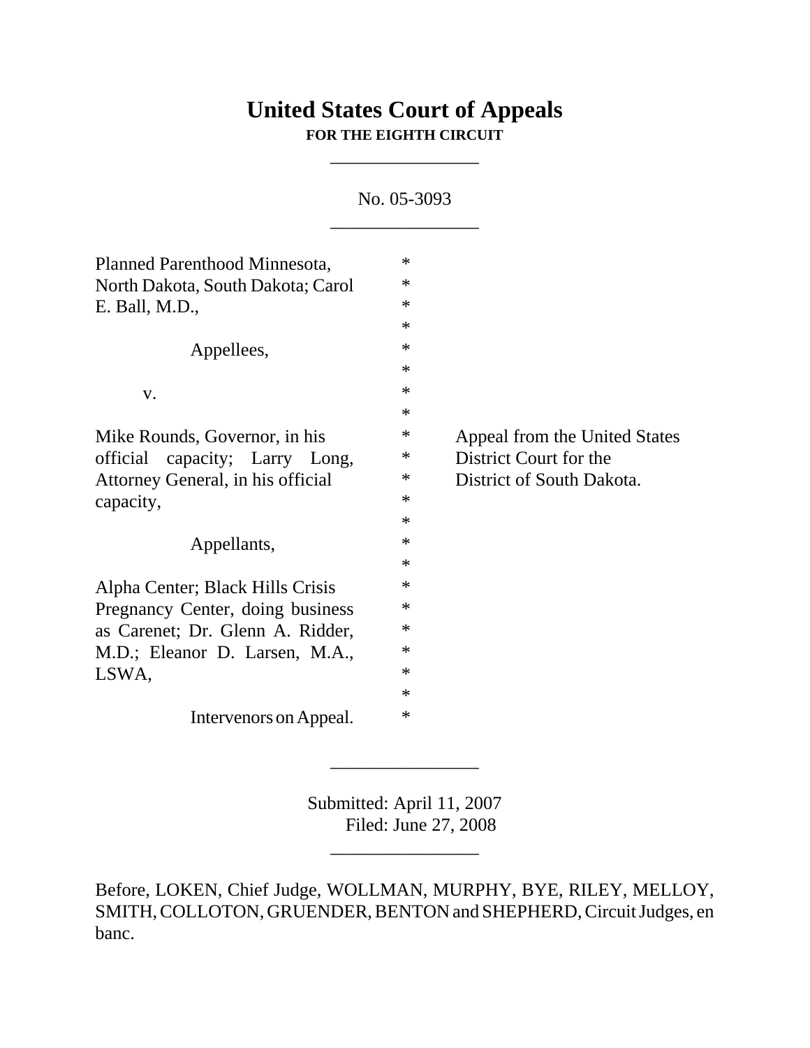# United States Court of Appeals

**FOR THE EIGHTH CIRCUIT**

---

No. 05-3093

---

Planned Parenthood Minnesota, North Dakota, South Dakota; Carol E. Ball, M.D.,

Appellees,

v.

Mike Rounds, Governor, in his official capacity; Larry Long, Attorney General, in his official capacity,

Appellants,

Alpha Center; Black Hills Crisis Pregnancy Center, doing business as Carenet; Dr. Glenn A. Ridder, M.D.; Eleanor D. Larsen, M.A., LSWA,

Intervenors on Appeal.

Appeal from the United States District Court for the District of South Dakota.

---

Submitted: April 11, 2007
Filed: June 27, 2008

---

Before, LOKEN, Chief Judge, WOLLMAN, MURPHY, BYE, RILEY, MELLOY, SMITH, COLLOTON, GRUENDER, BENTON and SHEPHERD, Circuit Judges, en banc.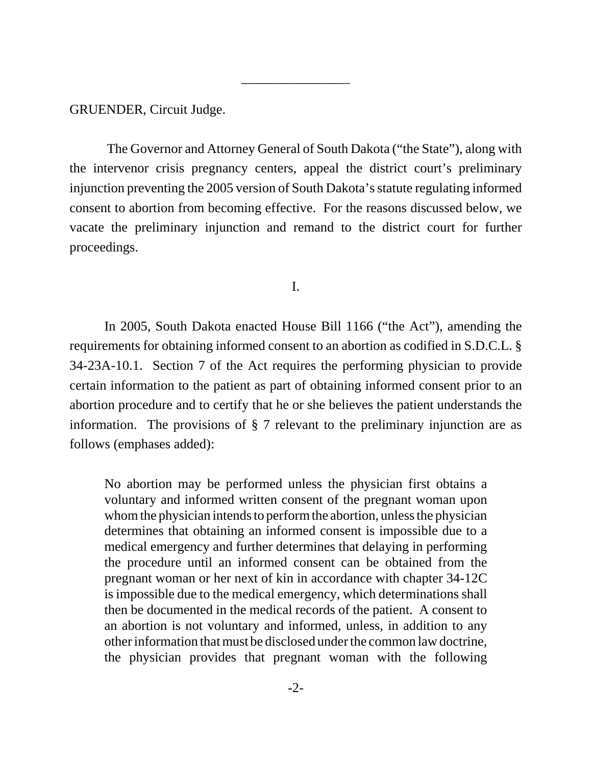GRUENDER, Circuit Judge.

The Governor and Attorney General of South Dakota ("the State"), along with the intervenor crisis pregnancy centers, appeal the district court's preliminary injunction preventing the 2005 version of South Dakota's statute regulating informed consent to abortion from becoming effective. For the reasons discussed below, we vacate the preliminary injunction and remand to the district court for further proceedings.

I.

In 2005, South Dakota enacted House Bill 1166 ("the Act"), amending the requirements for obtaining informed consent to an abortion as codified in S.D.C.L. § 34-23A-10.1. Section 7 of the Act requires the performing physician to provide certain information to the patient as part of obtaining informed consent prior to an abortion procedure and to certify that he or she believes the patient understands the information. The provisions of § 7 relevant to the preliminary injunction are as follows (emphases added):

> No abortion may be performed unless the physician first obtains a voluntary and informed written consent of the pregnant woman upon whom the physician intends to perform the abortion, unless the physician determines that obtaining an informed consent is impossible due to a medical emergency and further determines that delaying in performing the procedure until an informed consent can be obtained from the pregnant woman or her next of kin in accordance with chapter 34-12C is impossible due to the medical emergency, which determinations shall then be documented in the medical records of the patient. A consent to an abortion is not voluntary and informed, unless, in addition to any other information that must be disclosed under the common law doctrine, the physician provides that pregnant woman with the following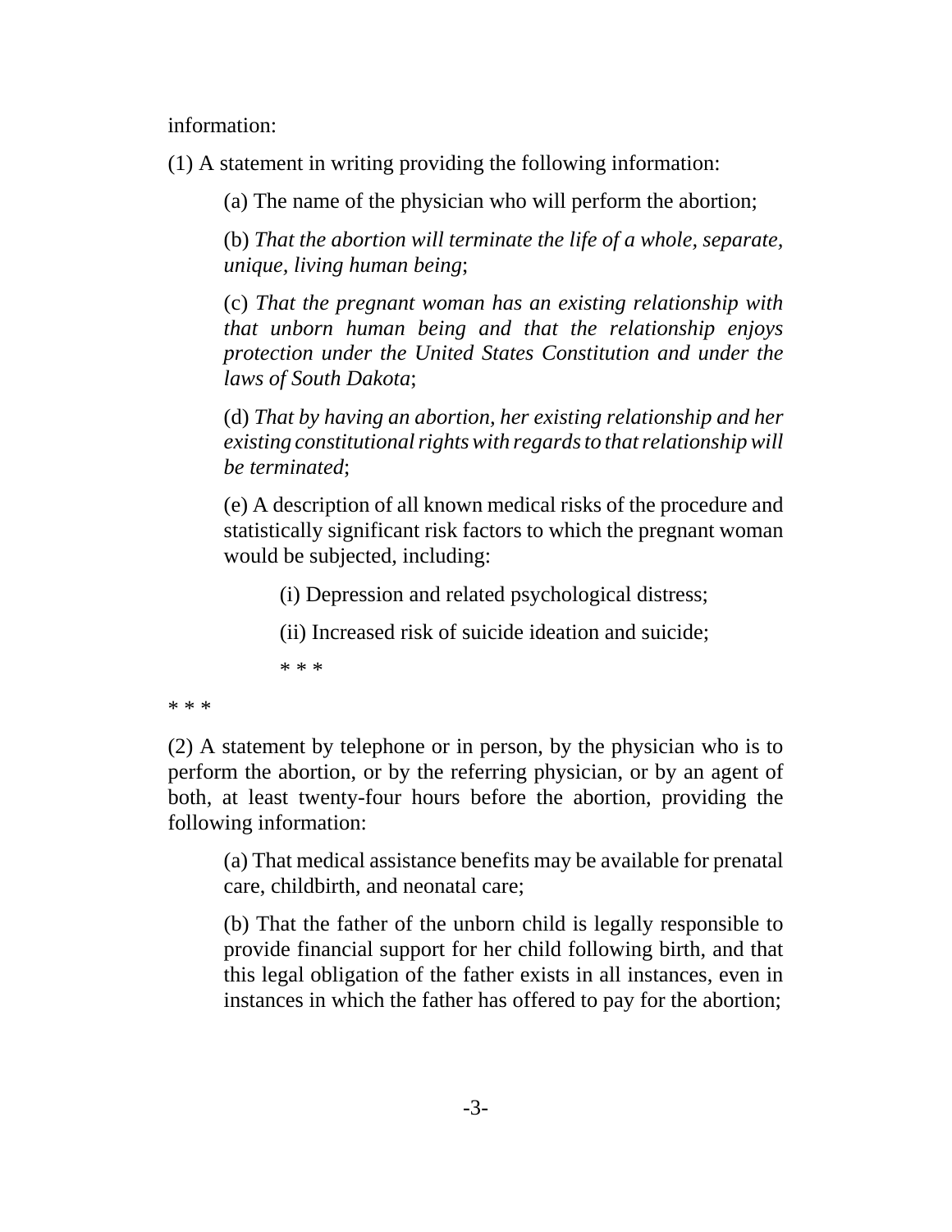information:

(1) A statement in writing providing the following information:

(a) The name of the physician who will perform the abortion;

(b) *That the abortion will terminate the life of a whole, separate, unique, living human being*;

(c) *That the pregnant woman has an existing relationship with that unborn human being and that the relationship enjoys protection under the United States Constitution and under the laws of South Dakota*;

(d) *That by having an abortion, her existing relationship and her existing constitutional rights with regards to that relationship will be terminated*;

(e) A description of all known medical risks of the procedure and statistically significant risk factors to which the pregnant woman would be subjected, including:

(i) Depression and related psychological distress;

(ii) Increased risk of suicide ideation and suicide;

\* \* \*

\* \* \*

(2) A statement by telephone or in person, by the physician who is to perform the abortion, or by the referring physician, or by an agent of both, at least twenty-four hours before the abortion, providing the following information:

(a) That medical assistance benefits may be available for prenatal care, childbirth, and neonatal care;

(b) That the father of the unborn child is legally responsible to provide financial support for her child following birth, and that this legal obligation of the father exists in all instances, even in instances in which the father has offered to pay for the abortion;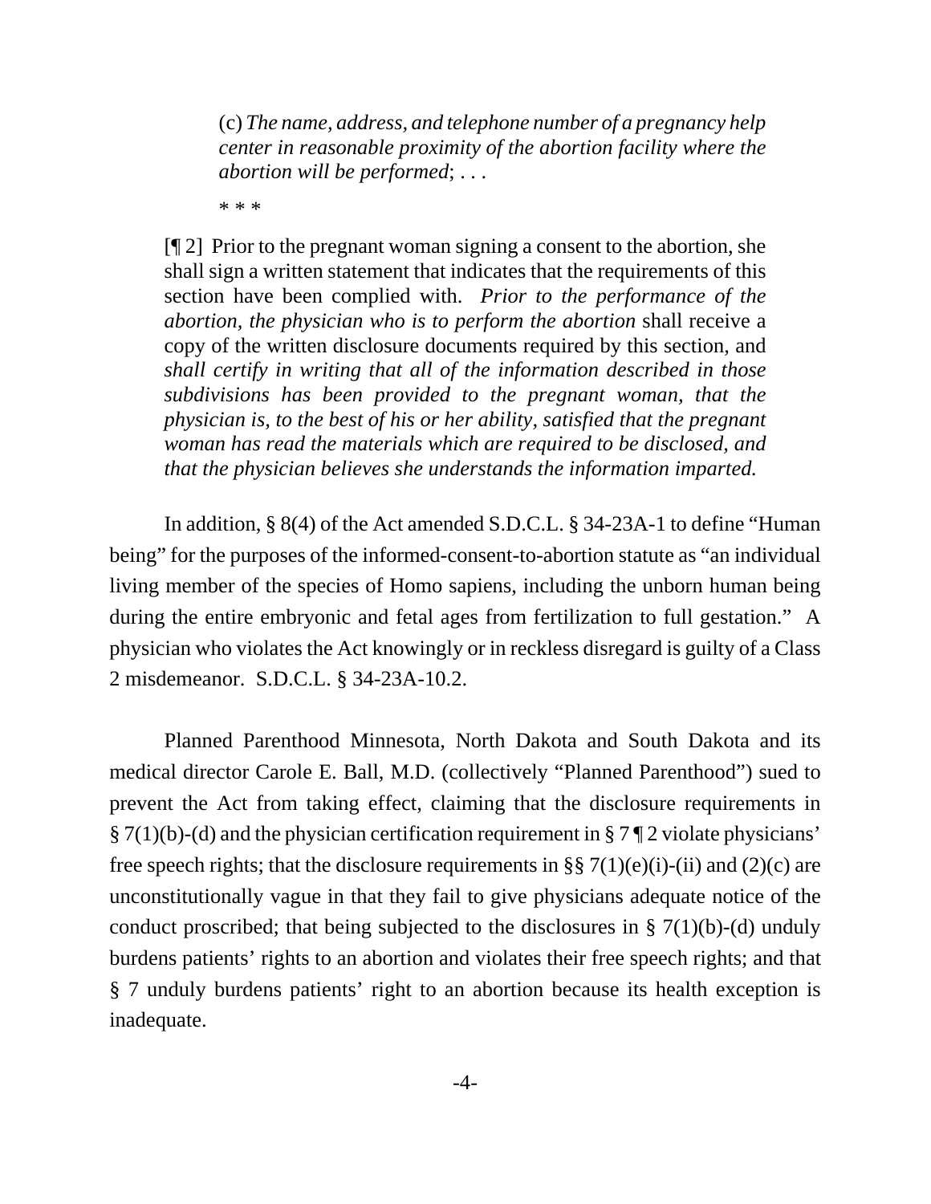> (c) *The name, address, and telephone number of a pregnancy help center in reasonable proximity of the abortion facility where the abortion will be performed*; . . .
>
> \* \* \*
>
> [¶ 2] Prior to the pregnant woman signing a consent to the abortion, she shall sign a written statement that indicates that the requirements of this section have been complied with. *Prior to the performance of the abortion, the physician who is to perform the abortion* shall receive a copy of the written disclosure documents required by this section, and *shall certify in writing that all of the information described in those subdivisions has been provided to the pregnant woman, that the physician is, to the best of his or her ability, satisfied that the pregnant woman has read the materials which are required to be disclosed, and that the physician believes she understands the information imparted.*

In addition, § 8(4) of the Act amended S.D.C.L. § 34-23A-1 to define "Human being" for the purposes of the informed-consent-to-abortion statute as "an individual living member of the species of Homo sapiens, including the unborn human being during the entire embryonic and fetal ages from fertilization to full gestation." A physician who violates the Act knowingly or in reckless disregard is guilty of a Class 2 misdemeanor. S.D.C.L. § 34-23A-10.2.

Planned Parenthood Minnesota, North Dakota and South Dakota and its medical director Carole E. Ball, M.D. (collectively "Planned Parenthood") sued to prevent the Act from taking effect, claiming that the disclosure requirements in § 7(1)(b)-(d) and the physician certification requirement in § 7 ¶ 2 violate physicians' free speech rights; that the disclosure requirements in §§ 7(1)(e)(i)-(ii) and (2)(c) are unconstitutionally vague in that they fail to give physicians adequate notice of the conduct proscribed; that being subjected to the disclosures in § 7(1)(b)-(d) unduly burdens patients' rights to an abortion and violates their free speech rights; and that § 7 unduly burdens patients' right to an abortion because its health exception is inadequate.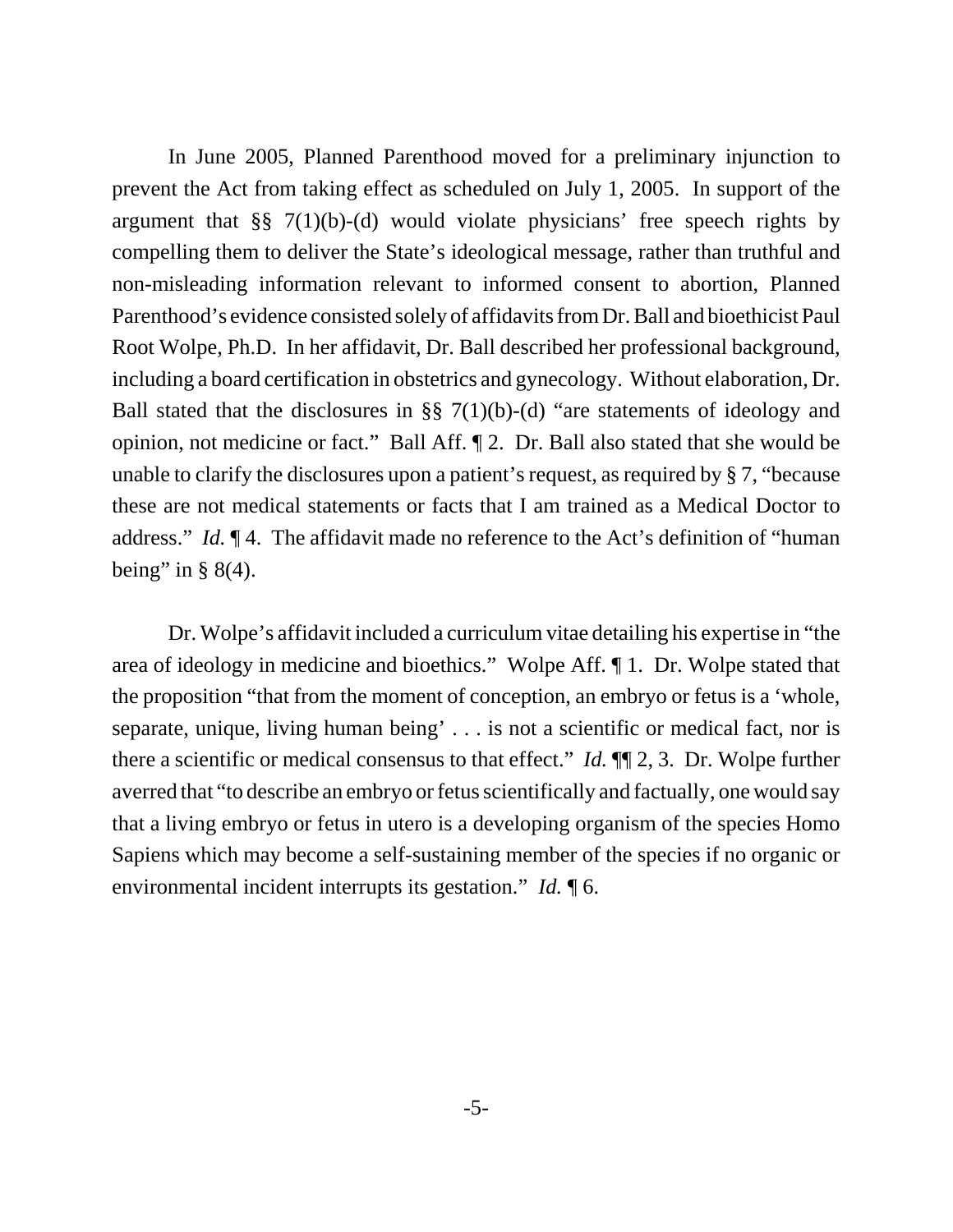In June 2005, Planned Parenthood moved for a preliminary injunction to prevent the Act from taking effect as scheduled on July 1, 2005. In support of the argument that §§ 7(1)(b)-(d) would violate physicians' free speech rights by compelling them to deliver the State's ideological message, rather than truthful and non-misleading information relevant to informed consent to abortion, Planned Parenthood's evidence consisted solely of affidavits from Dr. Ball and bioethicist Paul Root Wolpe, Ph.D. In her affidavit, Dr. Ball described her professional background, including a board certification in obstetrics and gynecology. Without elaboration, Dr. Ball stated that the disclosures in §§ 7(1)(b)-(d) "are statements of ideology and opinion, not medicine or fact." Ball Aff. ¶ 2. Dr. Ball also stated that she would be unable to clarify the disclosures upon a patient's request, as required by § 7, "because these are not medical statements or facts that I am trained as a Medical Doctor to address." *Id.* ¶ 4. The affidavit made no reference to the Act's definition of "human being" in § 8(4).

Dr. Wolpe's affidavit included a curriculum vitae detailing his expertise in "the area of ideology in medicine and bioethics." Wolpe Aff. ¶ 1. Dr. Wolpe stated that the proposition "that from the moment of conception, an embryo or fetus is a 'whole, separate, unique, living human being' . . . is not a scientific or medical fact, nor is there a scientific or medical consensus to that effect." *Id.* ¶¶ 2, 3. Dr. Wolpe further averred that "to describe an embryo or fetus scientifically and factually, one would say that a living embryo or fetus in utero is a developing organism of the species Homo Sapiens which may become a self-sustaining member of the species if no organic or environmental incident interrupts its gestation." *Id.* ¶ 6.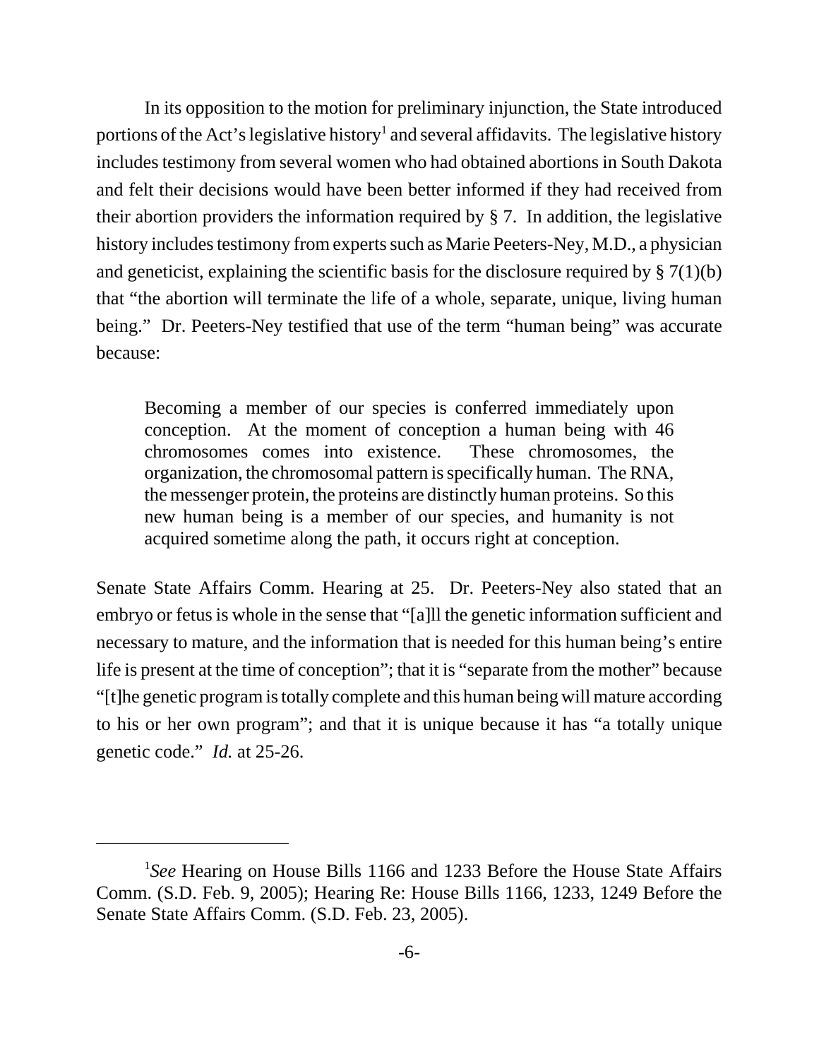In its opposition to the motion for preliminary injunction, the State introduced portions of the Act's legislative history[1] and several affidavits. The legislative history includes testimony from several women who had obtained abortions in South Dakota and felt their decisions would have been better informed if they had received from their abortion providers the information required by § 7. In addition, the legislative history includes testimony from experts such as Marie Peeters-Ney, M.D., a physician and geneticist, explaining the scientific basis for the disclosure required by § 7(1)(b) that "the abortion will terminate the life of a whole, separate, unique, living human being." Dr. Peeters-Ney testified that use of the term "human being" was accurate because:

> Becoming a member of our species is conferred immediately upon conception. At the moment of conception a human being with 46 chromosomes comes into existence. These chromosomes, the organization, the chromosomal pattern is specifically human. The RNA, the messenger protein, the proteins are distinctly human proteins. So this new human being is a member of our species, and humanity is not acquired sometime along the path, it occurs right at conception.

Senate State Affairs Comm. Hearing at 25. Dr. Peeters-Ney also stated that an embryo or fetus is whole in the sense that "[a]ll the genetic information sufficient and necessary to mature, and the information that is needed for this human being's entire life is present at the time of conception"; that it is "separate from the mother" because "[t]he genetic program is totally complete and this human being will mature according to his or her own program"; and that it is unique because it has "a totally unique genetic code." *Id.* at 25-26.

---

[1]*See* Hearing on House Bills 1166 and 1233 Before the House State Affairs Comm. (S.D. Feb. 9, 2005); Hearing Re: House Bills 1166, 1233, 1249 Before the Senate State Affairs Comm. (S.D. Feb. 23, 2005).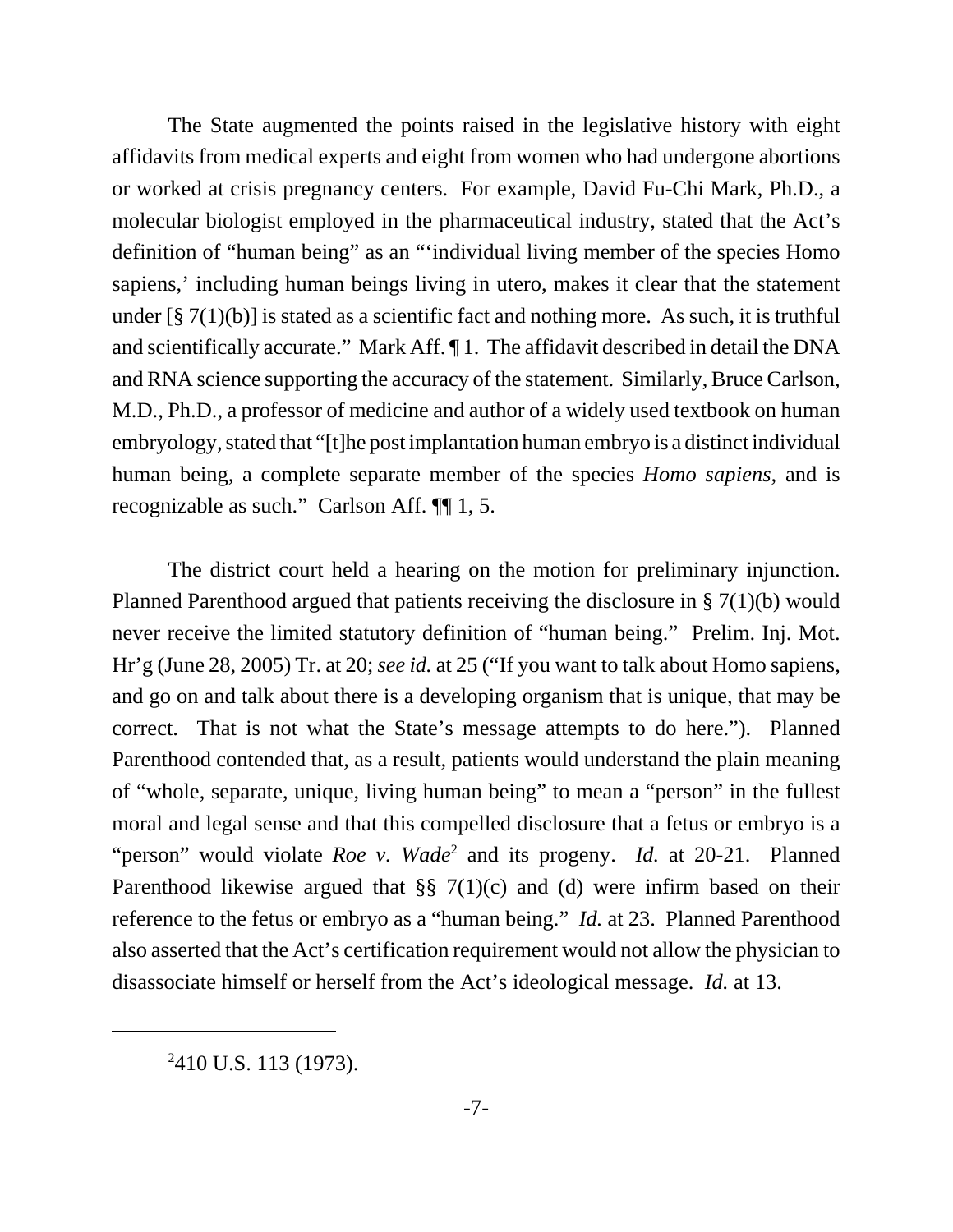The State augmented the points raised in the legislative history with eight affidavits from medical experts and eight from women who had undergone abortions or worked at crisis pregnancy centers. For example, David Fu-Chi Mark, Ph.D., a molecular biologist employed in the pharmaceutical industry, stated that the Act's definition of "human being" as an "'individual living member of the species Homo sapiens,' including human beings living in utero, makes it clear that the statement under [§ 7(1)(b)] is stated as a scientific fact and nothing more. As such, it is truthful and scientifically accurate." Mark Aff. ¶ 1. The affidavit described in detail the DNA and RNA science supporting the accuracy of the statement. Similarly, Bruce Carlson, M.D., Ph.D., a professor of medicine and author of a widely used textbook on human embryology, stated that "[t]he post implantation human embryo is a distinct individual human being, a complete separate member of the species *Homo sapiens*, and is recognizable as such." Carlson Aff. ¶¶ 1, 5.

The district court held a hearing on the motion for preliminary injunction. Planned Parenthood argued that patients receiving the disclosure in § 7(1)(b) would never receive the limited statutory definition of "human being." Prelim. Inj. Mot. Hr'g (June 28, 2005) Tr. at 20; *see id.* at 25 ("If you want to talk about Homo sapiens, and go on and talk about there is a developing organism that is unique, that may be correct. That is not what the State's message attempts to do here."). Planned Parenthood contended that, as a result, patients would understand the plain meaning of "whole, separate, unique, living human being" to mean a "person" in the fullest moral and legal sense and that this compelled disclosure that a fetus or embryo is a "person" would violate *Roe v. Wade*[2] and its progeny. *Id.* at 20-21. Planned Parenthood likewise argued that §§ 7(1)(c) and (d) were infirm based on their reference to the fetus or embryo as a "human being." *Id.* at 23. Planned Parenthood also asserted that the Act's certification requirement would not allow the physician to disassociate himself or herself from the Act's ideological message. *Id.* at 13.

---

[2]410 U.S. 113 (1973).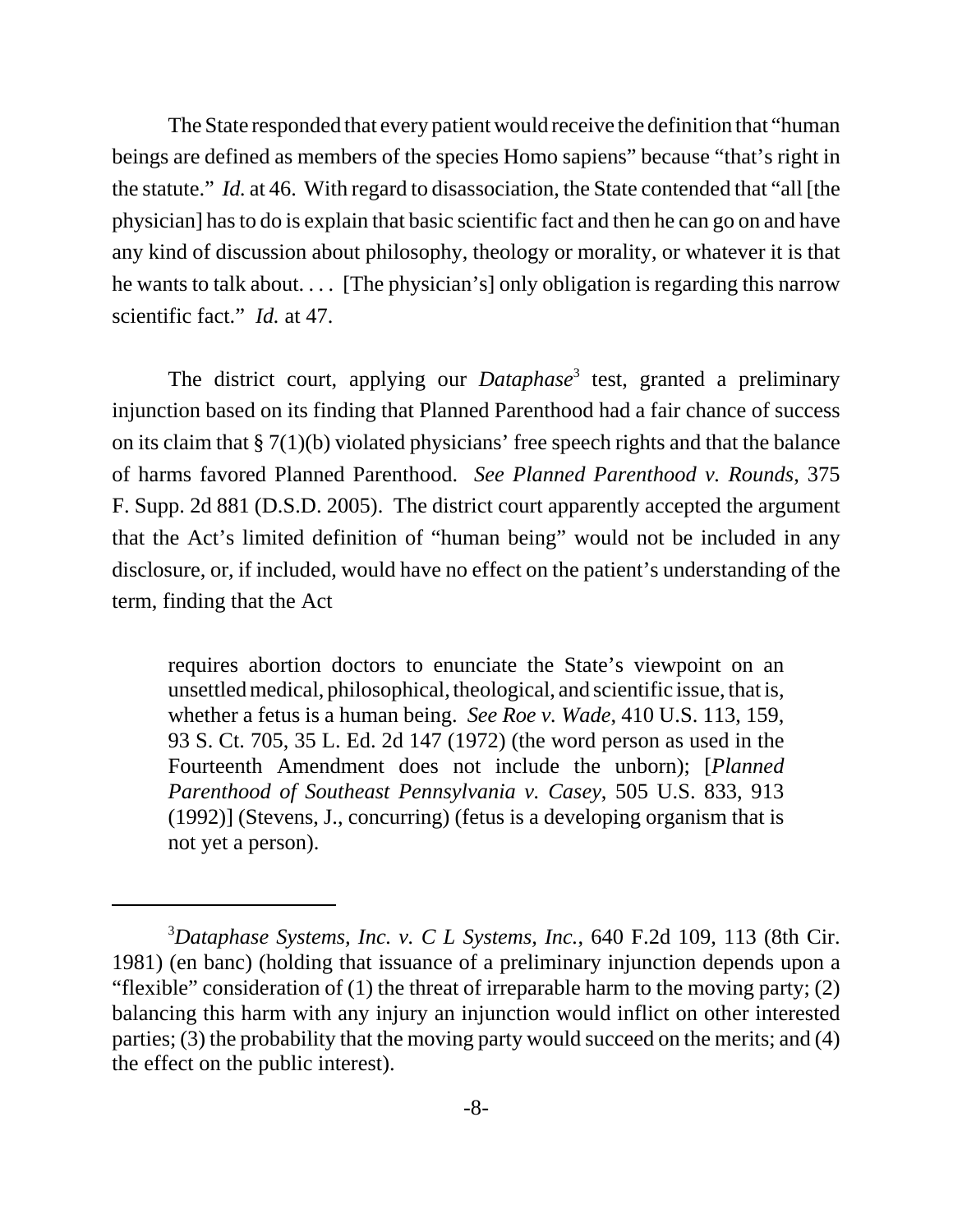The State responded that every patient would receive the definition that "human beings are defined as members of the species Homo sapiens" because "that's right in the statute." *Id.* at 46. With regard to disassociation, the State contended that "all [the physician] has to do is explain that basic scientific fact and then he can go on and have any kind of discussion about philosophy, theology or morality, or whatever it is that he wants to talk about. . . . [The physician's] only obligation is regarding this narrow scientific fact." *Id.* at 47.

The district court, applying our *Dataphase*[3] test, granted a preliminary injunction based on its finding that Planned Parenthood had a fair chance of success on its claim that § 7(1)(b) violated physicians' free speech rights and that the balance of harms favored Planned Parenthood. *See Planned Parenthood v. Rounds*, 375 F. Supp. 2d 881 (D.S.D. 2005). The district court apparently accepted the argument that the Act's limited definition of "human being" would not be included in any disclosure, or, if included, would have no effect on the patient's understanding of the term, finding that the Act

> requires abortion doctors to enunciate the State's viewpoint on an unsettled medical, philosophical, theological, and scientific issue, that is, whether a fetus is a human being. *See Roe v. Wade*, 410 U.S. 113, 159, 93 S. Ct. 705, 35 L. Ed. 2d 147 (1972) (the word person as used in the Fourteenth Amendment does not include the unborn); [*Planned Parenthood of Southeast Pennsylvania v. Casey*, 505 U.S. 833, 913 (1992)] (Stevens, J., concurring) (fetus is a developing organism that is not yet a person).

---

[3] *Dataphase Systems, Inc. v. C L Systems, Inc.*, 640 F.2d 109, 113 (8th Cir. 1981) (en banc) (holding that issuance of a preliminary injunction depends upon a "flexible" consideration of (1) the threat of irreparable harm to the moving party; (2) balancing this harm with any injury an injunction would inflict on other interested parties; (3) the probability that the moving party would succeed on the merits; and (4) the effect on the public interest).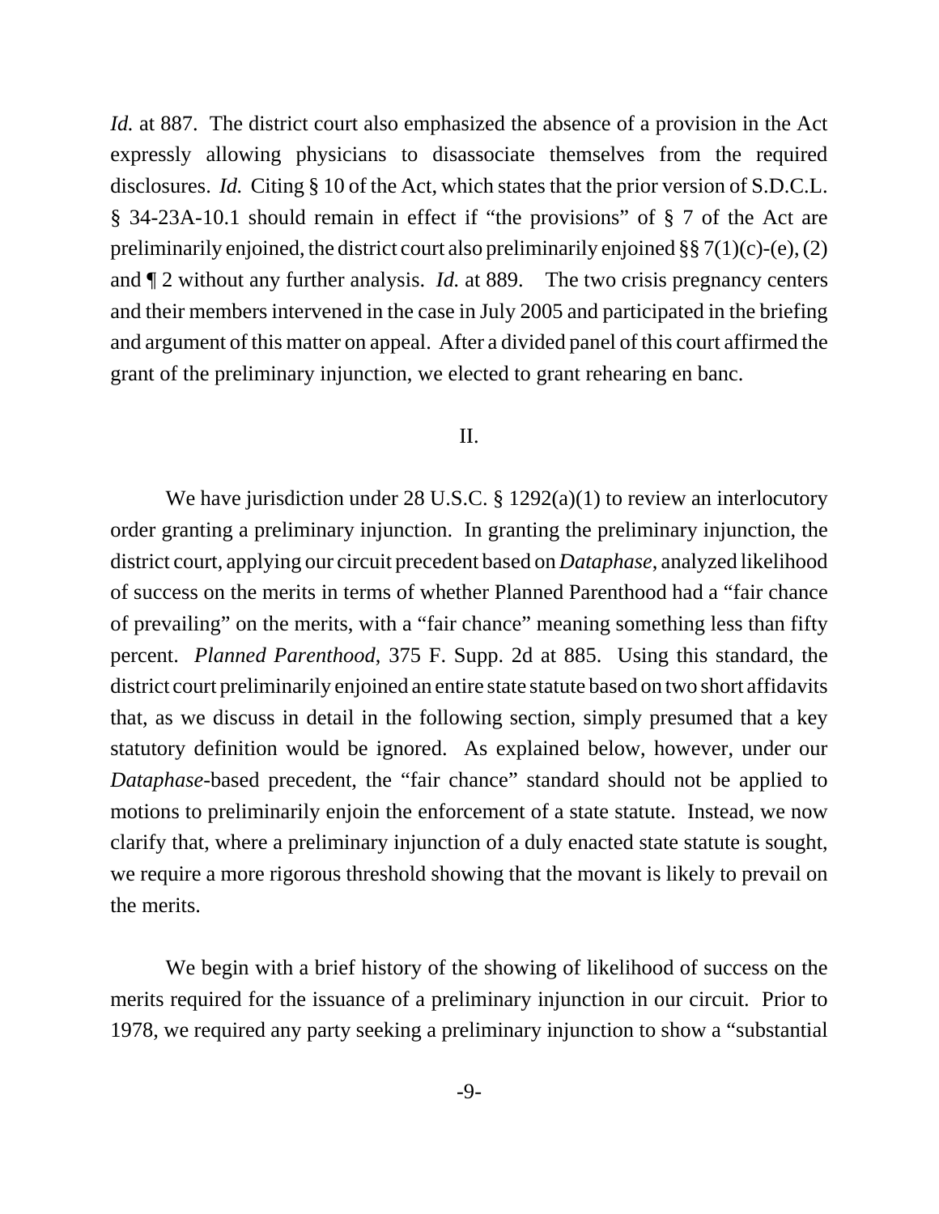*Id.* at 887. The district court also emphasized the absence of a provision in the Act expressly allowing physicians to disassociate themselves from the required disclosures. *Id.* Citing § 10 of the Act, which states that the prior version of S.D.C.L. § 34-23A-10.1 should remain in effect if "the provisions" of § 7 of the Act are preliminarily enjoined, the district court also preliminarily enjoined §§ 7(1)(c)-(e), (2) and ¶ 2 without any further analysis. *Id.* at 889. The two crisis pregnancy centers and their members intervened in the case in July 2005 and participated in the briefing and argument of this matter on appeal. After a divided panel of this court affirmed the grant of the preliminary injunction, we elected to grant rehearing en banc.

## II.

We have jurisdiction under 28 U.S.C. § 1292(a)(1) to review an interlocutory order granting a preliminary injunction. In granting the preliminary injunction, the district court, applying our circuit precedent based on *Dataphase*, analyzed likelihood of success on the merits in terms of whether Planned Parenthood had a "fair chance of prevailing" on the merits, with a "fair chance" meaning something less than fifty percent. *Planned Parenthood*, 375 F. Supp. 2d at 885. Using this standard, the district court preliminarily enjoined an entire state statute based on two short affidavits that, as we discuss in detail in the following section, simply presumed that a key statutory definition would be ignored. As explained below, however, under our *Dataphase*-based precedent, the "fair chance" standard should not be applied to motions to preliminarily enjoin the enforcement of a state statute. Instead, we now clarify that, where a preliminary injunction of a duly enacted state statute is sought, we require a more rigorous threshold showing that the movant is likely to prevail on the merits.

We begin with a brief history of the showing of likelihood of success on the merits required for the issuance of a preliminary injunction in our circuit. Prior to 1978, we required any party seeking a preliminary injunction to show a "substantial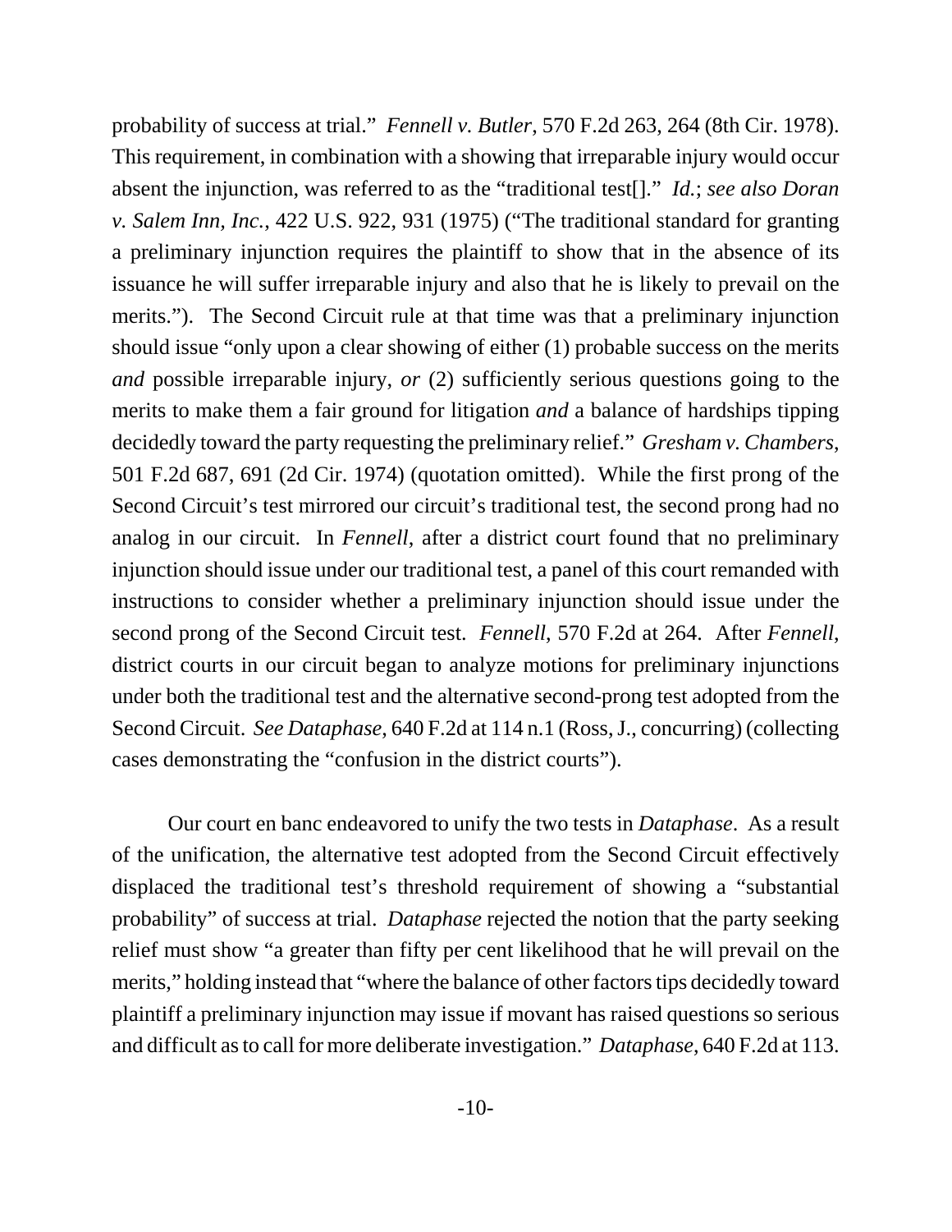probability of success at trial." *Fennell v. Butler*, 570 F.2d 263, 264 (8th Cir. 1978). This requirement, in combination with a showing that irreparable injury would occur absent the injunction, was referred to as the "traditional test[]." *Id.*; *see also Doran v. Salem Inn, Inc.*, 422 U.S. 922, 931 (1975) ("The traditional standard for granting a preliminary injunction requires the plaintiff to show that in the absence of its issuance he will suffer irreparable injury and also that he is likely to prevail on the merits."). The Second Circuit rule at that time was that a preliminary injunction should issue "only upon a clear showing of either (1) probable success on the merits *and* possible irreparable injury, *or* (2) sufficiently serious questions going to the merits to make them a fair ground for litigation *and* a balance of hardships tipping decidedly toward the party requesting the preliminary relief." *Gresham v. Chambers*, 501 F.2d 687, 691 (2d Cir. 1974) (quotation omitted). While the first prong of the Second Circuit's test mirrored our circuit's traditional test, the second prong had no analog in our circuit. In *Fennell*, after a district court found that no preliminary injunction should issue under our traditional test, a panel of this court remanded with instructions to consider whether a preliminary injunction should issue under the second prong of the Second Circuit test. *Fennell*, 570 F.2d at 264. After *Fennell*, district courts in our circuit began to analyze motions for preliminary injunctions under both the traditional test and the alternative second-prong test adopted from the Second Circuit. *See Dataphase*, 640 F.2d at 114 n.1 (Ross, J., concurring) (collecting cases demonstrating the "confusion in the district courts").

Our court en banc endeavored to unify the two tests in *Dataphase*. As a result of the unification, the alternative test adopted from the Second Circuit effectively displaced the traditional test's threshold requirement of showing a "substantial probability" of success at trial. *Dataphase* rejected the notion that the party seeking relief must show "a greater than fifty per cent likelihood that he will prevail on the merits," holding instead that "where the balance of other factors tips decidedly toward plaintiff a preliminary injunction may issue if movant has raised questions so serious and difficult as to call for more deliberate investigation." *Dataphase*, 640 F.2d at 113.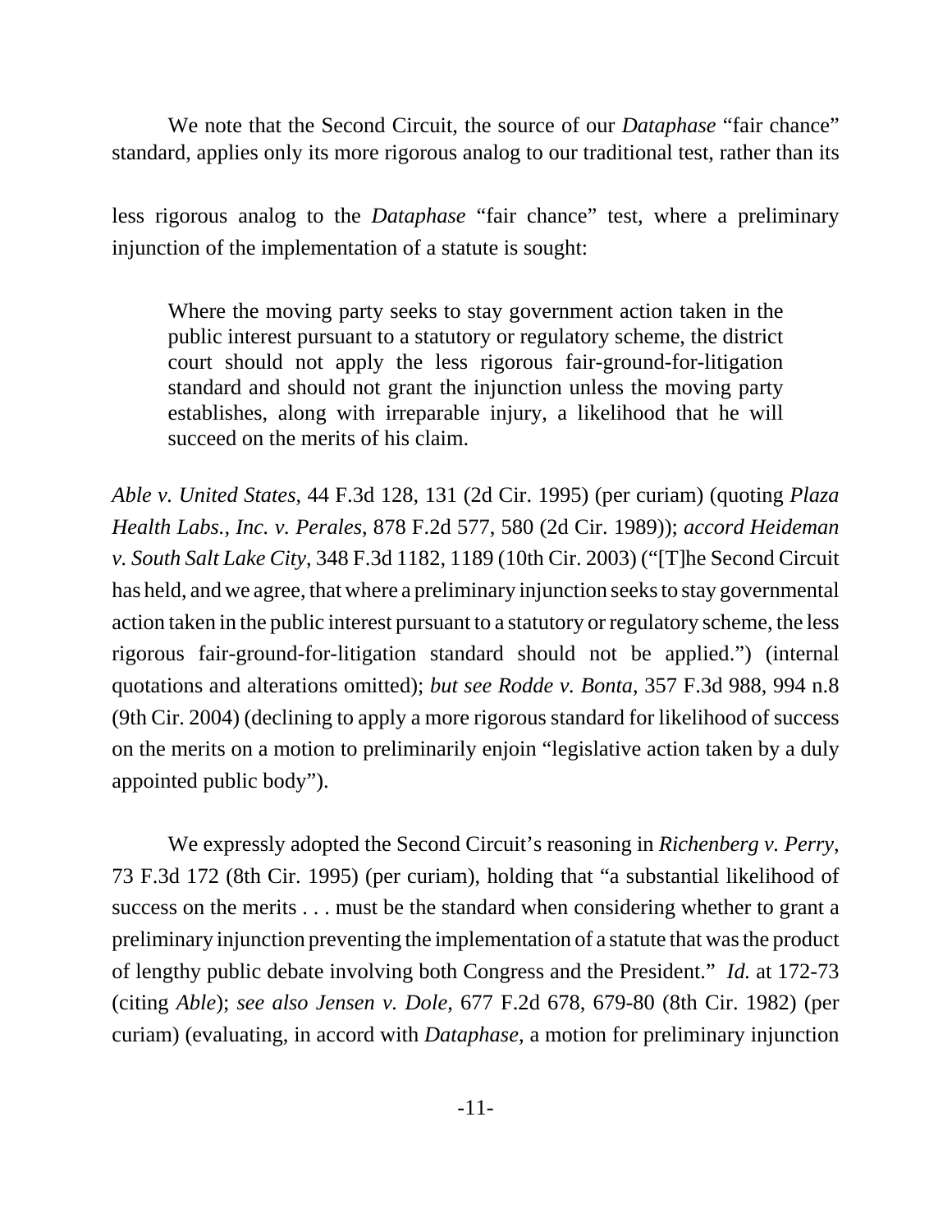We note that the Second Circuit, the source of our *Dataphase* "fair chance" standard, applies only its more rigorous analog to our traditional test, rather than its less rigorous analog to the *Dataphase* "fair chance" test, where a preliminary injunction of the implementation of a statute is sought:

> Where the moving party seeks to stay government action taken in the public interest pursuant to a statutory or regulatory scheme, the district court should not apply the less rigorous fair-ground-for-litigation standard and should not grant the injunction unless the moving party establishes, along with irreparable injury, a likelihood that he will succeed on the merits of his claim.

*Able v. United States*, 44 F.3d 128, 131 (2d Cir. 1995) (per curiam) (quoting *Plaza Health Labs., Inc. v. Perales*, 878 F.2d 577, 580 (2d Cir. 1989)); *accord Heideman v. South Salt Lake City*, 348 F.3d 1182, 1189 (10th Cir. 2003) ("[T]he Second Circuit has held, and we agree, that where a preliminary injunction seeks to stay governmental action taken in the public interest pursuant to a statutory or regulatory scheme, the less rigorous fair-ground-for-litigation standard should not be applied.") (internal quotations and alterations omitted); *but see Rodde v. Bonta*, 357 F.3d 988, 994 n.8 (9th Cir. 2004) (declining to apply a more rigorous standard for likelihood of success on the merits on a motion to preliminarily enjoin "legislative action taken by a duly appointed public body").

We expressly adopted the Second Circuit's reasoning in *Richenberg v. Perry*, 73 F.3d 172 (8th Cir. 1995) (per curiam), holding that "a substantial likelihood of success on the merits . . . must be the standard when considering whether to grant a preliminary injunction preventing the implementation of a statute that was the product of lengthy public debate involving both Congress and the President." *Id.* at 172-73 (citing *Able*); *see also Jensen v. Dole*, 677 F.2d 678, 679-80 (8th Cir. 1982) (per curiam) (evaluating, in accord with *Dataphase*, a motion for preliminary injunction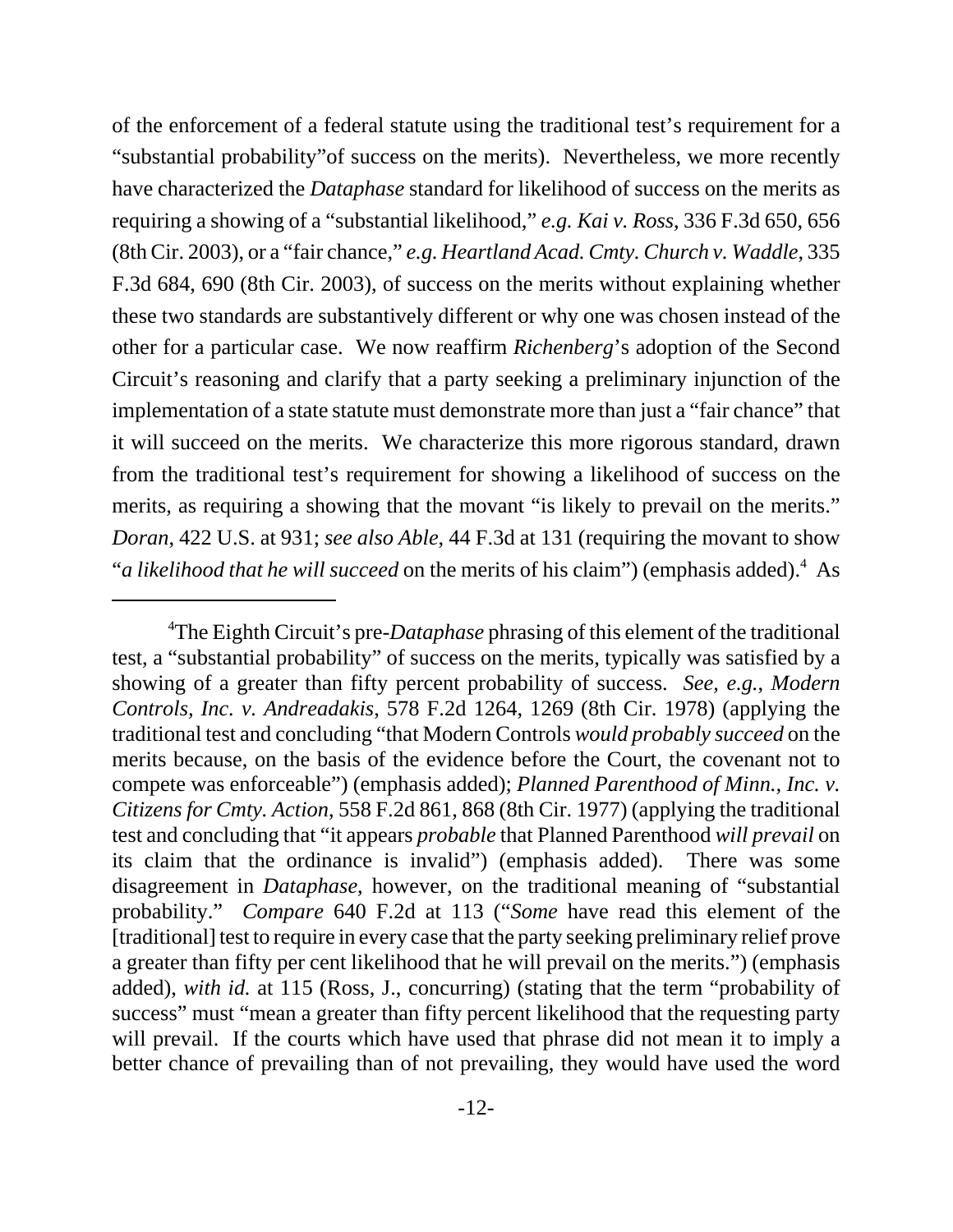of the enforcement of a federal statute using the traditional test's requirement for a "substantial probability"of success on the merits). Nevertheless, we more recently have characterized the *Dataphase* standard for likelihood of success on the merits as requiring a showing of a "substantial likelihood," *e.g. Kai v. Ross*, 336 F.3d 650, 656 (8th Cir. 2003), or a "fair chance," *e.g. Heartland Acad. Cmty. Church v. Waddle*, 335 F.3d 684, 690 (8th Cir. 2003), of success on the merits without explaining whether these two standards are substantively different or why one was chosen instead of the other for a particular case. We now reaffirm *Richenberg*'s adoption of the Second Circuit's reasoning and clarify that a party seeking a preliminary injunction of the implementation of a state statute must demonstrate more than just a "fair chance" that it will succeed on the merits. We characterize this more rigorous standard, drawn from the traditional test's requirement for showing a likelihood of success on the merits, as requiring a showing that the movant "is likely to prevail on the merits." *Doran*, 422 U.S. at 931; *see also Able*, 44 F.3d at 131 (requiring the movant to show "*a likelihood that he will succeed* on the merits of his claim") (emphasis added).[4] As

[4]The Eighth Circuit's pre-*Dataphase* phrasing of this element of the traditional test, a "substantial probability" of success on the merits, typically was satisfied by a showing of a greater than fifty percent probability of success. *See, e.g.*, *Modern Controls, Inc. v. Andreadakis*, 578 F.2d 1264, 1269 (8th Cir. 1978) (applying the traditional test and concluding "that Modern Controls *would probably succeed* on the merits because, on the basis of the evidence before the Court, the covenant not to compete was enforceable") (emphasis added); *Planned Parenthood of Minn., Inc. v. Citizens for Cmty. Action*, 558 F.2d 861, 868 (8th Cir. 1977) (applying the traditional test and concluding that "it appears *probable* that Planned Parenthood *will prevail* on its claim that the ordinance is invalid") (emphasis added). There was some disagreement in *Dataphase*, however, on the traditional meaning of "substantial probability." *Compare* 640 F.2d at 113 ("*Some* have read this element of the [traditional] test to require in every case that the party seeking preliminary relief prove a greater than fifty per cent likelihood that he will prevail on the merits.") (emphasis added), *with id.* at 115 (Ross, J., concurring) (stating that the term "probability of success" must "mean a greater than fifty percent likelihood that the requesting party will prevail. If the courts which have used that phrase did not mean it to imply a better chance of prevailing than of not prevailing, they would have used the word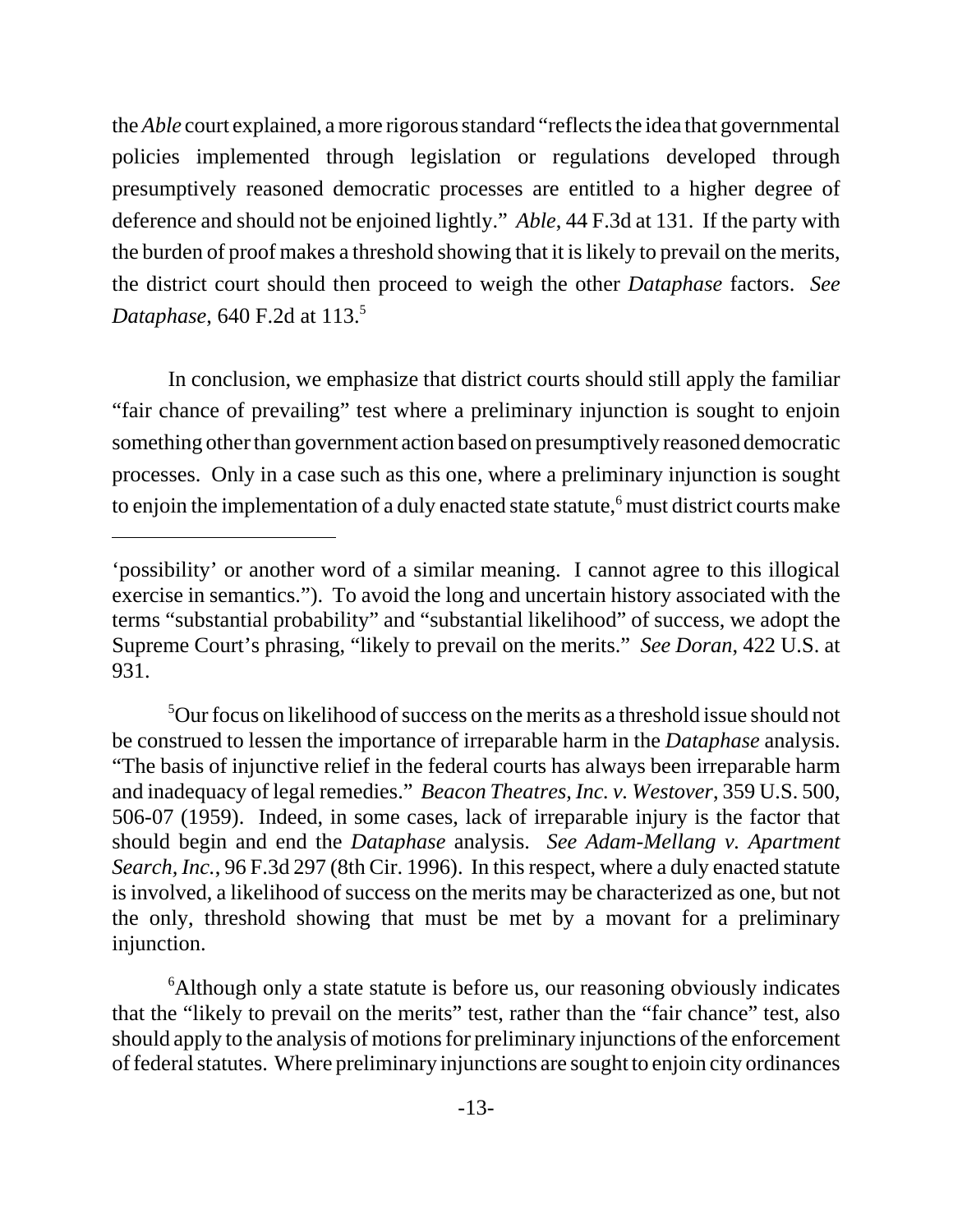the *Able* court explained, a more rigorous standard "reflects the idea that governmental policies implemented through legislation or regulations developed through presumptively reasoned democratic processes are entitled to a higher degree of deference and should not be enjoined lightly." *Able*, 44 F.3d at 131. If the party with the burden of proof makes a threshold showing that it is likely to prevail on the merits, the district court should then proceed to weigh the other *Dataphase* factors. *See Dataphase*, 640 F.2d at 113.[5]

In conclusion, we emphasize that district courts should still apply the familiar "fair chance of prevailing" test where a preliminary injunction is sought to enjoin something other than government action based on presumptively reasoned democratic processes. Only in a case such as this one, where a preliminary injunction is sought to enjoin the implementation of a duly enacted state statute,[6] must district courts make

---

'possibility' or another word of a similar meaning. I cannot agree to this illogical exercise in semantics."). To avoid the long and uncertain history associated with the terms "substantial probability" and "substantial likelihood" of success, we adopt the Supreme Court's phrasing, "likely to prevail on the merits." *See Doran*, 422 U.S. at 931.

[5]Our focus on likelihood of success on the merits as a threshold issue should not be construed to lessen the importance of irreparable harm in the *Dataphase* analysis. "The basis of injunctive relief in the federal courts has always been irreparable harm and inadequacy of legal remedies." *Beacon Theatres, Inc. v. Westover*, 359 U.S. 500, 506-07 (1959). Indeed, in some cases, lack of irreparable injury is the factor that should begin and end the *Dataphase* analysis. *See Adam-Mellang v. Apartment Search, Inc.*, 96 F.3d 297 (8th Cir. 1996). In this respect, where a duly enacted statute is involved, a likelihood of success on the merits may be characterized as one, but not the only, threshold showing that must be met by a movant for a preliminary injunction.

[6]Although only a state statute is before us, our reasoning obviously indicates that the "likely to prevail on the merits" test, rather than the "fair chance" test, also should apply to the analysis of motions for preliminary injunctions of the enforcement of federal statutes. Where preliminary injunctions are sought to enjoin city ordinances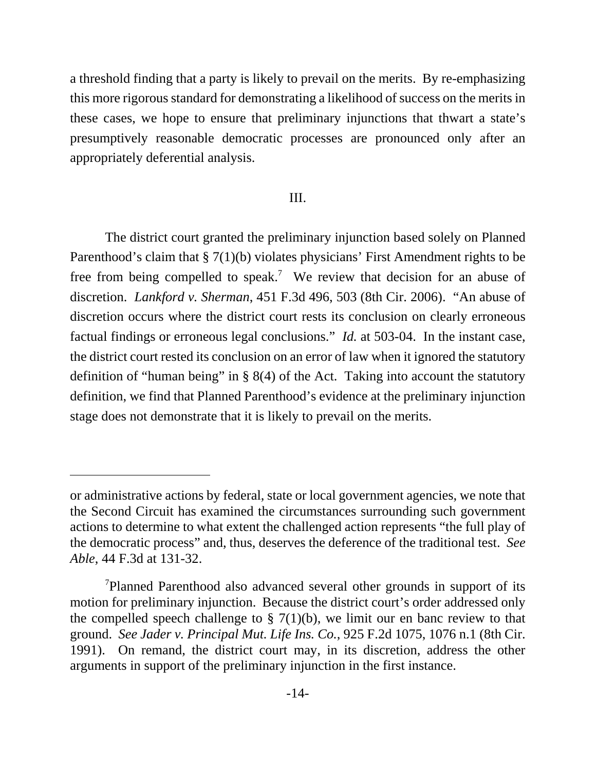a threshold finding that a party is likely to prevail on the merits. By re-emphasizing this more rigorous standard for demonstrating a likelihood of success on the merits in these cases, we hope to ensure that preliminary injunctions that thwart a state's presumptively reasonable democratic processes are pronounced only after an appropriately deferential analysis.

## III.

The district court granted the preliminary injunction based solely on Planned Parenthood's claim that § 7(1)(b) violates physicians' First Amendment rights to be free from being compelled to speak.[7] We review that decision for an abuse of discretion. *Lankford v. Sherman*, 451 F.3d 496, 503 (8th Cir. 2006). "An abuse of discretion occurs where the district court rests its conclusion on clearly erroneous factual findings or erroneous legal conclusions." *Id.* at 503-04. In the instant case, the district court rested its conclusion on an error of law when it ignored the statutory definition of "human being" in § 8(4) of the Act. Taking into account the statutory definition, we find that Planned Parenthood's evidence at the preliminary injunction stage does not demonstrate that it is likely to prevail on the merits.

---

or administrative actions by federal, state or local government agencies, we note that the Second Circuit has examined the circumstances surrounding such government actions to determine to what extent the challenged action represents "the full play of the democratic process" and, thus, deserves the deference of the traditional test. *See Able*, 44 F.3d at 131-32.

[7]Planned Parenthood also advanced several other grounds in support of its motion for preliminary injunction. Because the district court's order addressed only the compelled speech challenge to § 7(1)(b), we limit our en banc review to that ground. *See Jader v. Principal Mut. Life Ins. Co.*, 925 F.2d 1075, 1076 n.1 (8th Cir. 1991). On remand, the district court may, in its discretion, address the other arguments in support of the preliminary injunction in the first instance.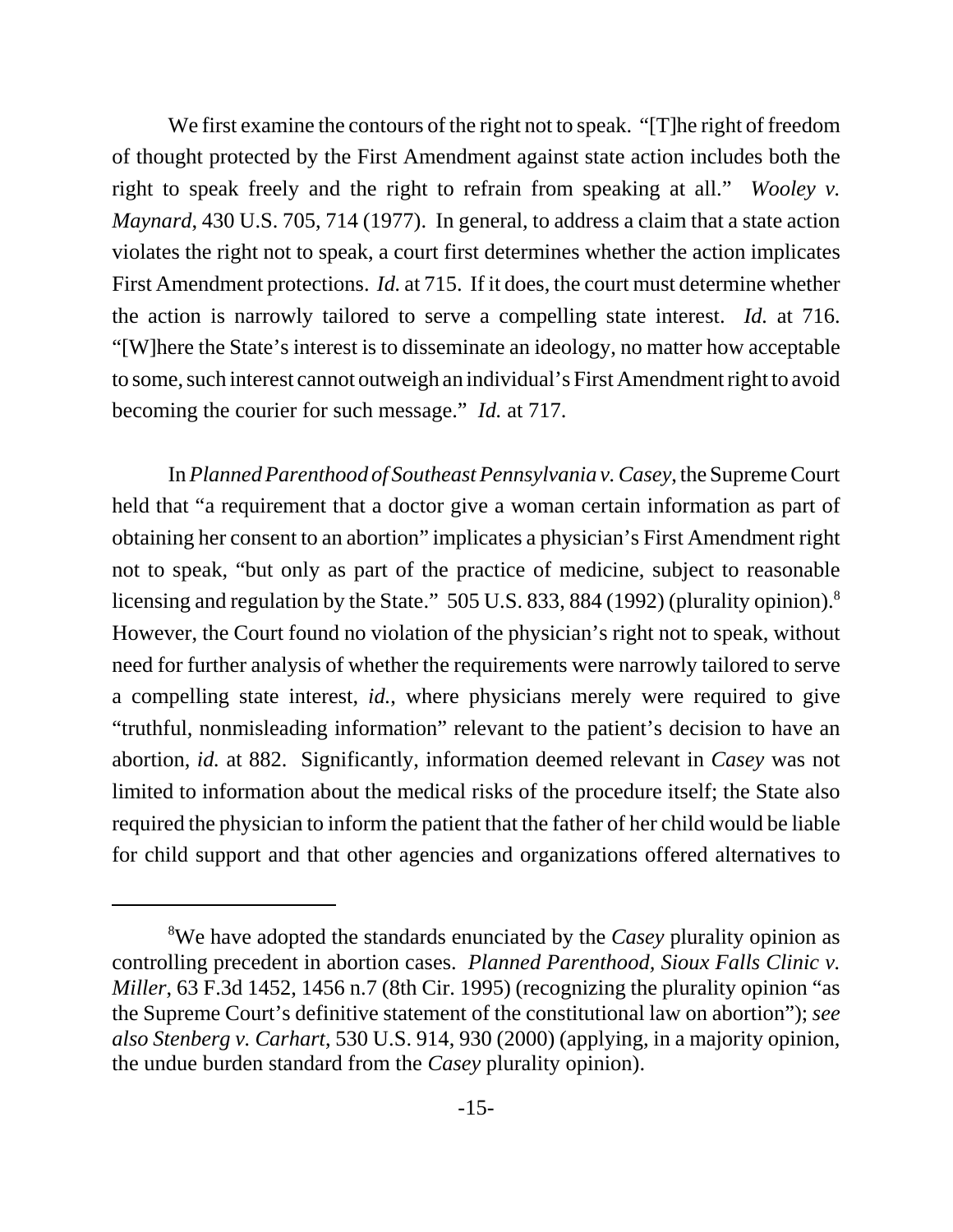We first examine the contours of the right not to speak. "[T]he right of freedom of thought protected by the First Amendment against state action includes both the right to speak freely and the right to refrain from speaking at all." *Wooley v. Maynard*, 430 U.S. 705, 714 (1977). In general, to address a claim that a state action violates the right not to speak, a court first determines whether the action implicates First Amendment protections. *Id.* at 715. If it does, the court must determine whether the action is narrowly tailored to serve a compelling state interest. *Id.* at 716. "[W]here the State's interest is to disseminate an ideology, no matter how acceptable to some, such interest cannot outweigh an individual's First Amendment right to avoid becoming the courier for such message." *Id.* at 717.

In *Planned Parenthood of Southeast Pennsylvania v. Casey*, the Supreme Court held that "a requirement that a doctor give a woman certain information as part of obtaining her consent to an abortion" implicates a physician's First Amendment right not to speak, "but only as part of the practice of medicine, subject to reasonable licensing and regulation by the State." 505 U.S. 833, 884 (1992) (plurality opinion).[8] However, the Court found no violation of the physician's right not to speak, without need for further analysis of whether the requirements were narrowly tailored to serve a compelling state interest, *id.*, where physicians merely were required to give "truthful, nonmisleading information" relevant to the patient's decision to have an abortion, *id.* at 882. Significantly, information deemed relevant in *Casey* was not limited to information about the medical risks of the procedure itself; the State also required the physician to inform the patient that the father of her child would be liable for child support and that other agencies and organizations offered alternatives to

---

[8] We have adopted the standards enunciated by the *Casey* plurality opinion as controlling precedent in abortion cases. *Planned Parenthood, Sioux Falls Clinic v. Miller*, 63 F.3d 1452, 1456 n.7 (8th Cir. 1995) (recognizing the plurality opinion "as the Supreme Court's definitive statement of the constitutional law on abortion"); *see also Stenberg v. Carhart*, 530 U.S. 914, 930 (2000) (applying, in a majority opinion, the undue burden standard from the *Casey* plurality opinion).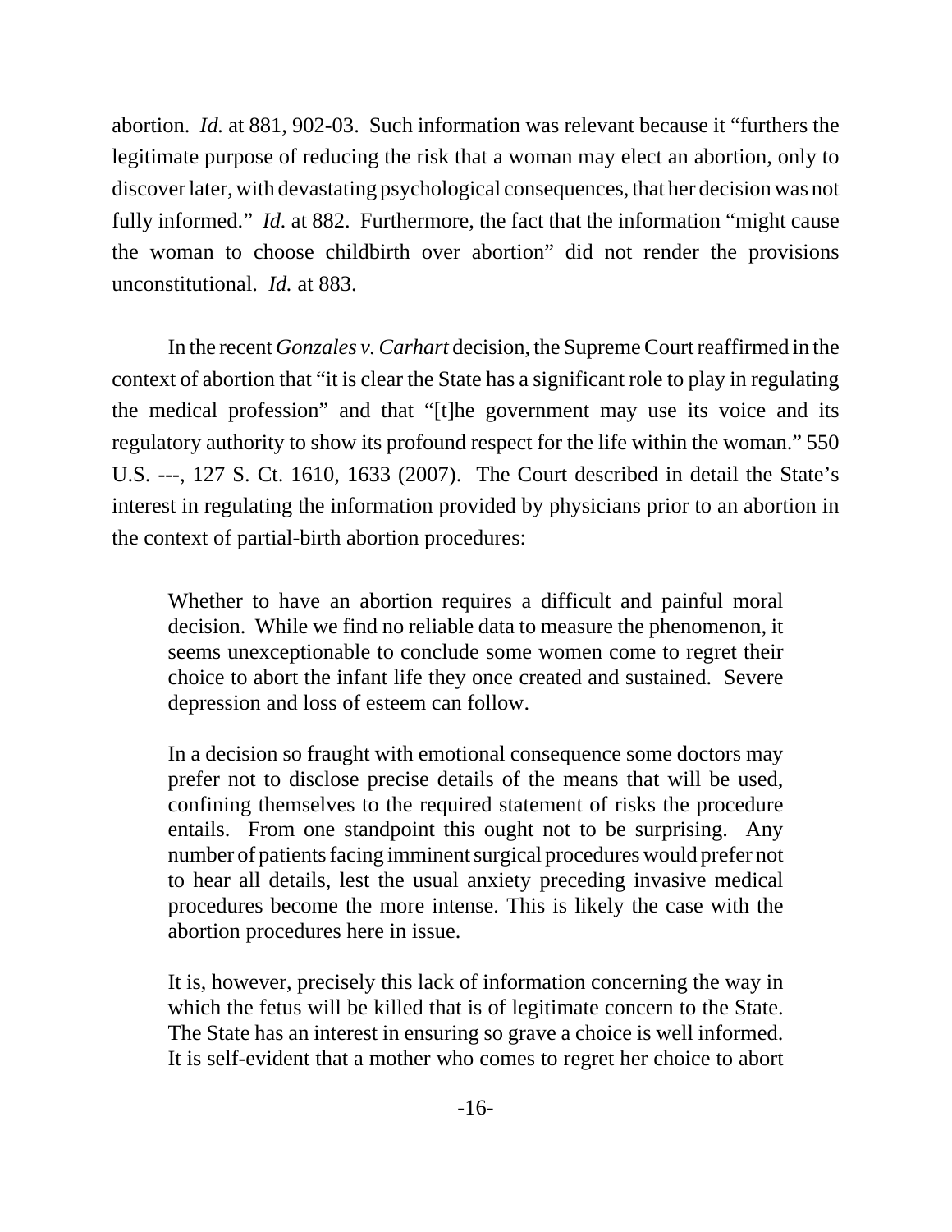abortion. *Id.* at 881, 902-03. Such information was relevant because it "furthers the legitimate purpose of reducing the risk that a woman may elect an abortion, only to discover later, with devastating psychological consequences, that her decision was not fully informed." *Id.* at 882. Furthermore, the fact that the information "might cause the woman to choose childbirth over abortion" did not render the provisions unconstitutional. *Id.* at 883.

In the recent *Gonzales v. Carhart* decision, the Supreme Court reaffirmed in the context of abortion that "it is clear the State has a significant role to play in regulating the medical profession" and that "[t]he government may use its voice and its regulatory authority to show its profound respect for the life within the woman." 550 U.S. ---, 127 S. Ct. 1610, 1633 (2007). The Court described in detail the State's interest in regulating the information provided by physicians prior to an abortion in the context of partial-birth abortion procedures:

> Whether to have an abortion requires a difficult and painful moral decision. While we find no reliable data to measure the phenomenon, it seems unexceptionable to conclude some women come to regret their choice to abort the infant life they once created and sustained. Severe depression and loss of esteem can follow.
>
> In a decision so fraught with emotional consequence some doctors may prefer not to disclose precise details of the means that will be used, confining themselves to the required statement of risks the procedure entails. From one standpoint this ought not to be surprising. Any number of patients facing imminent surgical procedures would prefer not to hear all details, lest the usual anxiety preceding invasive medical procedures become the more intense. This is likely the case with the abortion procedures here in issue.
>
> It is, however, precisely this lack of information concerning the way in which the fetus will be killed that is of legitimate concern to the State. The State has an interest in ensuring so grave a choice is well informed. It is self-evident that a mother who comes to regret her choice to abort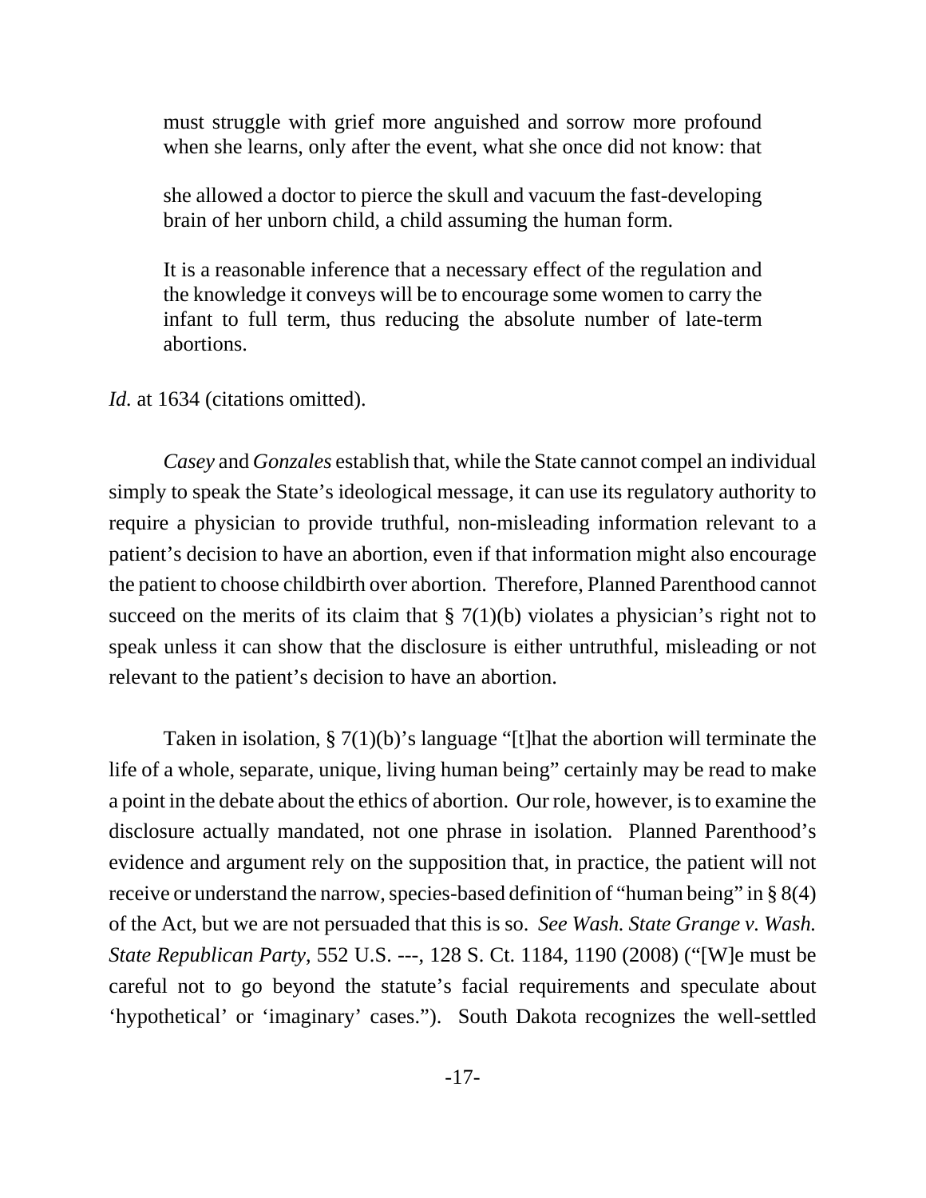> must struggle with grief more anguished and sorrow more profound when she learns, only after the event, what she once did not know: that
>
> she allowed a doctor to pierce the skull and vacuum the fast-developing brain of her unborn child, a child assuming the human form.
>
> It is a reasonable inference that a necessary effect of the regulation and the knowledge it conveys will be to encourage some women to carry the infant to full term, thus reducing the absolute number of late-term abortions.

*Id.* at 1634 (citations omitted).

*Casey* and *Gonzales* establish that, while the State cannot compel an individual simply to speak the State's ideological message, it can use its regulatory authority to require a physician to provide truthful, non-misleading information relevant to a patient's decision to have an abortion, even if that information might also encourage the patient to choose childbirth over abortion. Therefore, Planned Parenthood cannot succeed on the merits of its claim that § 7(1)(b) violates a physician's right not to speak unless it can show that the disclosure is either untruthful, misleading or not relevant to the patient's decision to have an abortion.

Taken in isolation, § 7(1)(b)'s language "[t]hat the abortion will terminate the life of a whole, separate, unique, living human being" certainly may be read to make a point in the debate about the ethics of abortion. Our role, however, is to examine the disclosure actually mandated, not one phrase in isolation. Planned Parenthood's evidence and argument rely on the supposition that, in practice, the patient will not receive or understand the narrow, species-based definition of "human being" in § 8(4) of the Act, but we are not persuaded that this is so. *See Wash. State Grange v. Wash. State Republican Party*, 552 U.S. ---, 128 S. Ct. 1184, 1190 (2008) ("[W]e must be careful not to go beyond the statute's facial requirements and speculate about 'hypothetical' or 'imaginary' cases."). South Dakota recognizes the well-settled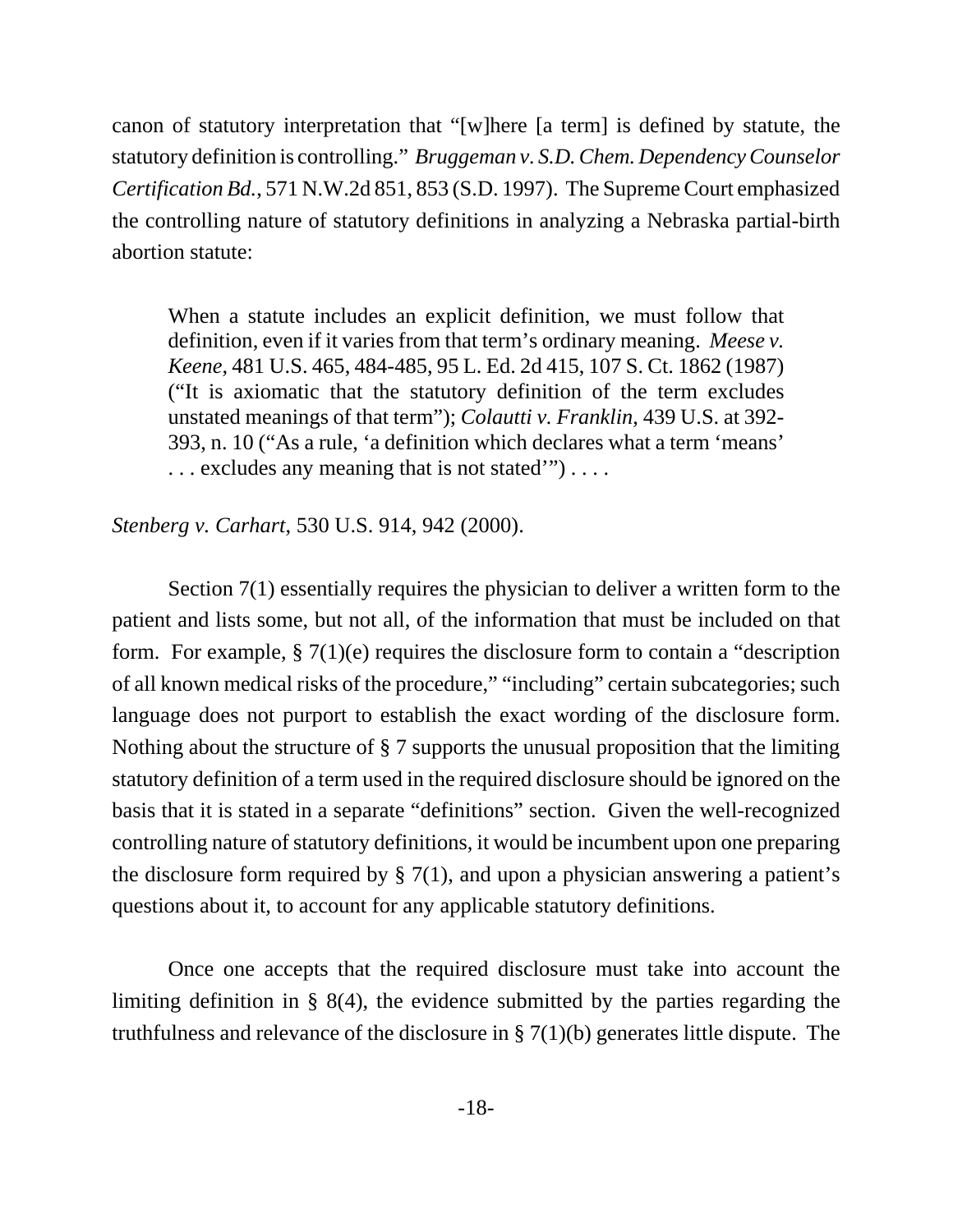canon of statutory interpretation that "[w]here [a term] is defined by statute, the statutory definition is controlling." *Bruggeman v. S.D. Chem. Dependency Counselor Certification Bd.*, 571 N.W.2d 851, 853 (S.D. 1997). The Supreme Court emphasized the controlling nature of statutory definitions in analyzing a Nebraska partial-birth abortion statute:

> When a statute includes an explicit definition, we must follow that definition, even if it varies from that term's ordinary meaning. *Meese v. Keene*, 481 U.S. 465, 484-485, 95 L. Ed. 2d 415, 107 S. Ct. 1862 (1987) ("It is axiomatic that the statutory definition of the term excludes unstated meanings of that term"); *Colautti v. Franklin*, 439 U.S. at 392-393, n. 10 ("As a rule, 'a definition which declares what a term 'means' . . . excludes any meaning that is not stated'") . . . .

*Stenberg v. Carhart*, 530 U.S. 914, 942 (2000).

Section 7(1) essentially requires the physician to deliver a written form to the patient and lists some, but not all, of the information that must be included on that form. For example, § 7(1)(e) requires the disclosure form to contain a "description of all known medical risks of the procedure," "including" certain subcategories; such language does not purport to establish the exact wording of the disclosure form. Nothing about the structure of § 7 supports the unusual proposition that the limiting statutory definition of a term used in the required disclosure should be ignored on the basis that it is stated in a separate "definitions" section. Given the well-recognized controlling nature of statutory definitions, it would be incumbent upon one preparing the disclosure form required by § 7(1), and upon a physician answering a patient's questions about it, to account for any applicable statutory definitions.

Once one accepts that the required disclosure must take into account the limiting definition in § 8(4), the evidence submitted by the parties regarding the truthfulness and relevance of the disclosure in § 7(1)(b) generates little dispute. The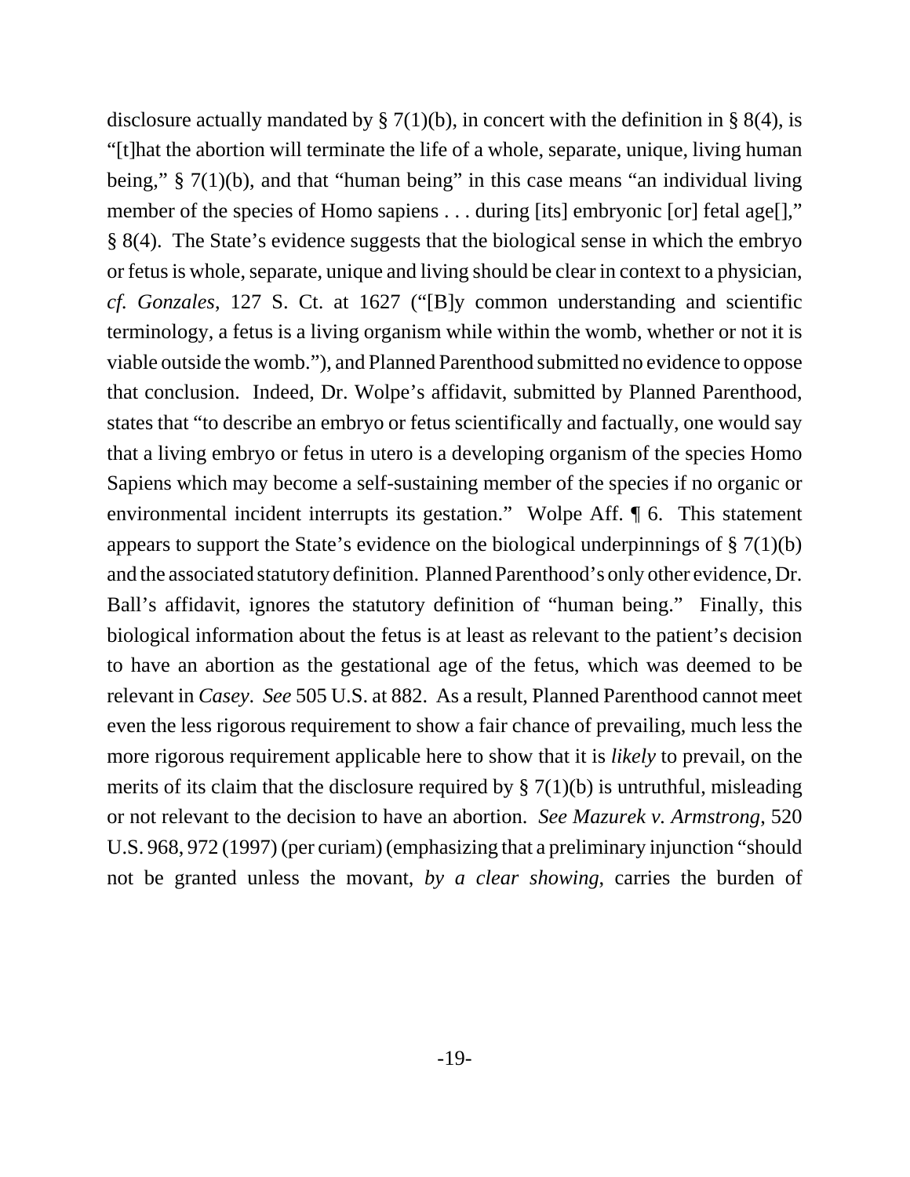disclosure actually mandated by § 7(1)(b), in concert with the definition in § 8(4), is "[t]hat the abortion will terminate the life of a whole, separate, unique, living human being," § 7(1)(b), and that "human being" in this case means "an individual living member of the species of Homo sapiens . . . during [its] embryonic [or] fetal age[]," § 8(4). The State's evidence suggests that the biological sense in which the embryo or fetus is whole, separate, unique and living should be clear in context to a physician, *cf. Gonzales*, 127 S. Ct. at 1627 ("[B]y common understanding and scientific terminology, a fetus is a living organism while within the womb, whether or not it is viable outside the womb."), and Planned Parenthood submitted no evidence to oppose that conclusion. Indeed, Dr. Wolpe's affidavit, submitted by Planned Parenthood, states that "to describe an embryo or fetus scientifically and factually, one would say that a living embryo or fetus in utero is a developing organism of the species Homo Sapiens which may become a self-sustaining member of the species if no organic or environmental incident interrupts its gestation." Wolpe Aff. ¶ 6. This statement appears to support the State's evidence on the biological underpinnings of § 7(1)(b) and the associated statutory definition. Planned Parenthood's only other evidence, Dr. Ball's affidavit, ignores the statutory definition of "human being." Finally, this biological information about the fetus is at least as relevant to the patient's decision to have an abortion as the gestational age of the fetus, which was deemed to be relevant in *Casey*. *See* 505 U.S. at 882. As a result, Planned Parenthood cannot meet even the less rigorous requirement to show a fair chance of prevailing, much less the more rigorous requirement applicable here to show that it is *likely* to prevail, on the merits of its claim that the disclosure required by § 7(1)(b) is untruthful, misleading or not relevant to the decision to have an abortion. *See Mazurek v. Armstrong*, 520 U.S. 968, 972 (1997) (per curiam) (emphasizing that a preliminary injunction "should not be granted unless the movant, *by a clear showing*, carries the burden of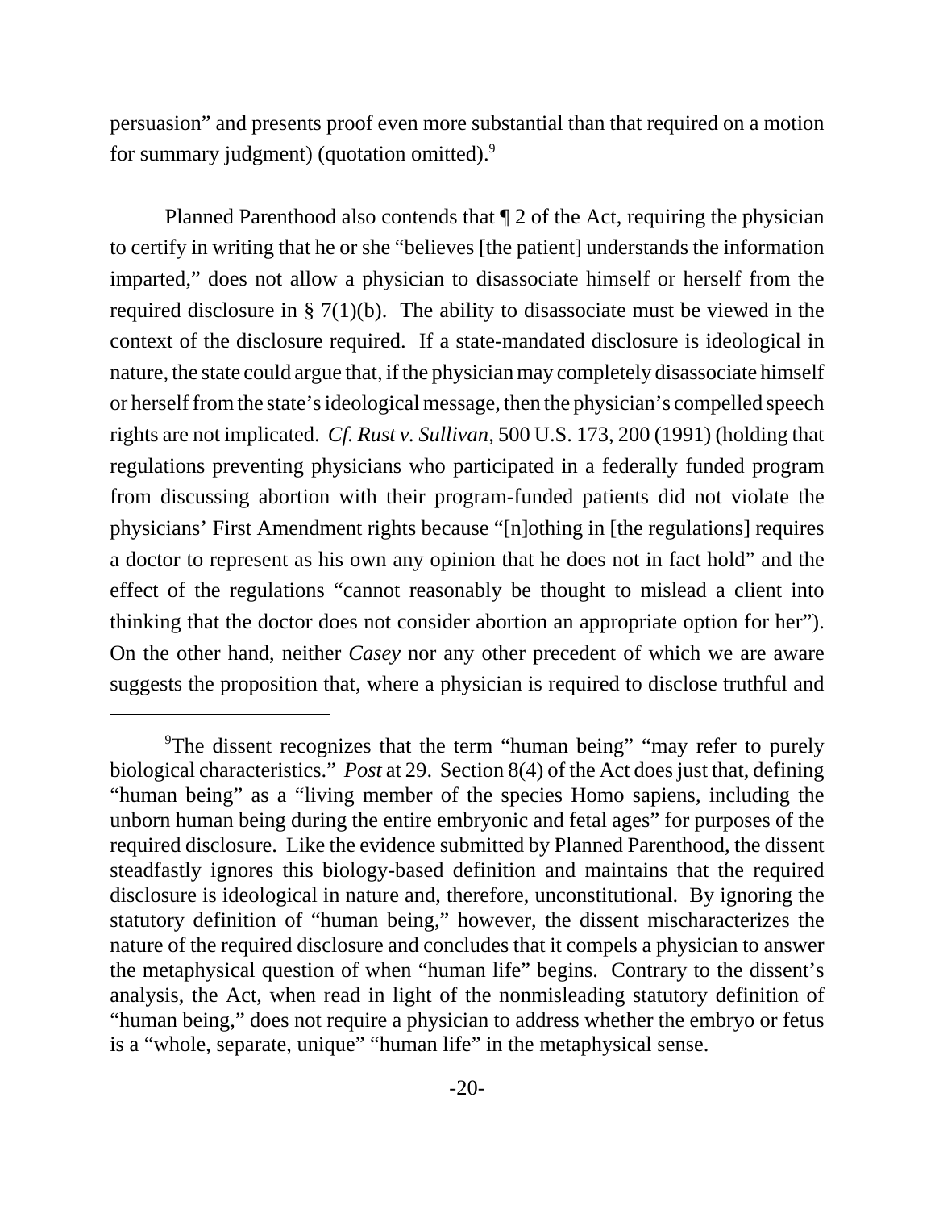persuasion" and presents proof even more substantial than that required on a motion for summary judgment) (quotation omitted).[9]

Planned Parenthood also contends that ¶ 2 of the Act, requiring the physician to certify in writing that he or she "believes [the patient] understands the information imparted," does not allow a physician to disassociate himself or herself from the required disclosure in § 7(1)(b). The ability to disassociate must be viewed in the context of the disclosure required. If a state-mandated disclosure is ideological in nature, the state could argue that, if the physician may completely disassociate himself or herself from the state's ideological message, then the physician's compelled speech rights are not implicated. *Cf. Rust v. Sullivan*, 500 U.S. 173, 200 (1991) (holding that regulations preventing physicians who participated in a federally funded program from discussing abortion with their program-funded patients did not violate the physicians' First Amendment rights because "[n]othing in [the regulations] requires a doctor to represent as his own any opinion that he does not in fact hold" and the effect of the regulations "cannot reasonably be thought to mislead a client into thinking that the doctor does not consider abortion an appropriate option for her"). On the other hand, neither *Casey* nor any other precedent of which we are aware suggests the proposition that, where a physician is required to disclose truthful and

---

[9]The dissent recognizes that the term "human being" "may refer to purely biological characteristics." *Post* at 29. Section 8(4) of the Act does just that, defining "human being" as a "living member of the species Homo sapiens, including the unborn human being during the entire embryonic and fetal ages" for purposes of the required disclosure. Like the evidence submitted by Planned Parenthood, the dissent steadfastly ignores this biology-based definition and maintains that the required disclosure is ideological in nature and, therefore, unconstitutional. By ignoring the statutory definition of "human being," however, the dissent mischaracterizes the nature of the required disclosure and concludes that it compels a physician to answer the metaphysical question of when "human life" begins. Contrary to the dissent's analysis, the Act, when read in light of the nonmisleading statutory definition of "human being," does not require a physician to address whether the embryo or fetus is a "whole, separate, unique" "human life" in the metaphysical sense.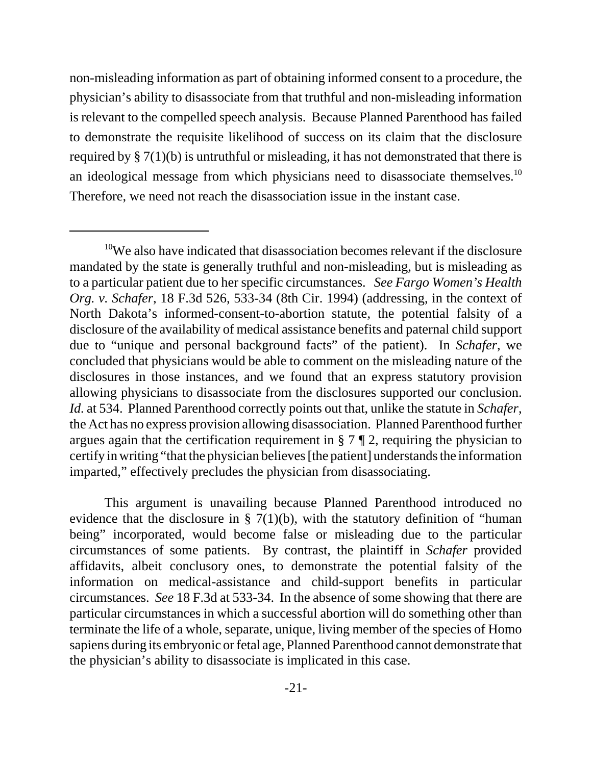non-misleading information as part of obtaining informed consent to a procedure, the physician's ability to disassociate from that truthful and non-misleading information is relevant to the compelled speech analysis. Because Planned Parenthood has failed to demonstrate the requisite likelihood of success on its claim that the disclosure required by § 7(1)(b) is untruthful or misleading, it has not demonstrated that there is an ideological message from which physicians need to disassociate themselves.[10] Therefore, we need not reach the disassociation issue in the instant case.

---

[10]We also have indicated that disassociation becomes relevant if the disclosure mandated by the state is generally truthful and non-misleading, but is misleading as to a particular patient due to her specific circumstances. *See Fargo Women's Health Org. v. Schafer*, 18 F.3d 526, 533-34 (8th Cir. 1994) (addressing, in the context of North Dakota's informed-consent-to-abortion statute, the potential falsity of a disclosure of the availability of medical assistance benefits and paternal child support due to "unique and personal background facts" of the patient). In *Schafer*, we concluded that physicians would be able to comment on the misleading nature of the disclosures in those instances, and we found that an express statutory provision allowing physicians to disassociate from the disclosures supported our conclusion. *Id.* at 534. Planned Parenthood correctly points out that, unlike the statute in *Schafer*, the Act has no express provision allowing disassociation. Planned Parenthood further argues again that the certification requirement in § 7 ¶ 2, requiring the physician to certify in writing "that the physician believes [the patient] understands the information imparted," effectively precludes the physician from disassociating.

This argument is unavailing because Planned Parenthood introduced no evidence that the disclosure in § 7(1)(b), with the statutory definition of "human being" incorporated, would become false or misleading due to the particular circumstances of some patients. By contrast, the plaintiff in *Schafer* provided affidavits, albeit conclusory ones, to demonstrate the potential falsity of the information on medical-assistance and child-support benefits in particular circumstances. *See* 18 F.3d at 533-34. In the absence of some showing that there are particular circumstances in which a successful abortion will do something other than terminate the life of a whole, separate, unique, living member of the species of Homo sapiens during its embryonic or fetal age, Planned Parenthood cannot demonstrate that the physician's ability to disassociate is implicated in this case.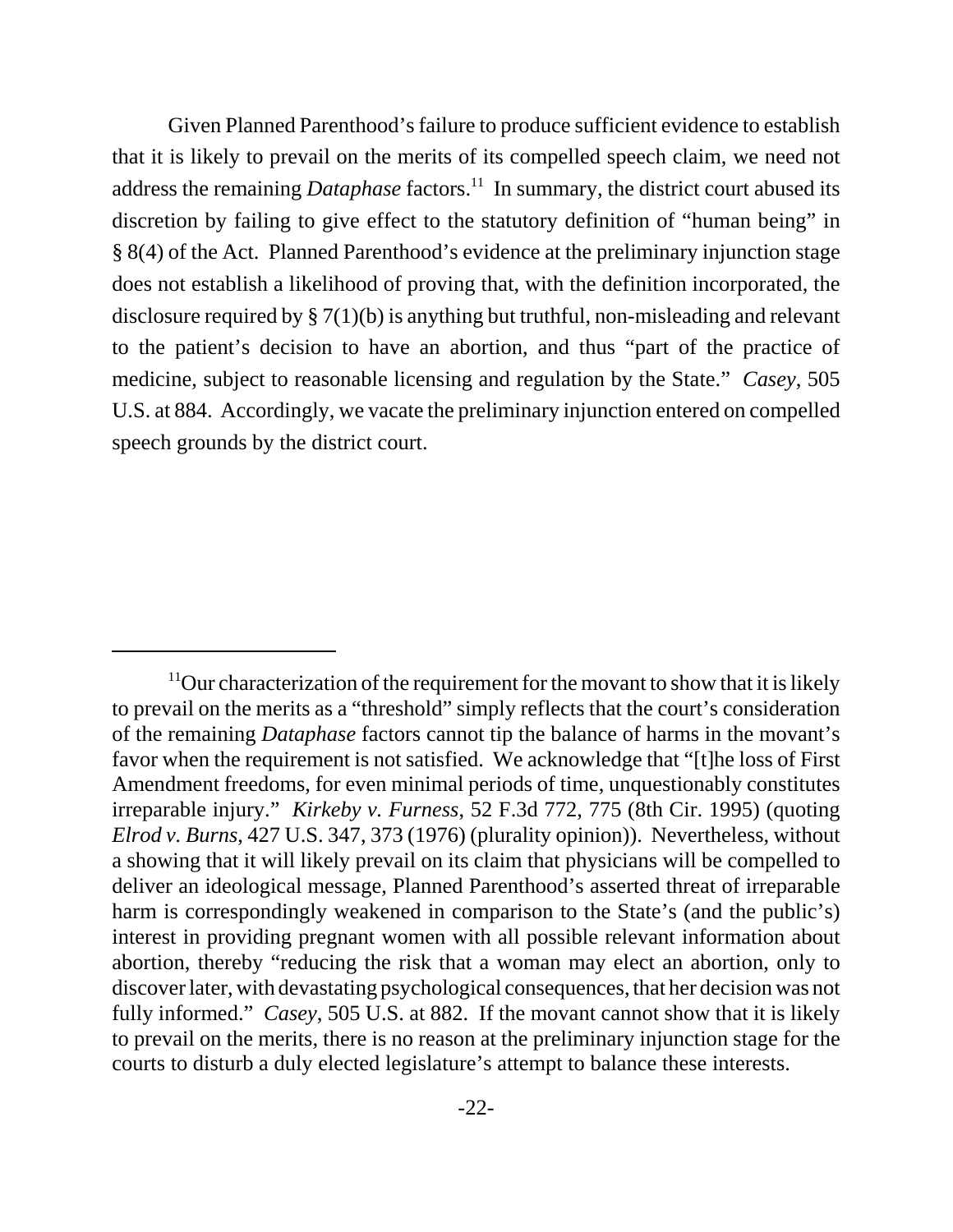Given Planned Parenthood's failure to produce sufficient evidence to establish that it is likely to prevail on the merits of its compelled speech claim, we need not address the remaining *Dataphase* factors.[11] In summary, the district court abused its discretion by failing to give effect to the statutory definition of "human being" in § 8(4) of the Act. Planned Parenthood's evidence at the preliminary injunction stage does not establish a likelihood of proving that, with the definition incorporated, the disclosure required by § 7(1)(b) is anything but truthful, non-misleading and relevant to the patient's decision to have an abortion, and thus "part of the practice of medicine, subject to reasonable licensing and regulation by the State." *Casey*, 505 U.S. at 884. Accordingly, we vacate the preliminary injunction entered on compelled speech grounds by the district court.

---

[11]Our characterization of the requirement for the movant to show that it is likely to prevail on the merits as a "threshold" simply reflects that the court's consideration of the remaining *Dataphase* factors cannot tip the balance of harms in the movant's favor when the requirement is not satisfied. We acknowledge that "[t]he loss of First Amendment freedoms, for even minimal periods of time, unquestionably constitutes irreparable injury." *Kirkeby v. Furness*, 52 F.3d 772, 775 (8th Cir. 1995) (quoting *Elrod v. Burns*, 427 U.S. 347, 373 (1976) (plurality opinion)). Nevertheless, without a showing that it will likely prevail on its claim that physicians will be compelled to deliver an ideological message, Planned Parenthood's asserted threat of irreparable harm is correspondingly weakened in comparison to the State's (and the public's) interest in providing pregnant women with all possible relevant information about abortion, thereby "reducing the risk that a woman may elect an abortion, only to discover later, with devastating psychological consequences, that her decision was not fully informed." *Casey*, 505 U.S. at 882. If the movant cannot show that it is likely to prevail on the merits, there is no reason at the preliminary injunction stage for the courts to disturb a duly elected legislature's attempt to balance these interests.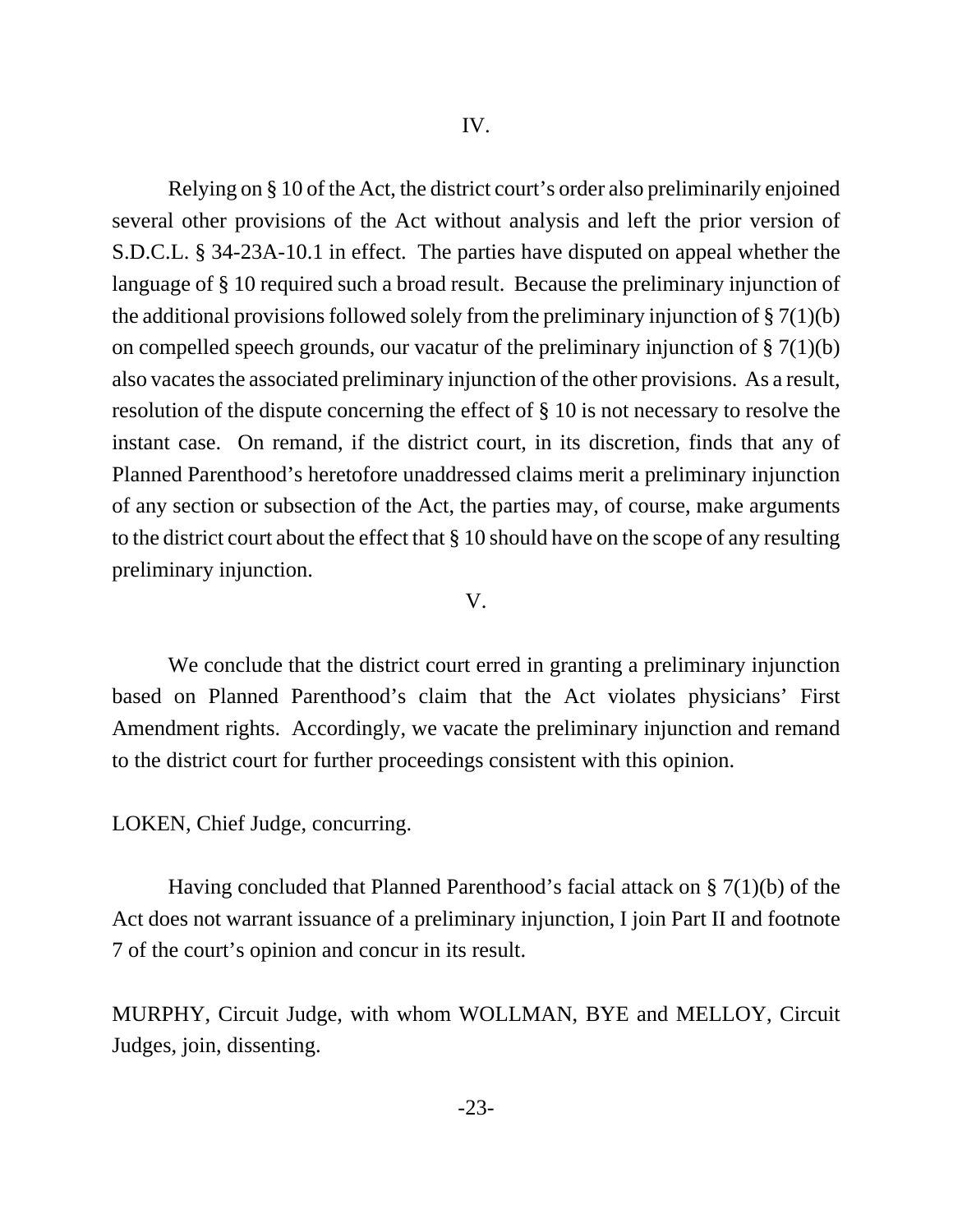## IV.

Relying on § 10 of the Act, the district court's order also preliminarily enjoined several other provisions of the Act without analysis and left the prior version of S.D.C.L. § 34-23A-10.1 in effect. The parties have disputed on appeal whether the language of § 10 required such a broad result. Because the preliminary injunction of the additional provisions followed solely from the preliminary injunction of § 7(1)(b) on compelled speech grounds, our vacatur of the preliminary injunction of § 7(1)(b) also vacates the associated preliminary injunction of the other provisions. As a result, resolution of the dispute concerning the effect of § 10 is not necessary to resolve the instant case. On remand, if the district court, in its discretion, finds that any of Planned Parenthood's heretofore unaddressed claims merit a preliminary injunction of any section or subsection of the Act, the parties may, of course, make arguments to the district court about the effect that § 10 should have on the scope of any resulting preliminary injunction.

## V.

We conclude that the district court erred in granting a preliminary injunction based on Planned Parenthood's claim that the Act violates physicians' First Amendment rights. Accordingly, we vacate the preliminary injunction and remand to the district court for further proceedings consistent with this opinion.

LOKEN, Chief Judge, concurring.

Having concluded that Planned Parenthood's facial attack on § 7(1)(b) of the Act does not warrant issuance of a preliminary injunction, I join Part II and footnote 7 of the court's opinion and concur in its result.

MURPHY, Circuit Judge, with whom WOLLMAN, BYE and MELLOY, Circuit Judges, join, dissenting.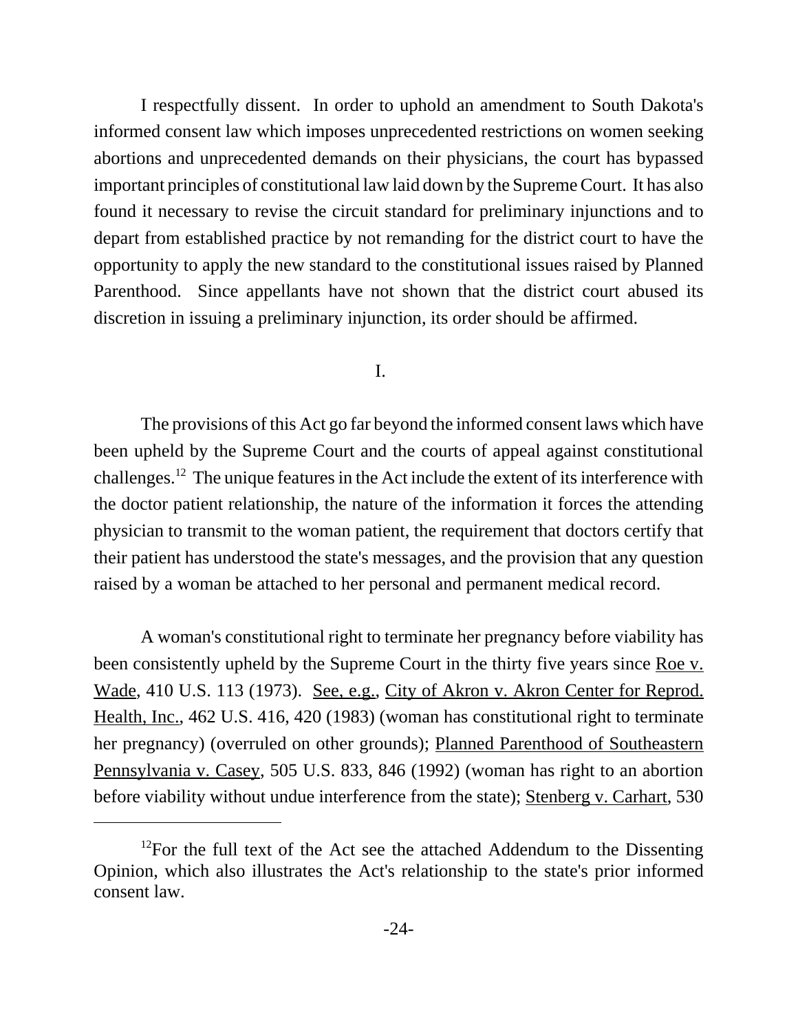I respectfully dissent. In order to uphold an amendment to South Dakota's informed consent law which imposes unprecedented restrictions on women seeking abortions and unprecedented demands on their physicians, the court has bypassed important principles of constitutional law laid down by the Supreme Court. It has also found it necessary to revise the circuit standard for preliminary injunctions and to depart from established practice by not remanding for the district court to have the opportunity to apply the new standard to the constitutional issues raised by Planned Parenthood. Since appellants have not shown that the district court abused its discretion in issuing a preliminary injunction, its order should be affirmed.

## I.

The provisions of this Act go far beyond the informed consent laws which have been upheld by the Supreme Court and the courts of appeal against constitutional challenges.[12] The unique features in the Act include the extent of its interference with the doctor patient relationship, the nature of the information it forces the attending physician to transmit to the woman patient, the requirement that doctors certify that their patient has understood the state's messages, and the provision that any question raised by a woman be attached to her personal and permanent medical record.

A woman's constitutional right to terminate her pregnancy before viability has been consistently upheld by the Supreme Court in the thirty five years since Roe v. Wade, 410 U.S. 113 (1973). See, e.g., City of Akron v. Akron Center for Reprod. Health, Inc., 462 U.S. 416, 420 (1983) (woman has constitutional right to terminate her pregnancy) (overruled on other grounds); Planned Parenthood of Southeastern Pennsylvania v. Casey, 505 U.S. 833, 846 (1992) (woman has right to an abortion before viability without undue interference from the state); Stenberg v. Carhart, 530

[12] For the full text of the Act see the attached Addendum to the Dissenting Opinion, which also illustrates the Act's relationship to the state's prior informed consent law.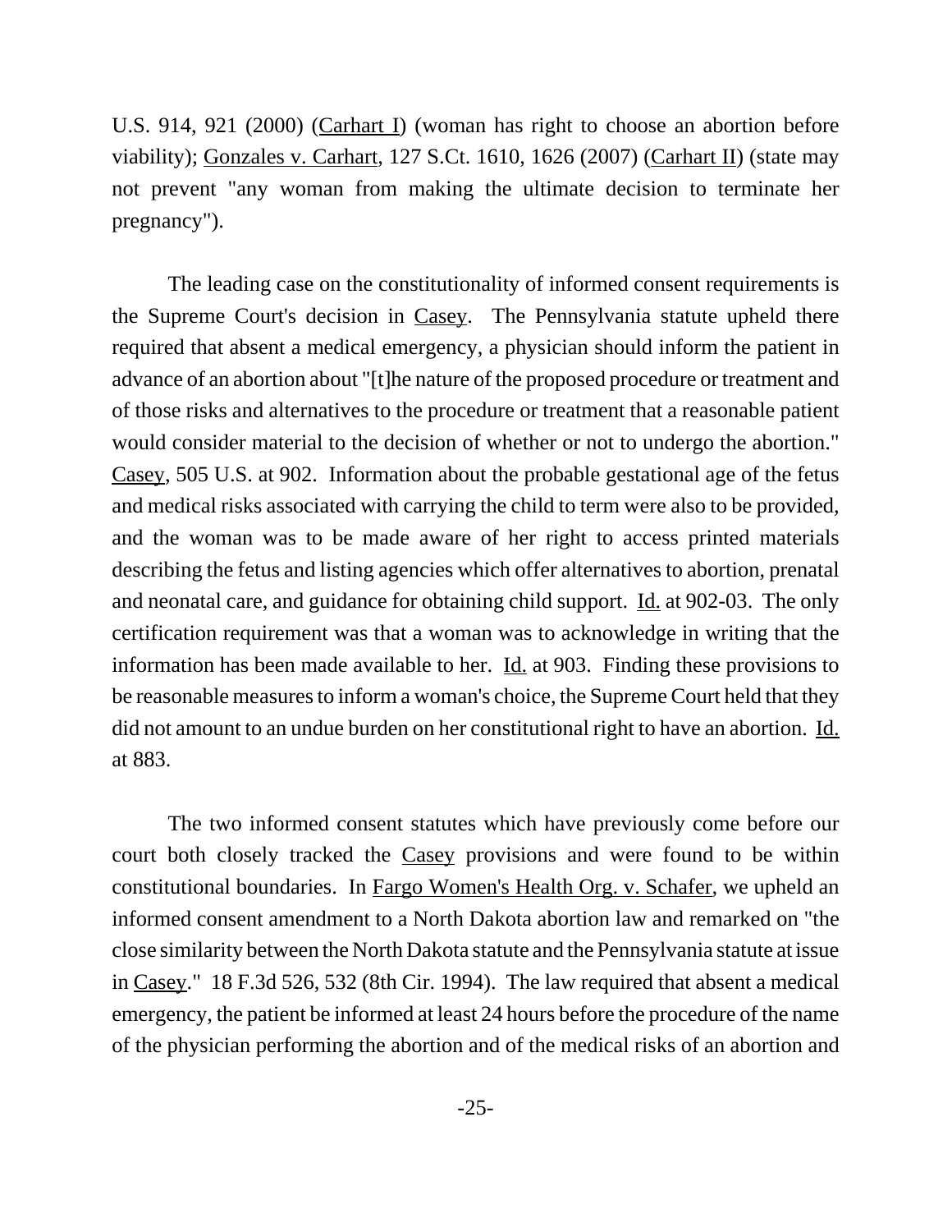U.S. 914, 921 (2000) (Carhart I) (woman has right to choose an abortion before viability); Gonzales v. Carhart, 127 S.Ct. 1610, 1626 (2007) (Carhart II) (state may not prevent "any woman from making the ultimate decision to terminate her pregnancy").

The leading case on the constitutionality of informed consent requirements is the Supreme Court's decision in Casey. The Pennsylvania statute upheld there required that absent a medical emergency, a physician should inform the patient in advance of an abortion about "[t]he nature of the proposed procedure or treatment and of those risks and alternatives to the procedure or treatment that a reasonable patient would consider material to the decision of whether or not to undergo the abortion." Casey, 505 U.S. at 902. Information about the probable gestational age of the fetus and medical risks associated with carrying the child to term were also to be provided, and the woman was to be made aware of her right to access printed materials describing the fetus and listing agencies which offer alternatives to abortion, prenatal and neonatal care, and guidance for obtaining child support. Id. at 902-03. The only certification requirement was that a woman was to acknowledge in writing that the information has been made available to her. Id. at 903. Finding these provisions to be reasonable measures to inform a woman's choice, the Supreme Court held that they did not amount to an undue burden on her constitutional right to have an abortion. Id. at 883.

The two informed consent statutes which have previously come before our court both closely tracked the Casey provisions and were found to be within constitutional boundaries. In Fargo Women's Health Org. v. Schafer, we upheld an informed consent amendment to a North Dakota abortion law and remarked on "the close similarity between the North Dakota statute and the Pennsylvania statute at issue in Casey." 18 F.3d 526, 532 (8th Cir. 1994). The law required that absent a medical emergency, the patient be informed at least 24 hours before the procedure of the name of the physician performing the abortion and of the medical risks of an abortion and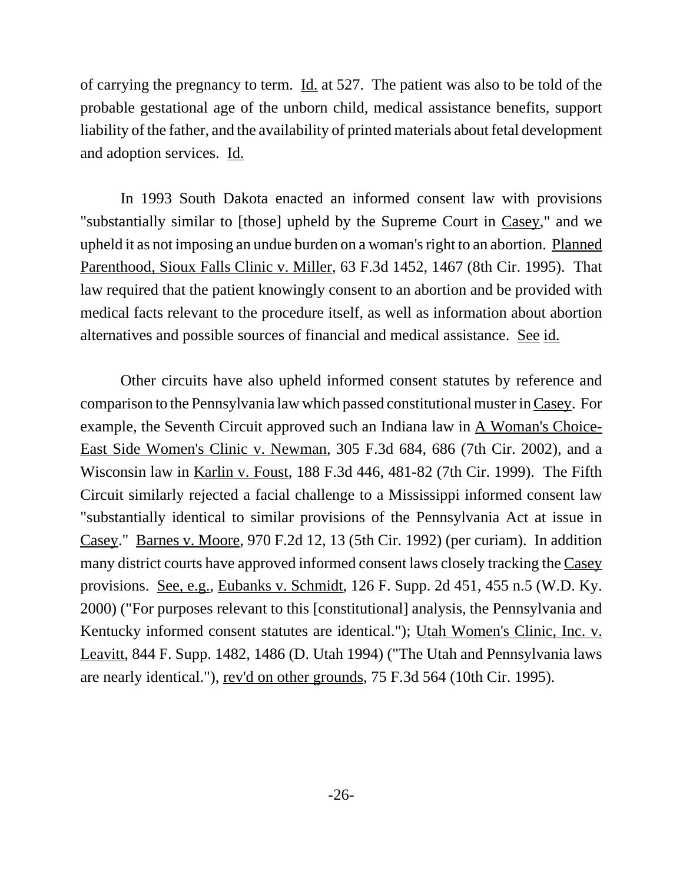of carrying the pregnancy to term. Id. at 527. The patient was also to be told of the probable gestational age of the unborn child, medical assistance benefits, support liability of the father, and the availability of printed materials about fetal development and adoption services. Id.

In 1993 South Dakota enacted an informed consent law with provisions "substantially similar to [those] upheld by the Supreme Court in Casey," and we upheld it as not imposing an undue burden on a woman's right to an abortion. Planned Parenthood, Sioux Falls Clinic v. Miller, 63 F.3d 1452, 1467 (8th Cir. 1995). That law required that the patient knowingly consent to an abortion and be provided with medical facts relevant to the procedure itself, as well as information about abortion alternatives and possible sources of financial and medical assistance. See id.

Other circuits have also upheld informed consent statutes by reference and comparison to the Pennsylvania law which passed constitutional muster in Casey. For example, the Seventh Circuit approved such an Indiana law in A Woman's Choice-East Side Women's Clinic v. Newman, 305 F.3d 684, 686 (7th Cir. 2002), and a Wisconsin law in Karlin v. Foust, 188 F.3d 446, 481-82 (7th Cir. 1999). The Fifth Circuit similarly rejected a facial challenge to a Mississippi informed consent law "substantially identical to similar provisions of the Pennsylvania Act at issue in Casey." Barnes v. Moore, 970 F.2d 12, 13 (5th Cir. 1992) (per curiam). In addition many district courts have approved informed consent laws closely tracking the Casey provisions. See, e.g., Eubanks v. Schmidt, 126 F. Supp. 2d 451, 455 n.5 (W.D. Ky. 2000) ("For purposes relevant to this [constitutional] analysis, the Pennsylvania and Kentucky informed consent statutes are identical."); Utah Women's Clinic, Inc. v. Leavitt, 844 F. Supp. 1482, 1486 (D. Utah 1994) ("The Utah and Pennsylvania laws are nearly identical."), rev'd on other grounds, 75 F.3d 564 (10th Cir. 1995).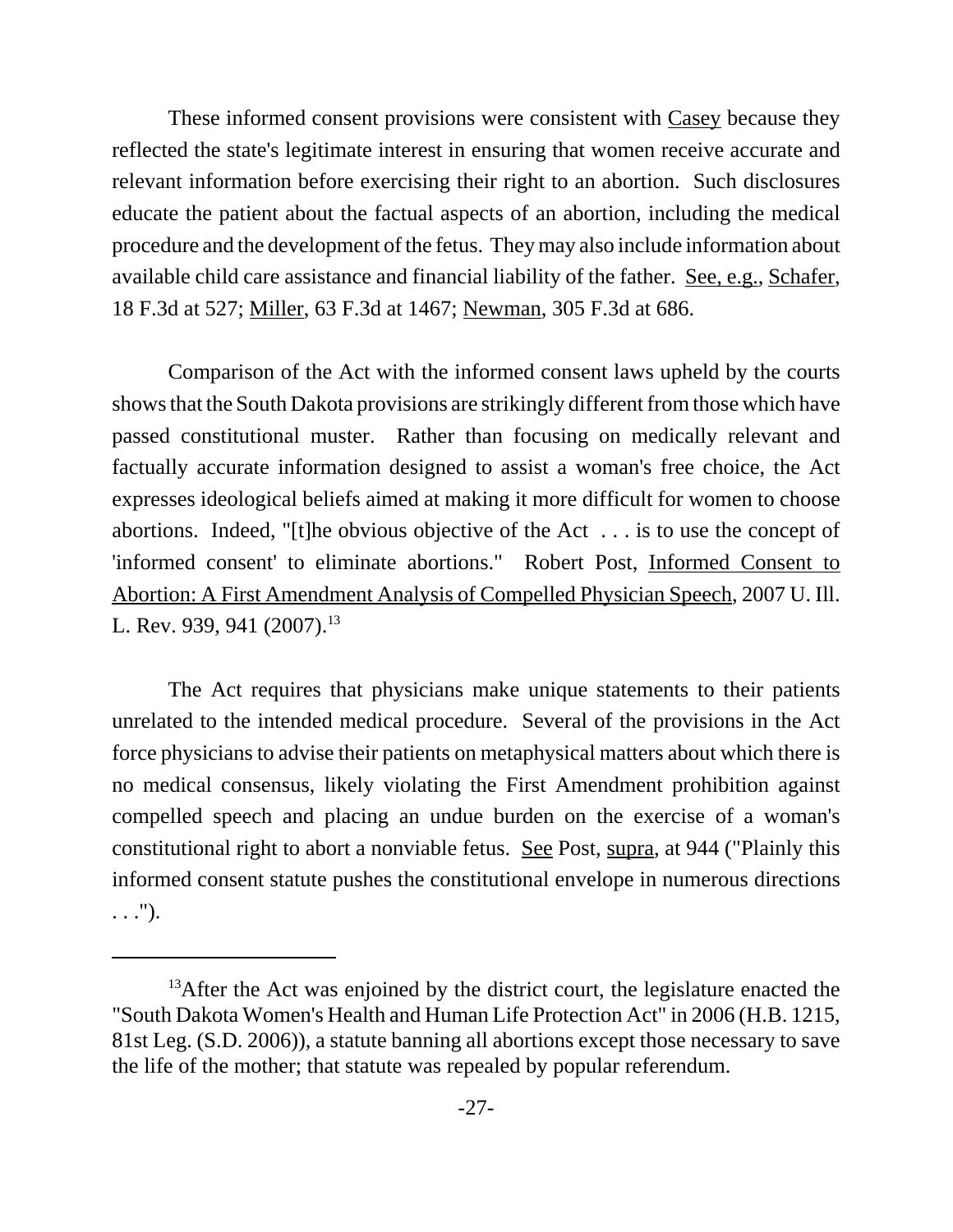These informed consent provisions were consistent with Casey because they reflected the state's legitimate interest in ensuring that women receive accurate and relevant information before exercising their right to an abortion. Such disclosures educate the patient about the factual aspects of an abortion, including the medical procedure and the development of the fetus. They may also include information about available child care assistance and financial liability of the father. See, e.g., Schafer, 18 F.3d at 527; Miller, 63 F.3d at 1467; Newman, 305 F.3d at 686.

Comparison of the Act with the informed consent laws upheld by the courts shows that the South Dakota provisions are strikingly different from those which have passed constitutional muster. Rather than focusing on medically relevant and factually accurate information designed to assist a woman's free choice, the Act expresses ideological beliefs aimed at making it more difficult for women to choose abortions. Indeed, "[t]he obvious objective of the Act . . . is to use the concept of 'informed consent' to eliminate abortions." Robert Post, Informed Consent to Abortion: A First Amendment Analysis of Compelled Physician Speech, 2007 U. Ill. L. Rev. 939, 941 (2007).[13]

The Act requires that physicians make unique statements to their patients unrelated to the intended medical procedure. Several of the provisions in the Act force physicians to advise their patients on metaphysical matters about which there is no medical consensus, likely violating the First Amendment prohibition against compelled speech and placing an undue burden on the exercise of a woman's constitutional right to abort a nonviable fetus. See Post, supra, at 944 ("Plainly this informed consent statute pushes the constitutional envelope in numerous directions . . .").

---

[13] After the Act was enjoined by the district court, the legislature enacted the "South Dakota Women's Health and Human Life Protection Act" in 2006 (H.B. 1215, 81st Leg. (S.D. 2006)), a statute banning all abortions except those necessary to save the life of the mother; that statute was repealed by popular referendum.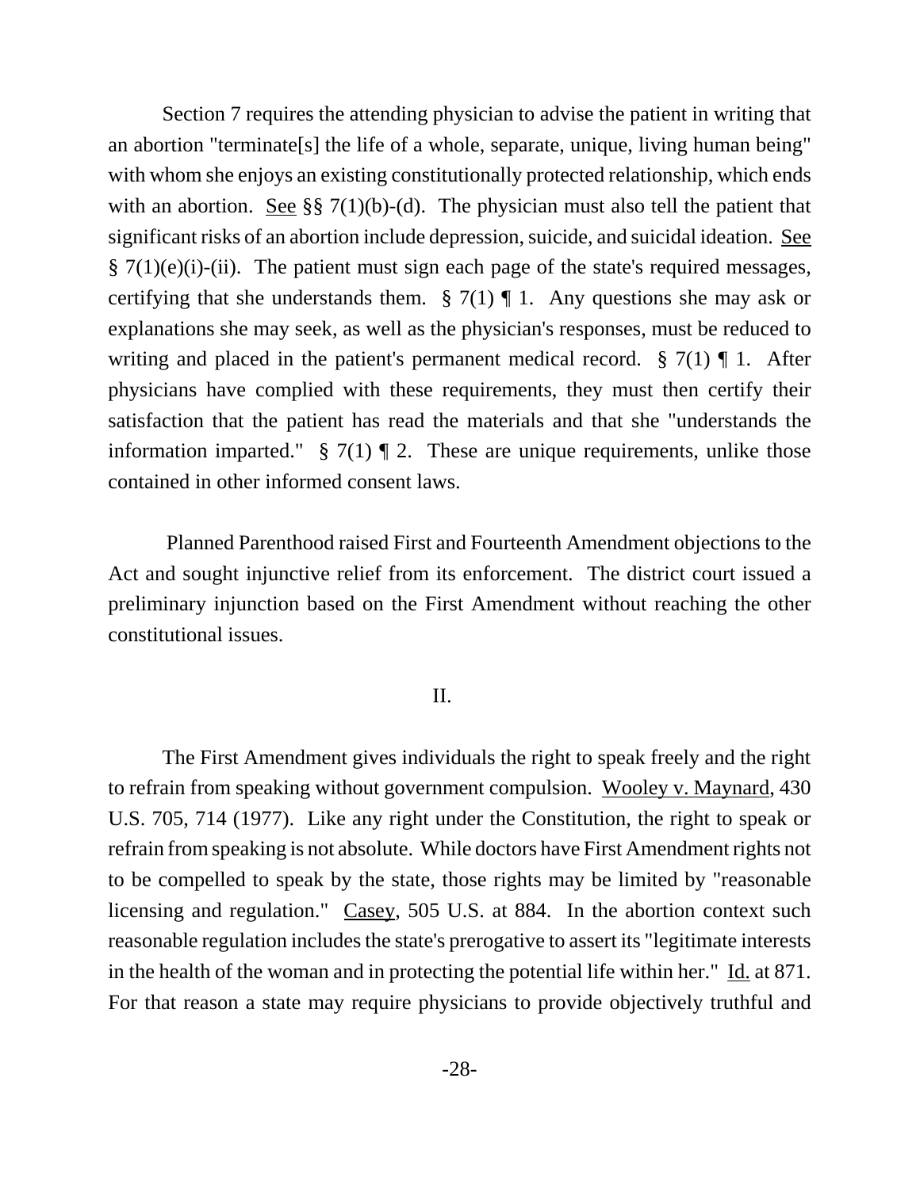Section 7 requires the attending physician to advise the patient in writing that an abortion "terminate[s] the life of a whole, separate, unique, living human being" with whom she enjoys an existing constitutionally protected relationship, which ends with an abortion. See §§ 7(1)(b)-(d). The physician must also tell the patient that significant risks of an abortion include depression, suicide, and suicidal ideation. See § 7(1)(e)(i)-(ii). The patient must sign each page of the state's required messages, certifying that she understands them. § 7(1) ¶ 1. Any questions she may ask or explanations she may seek, as well as the physician's responses, must be reduced to writing and placed in the patient's permanent medical record. § 7(1) ¶ 1. After physicians have complied with these requirements, they must then certify their satisfaction that the patient has read the materials and that she "understands the information imparted." § 7(1) ¶ 2. These are unique requirements, unlike those contained in other informed consent laws.

Planned Parenthood raised First and Fourteenth Amendment objections to the Act and sought injunctive relief from its enforcement. The district court issued a preliminary injunction based on the First Amendment without reaching the other constitutional issues.

## II.

The First Amendment gives individuals the right to speak freely and the right to refrain from speaking without government compulsion. Wooley v. Maynard, 430 U.S. 705, 714 (1977). Like any right under the Constitution, the right to speak or refrain from speaking is not absolute. While doctors have First Amendment rights not to be compelled to speak by the state, those rights may be limited by "reasonable licensing and regulation." Casey, 505 U.S. at 884. In the abortion context such reasonable regulation includes the state's prerogative to assert its "legitimate interests in the health of the woman and in protecting the potential life within her." Id. at 871. For that reason a state may require physicians to provide objectively truthful and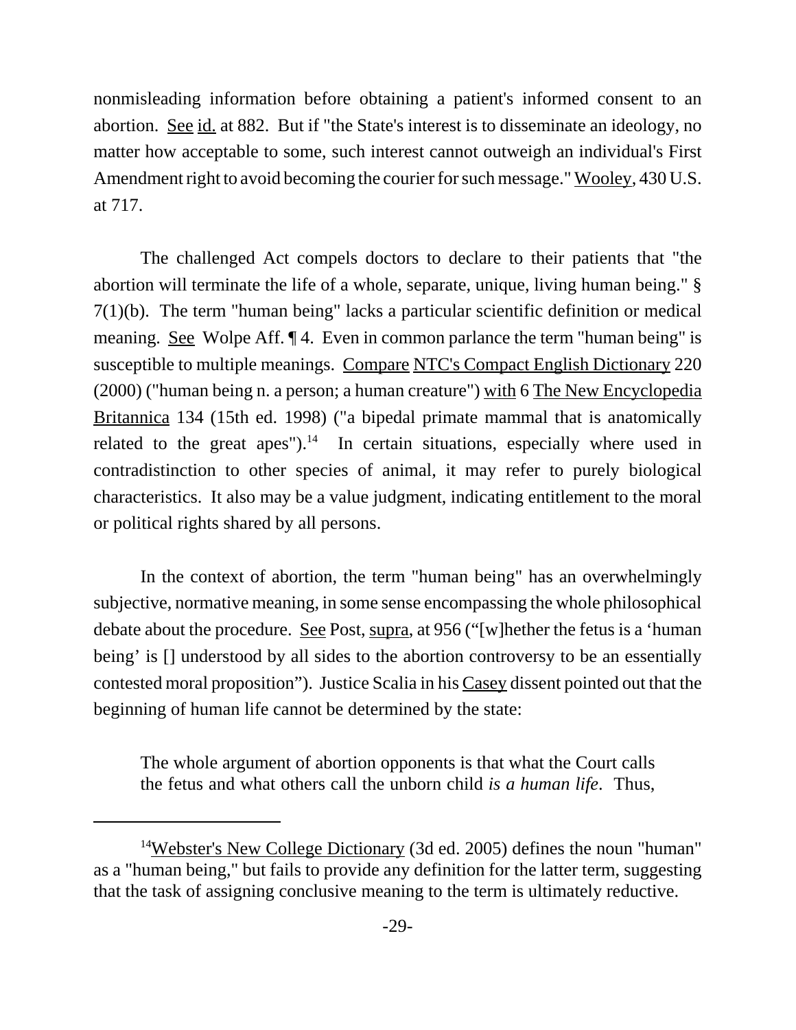nonmisleading information before obtaining a patient's informed consent to an abortion. See id. at 882. But if "the State's interest is to disseminate an ideology, no matter how acceptable to some, such interest cannot outweigh an individual's First Amendment right to avoid becoming the courier for such message." Wooley, 430 U.S. at 717.

The challenged Act compels doctors to declare to their patients that "the abortion will terminate the life of a whole, separate, unique, living human being." § 7(1)(b). The term "human being" lacks a particular scientific definition or medical meaning. See Wolpe Aff. ¶ 4. Even in common parlance the term "human being" is susceptible to multiple meanings. Compare NTC's Compact English Dictionary 220 (2000) ("human being n. a person; a human creature") with 6 The New Encyclopedia Britannica 134 (15th ed. 1998) ("a bipedal primate mammal that is anatomically related to the great apes").[14] In certain situations, especially where used in contradistinction to other species of animal, it may refer to purely biological characteristics. It also may be a value judgment, indicating entitlement to the moral or political rights shared by all persons.

In the context of abortion, the term "human being" has an overwhelmingly subjective, normative meaning, in some sense encompassing the whole philosophical debate about the procedure. See Post, supra, at 956 ("[w]hether the fetus is a 'human being' is [] understood by all sides to the abortion controversy to be an essentially contested moral proposition"). Justice Scalia in his Casey dissent pointed out that the beginning of human life cannot be determined by the state:

> The whole argument of abortion opponents is that what the Court calls the fetus and what others call the unborn child *is a human life*. Thus,

---

[14] Webster's New College Dictionary (3d ed. 2005) defines the noun "human" as a "human being," but fails to provide any definition for the latter term, suggesting that the task of assigning conclusive meaning to the term is ultimately reductive.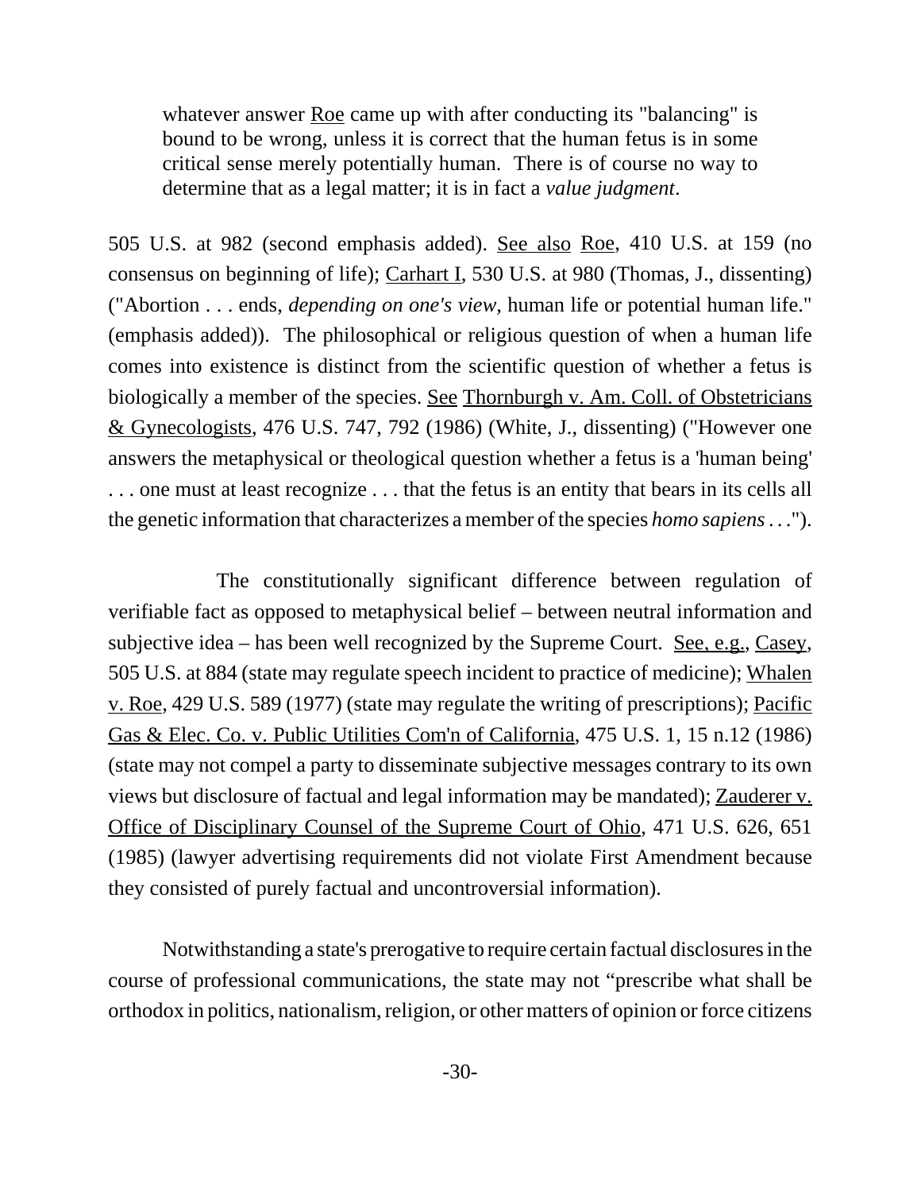> whatever answer Roe came up with after conducting its "balancing" is bound to be wrong, unless it is correct that the human fetus is in some critical sense merely potentially human. There is of course no way to determine that as a legal matter; it is in fact a *value judgment*.

505 U.S. at 982 (second emphasis added). See also Roe, 410 U.S. at 159 (no consensus on beginning of life); Carhart I, 530 U.S. at 980 (Thomas, J., dissenting) ("Abortion . . . ends, *depending on one's view*, human life or potential human life." (emphasis added)). The philosophical or religious question of when a human life comes into existence is distinct from the scientific question of whether a fetus is biologically a member of the species. See Thornburgh v. Am. Coll. of Obstetricians & Gynecologists, 476 U.S. 747, 792 (1986) (White, J., dissenting) ("However one answers the metaphysical or theological question whether a fetus is a 'human being' . . . one must at least recognize . . . that the fetus is an entity that bears in its cells all the genetic information that characterizes a member of the species *homo sapiens* . . .").

The constitutionally significant difference between regulation of verifiable fact as opposed to metaphysical belief – between neutral information and subjective idea – has been well recognized by the Supreme Court. See, e.g., Casey, 505 U.S. at 884 (state may regulate speech incident to practice of medicine); Whalen v. Roe, 429 U.S. 589 (1977) (state may regulate the writing of prescriptions); Pacific Gas & Elec. Co. v. Public Utilities Com'n of California, 475 U.S. 1, 15 n.12 (1986) (state may not compel a party to disseminate subjective messages contrary to its own views but disclosure of factual and legal information may be mandated); Zauderer v. Office of Disciplinary Counsel of the Supreme Court of Ohio, 471 U.S. 626, 651 (1985) (lawyer advertising requirements did not violate First Amendment because they consisted of purely factual and uncontroversial information).

Notwithstanding a state's prerogative to require certain factual disclosures in the course of professional communications, the state may not "prescribe what shall be orthodox in politics, nationalism, religion, or other matters of opinion or force citizens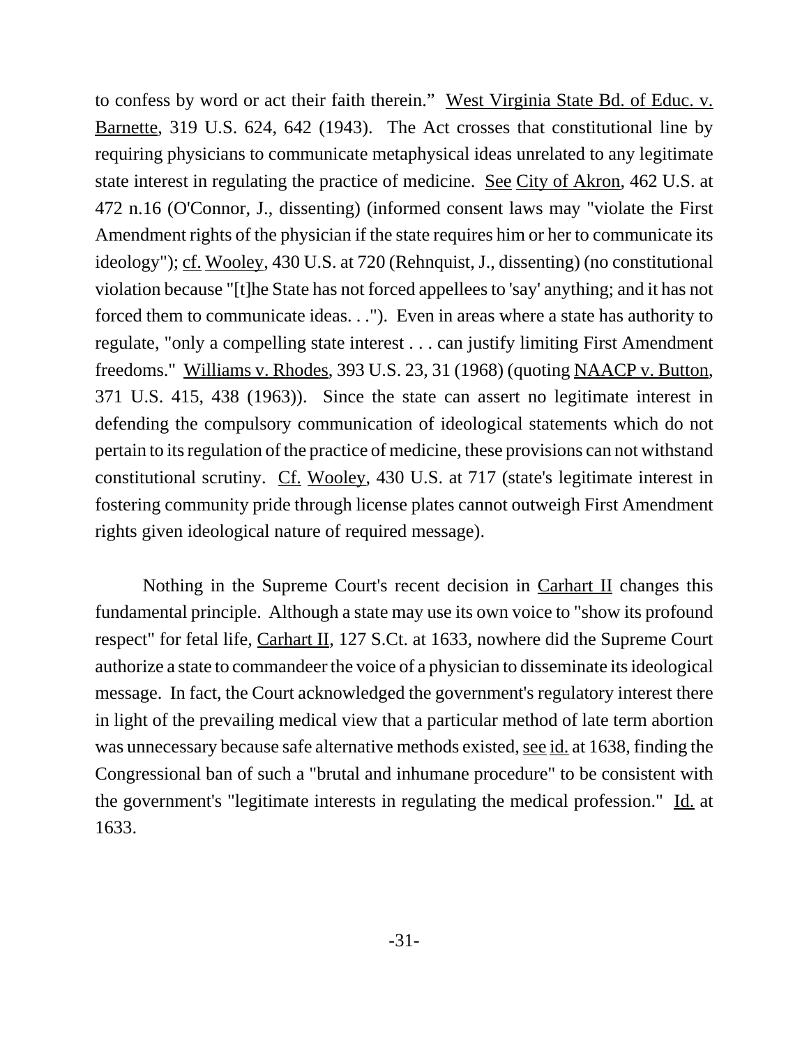to confess by word or act their faith therein." West Virginia State Bd. of Educ. v. Barnette, 319 U.S. 624, 642 (1943). The Act crosses that constitutional line by requiring physicians to communicate metaphysical ideas unrelated to any legitimate state interest in regulating the practice of medicine. See City of Akron, 462 U.S. at 472 n.16 (O'Connor, J., dissenting) (informed consent laws may "violate the First Amendment rights of the physician if the state requires him or her to communicate its ideology"); cf. Wooley, 430 U.S. at 720 (Rehnquist, J., dissenting) (no constitutional violation because "[t]he State has not forced appellees to 'say' anything; and it has not forced them to communicate ideas. . ."). Even in areas where a state has authority to regulate, "only a compelling state interest . . . can justify limiting First Amendment freedoms." Williams v. Rhodes, 393 U.S. 23, 31 (1968) (quoting NAACP v. Button, 371 U.S. 415, 438 (1963)). Since the state can assert no legitimate interest in defending the compulsory communication of ideological statements which do not pertain to its regulation of the practice of medicine, these provisions can not withstand constitutional scrutiny. Cf. Wooley, 430 U.S. at 717 (state's legitimate interest in fostering community pride through license plates cannot outweigh First Amendment rights given ideological nature of required message).

Nothing in the Supreme Court's recent decision in Carhart II changes this fundamental principle. Although a state may use its own voice to "show its profound respect" for fetal life, Carhart II, 127 S.Ct. at 1633, nowhere did the Supreme Court authorize a state to commandeer the voice of a physician to disseminate its ideological message. In fact, the Court acknowledged the government's regulatory interest there in light of the prevailing medical view that a particular method of late term abortion was unnecessary because safe alternative methods existed, see id. at 1638, finding the Congressional ban of such a "brutal and inhumane procedure" to be consistent with the government's "legitimate interests in regulating the medical profession." Id. at 1633.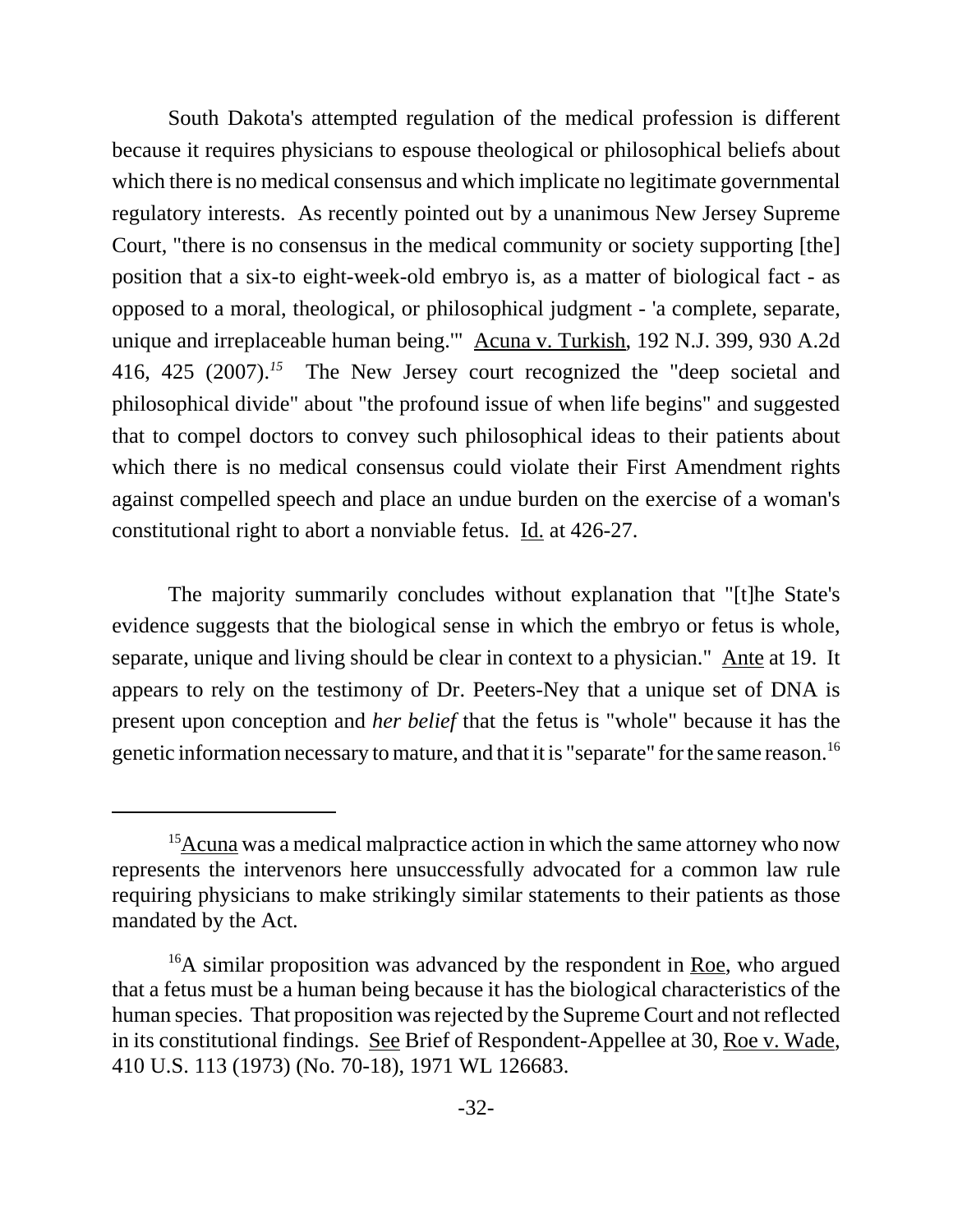South Dakota's attempted regulation of the medical profession is different because it requires physicians to espouse theological or philosophical beliefs about which there is no medical consensus and which implicate no legitimate governmental regulatory interests. As recently pointed out by a unanimous New Jersey Supreme Court, "there is no consensus in the medical community or society supporting [the] position that a six-to eight-week-old embryo is, as a matter of biological fact - as opposed to a moral, theological, or philosophical judgment - 'a complete, separate, unique and irreplaceable human being.'" Acuna v. Turkish, 192 N.J. 399, 930 A.2d 416, 425 (2007).[15] The New Jersey court recognized the "deep societal and philosophical divide" about "the profound issue of when life begins" and suggested that to compel doctors to convey such philosophical ideas to their patients about which there is no medical consensus could violate their First Amendment rights against compelled speech and place an undue burden on the exercise of a woman's constitutional right to abort a nonviable fetus. Id. at 426-27.

The majority summarily concludes without explanation that "[t]he State's evidence suggests that the biological sense in which the embryo or fetus is whole, separate, unique and living should be clear in context to a physician." Ante at 19. It appears to rely on the testimony of Dr. Peeters-Ney that a unique set of DNA is present upon conception and *her belief* that the fetus is "whole" because it has the genetic information necessary to mature, and that it is "separate" for the same reason.[16]

---

[15] Acuna was a medical malpractice action in which the same attorney who now represents the intervenors here unsuccessfully advocated for a common law rule requiring physicians to make strikingly similar statements to their patients as those mandated by the Act.

[16] A similar proposition was advanced by the respondent in Roe, who argued that a fetus must be a human being because it has the biological characteristics of the human species. That proposition was rejected by the Supreme Court and not reflected in its constitutional findings. See Brief of Respondent-Appellee at 30, Roe v. Wade, 410 U.S. 113 (1973) (No. 70-18), 1971 WL 126683.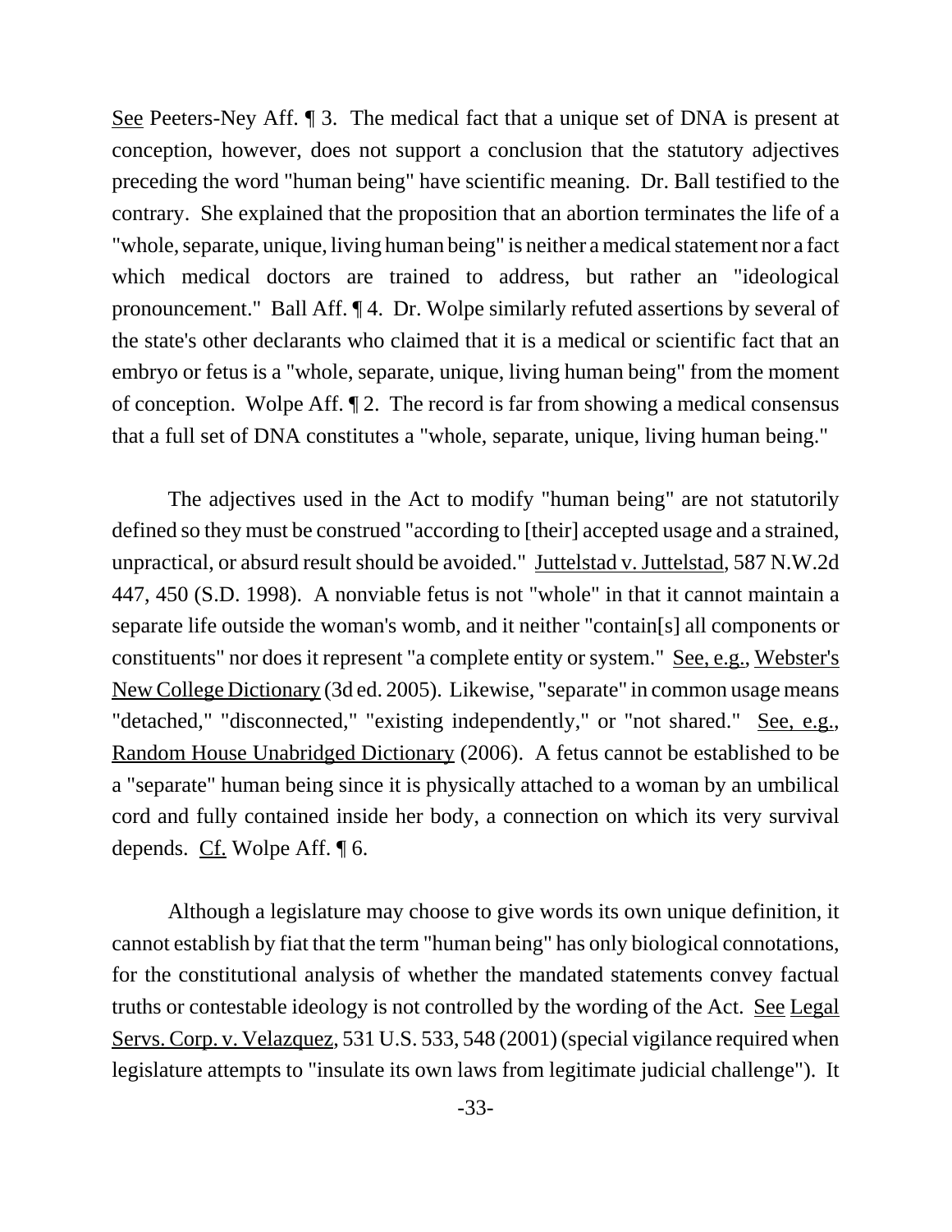See Peeters-Ney Aff. ¶ 3. The medical fact that a unique set of DNA is present at conception, however, does not support a conclusion that the statutory adjectives preceding the word "human being" have scientific meaning. Dr. Ball testified to the contrary. She explained that the proposition that an abortion terminates the life of a "whole, separate, unique, living human being" is neither a medical statement nor a fact which medical doctors are trained to address, but rather an "ideological pronouncement." Ball Aff. ¶ 4. Dr. Wolpe similarly refuted assertions by several of the state's other declarants who claimed that it is a medical or scientific fact that an embryo or fetus is a "whole, separate, unique, living human being" from the moment of conception. Wolpe Aff. ¶ 2. The record is far from showing a medical consensus that a full set of DNA constitutes a "whole, separate, unique, living human being."

The adjectives used in the Act to modify "human being" are not statutorily defined so they must be construed "according to [their] accepted usage and a strained, unpractical, or absurd result should be avoided." Juttelstad v. Juttelstad, 587 N.W.2d 447, 450 (S.D. 1998). A nonviable fetus is not "whole" in that it cannot maintain a separate life outside the woman's womb, and it neither "contain[s] all components or constituents" nor does it represent "a complete entity or system." See, e.g., Webster's New College Dictionary (3d ed. 2005). Likewise, "separate" in common usage means "detached," "disconnected," "existing independently," or "not shared." See, e.g., Random House Unabridged Dictionary (2006). A fetus cannot be established to be a "separate" human being since it is physically attached to a woman by an umbilical cord and fully contained inside her body, a connection on which its very survival depends. Cf. Wolpe Aff. ¶ 6.

Although a legislature may choose to give words its own unique definition, it cannot establish by fiat that the term "human being" has only biological connotations, for the constitutional analysis of whether the mandated statements convey factual truths or contestable ideology is not controlled by the wording of the Act. See Legal Servs. Corp. v. Velazquez, 531 U.S. 533, 548 (2001) (special vigilance required when legislature attempts to "insulate its own laws from legitimate judicial challenge"). It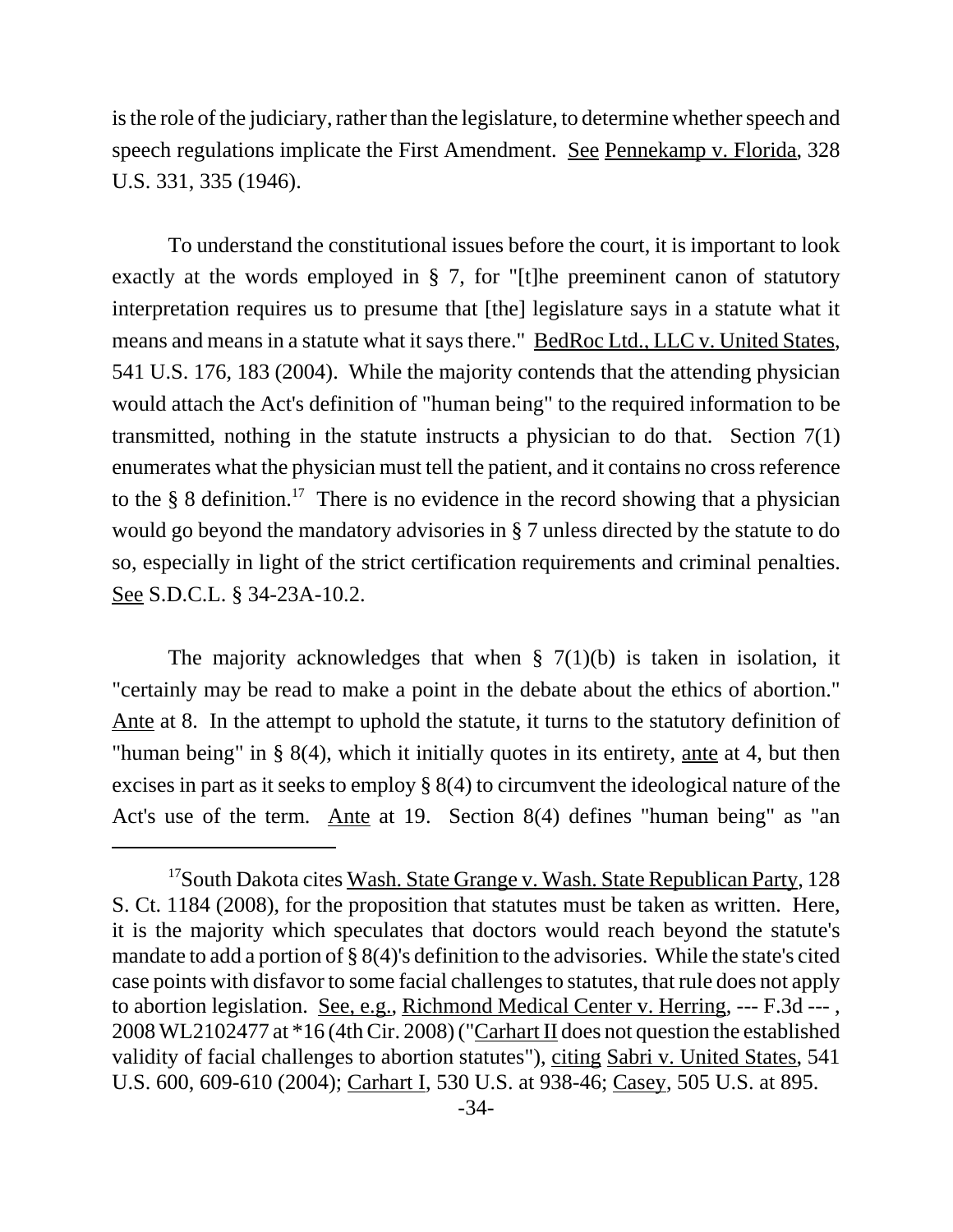is the role of the judiciary, rather than the legislature, to determine whether speech and speech regulations implicate the First Amendment. See Pennekamp v. Florida, 328 U.S. 331, 335 (1946).

To understand the constitutional issues before the court, it is important to look exactly at the words employed in § 7, for "[t]he preeminent canon of statutory interpretation requires us to presume that [the] legislature says in a statute what it means and means in a statute what it says there." BedRoc Ltd., LLC v. United States, 541 U.S. 176, 183 (2004). While the majority contends that the attending physician would attach the Act's definition of "human being" to the required information to be transmitted, nothing in the statute instructs a physician to do that. Section 7(1) enumerates what the physician must tell the patient, and it contains no cross reference to the § 8 definition.[17] There is no evidence in the record showing that a physician would go beyond the mandatory advisories in § 7 unless directed by the statute to do so, especially in light of the strict certification requirements and criminal penalties. See S.D.C.L. § 34-23A-10.2.

The majority acknowledges that when § 7(1)(b) is taken in isolation, it "certainly may be read to make a point in the debate about the ethics of abortion." Ante at 8. In the attempt to uphold the statute, it turns to the statutory definition of "human being" in § 8(4), which it initially quotes in its entirety, ante at 4, but then excises in part as it seeks to employ § 8(4) to circumvent the ideological nature of the Act's use of the term. Ante at 19. Section 8(4) defines "human being" as "an

---

[17] South Dakota cites Wash. State Grange v. Wash. State Republican Party, 128 S. Ct. 1184 (2008), for the proposition that statutes must be taken as written. Here, it is the majority which speculates that doctors would reach beyond the statute's mandate to add a portion of § 8(4)'s definition to the advisories. While the state's cited case points with disfavor to some facial challenges to statutes, that rule does not apply to abortion legislation. See, e.g., Richmond Medical Center v. Herring, --- F.3d --- , 2008 WL2102477 at *16 (4th Cir. 2008) ("Carhart II does not question the established validity of facial challenges to abortion statutes"), citing Sabri v. United States, 541 U.S. 600, 609-610 (2004); Carhart I, 530 U.S. at 938-46; Casey, 505 U.S. at 895.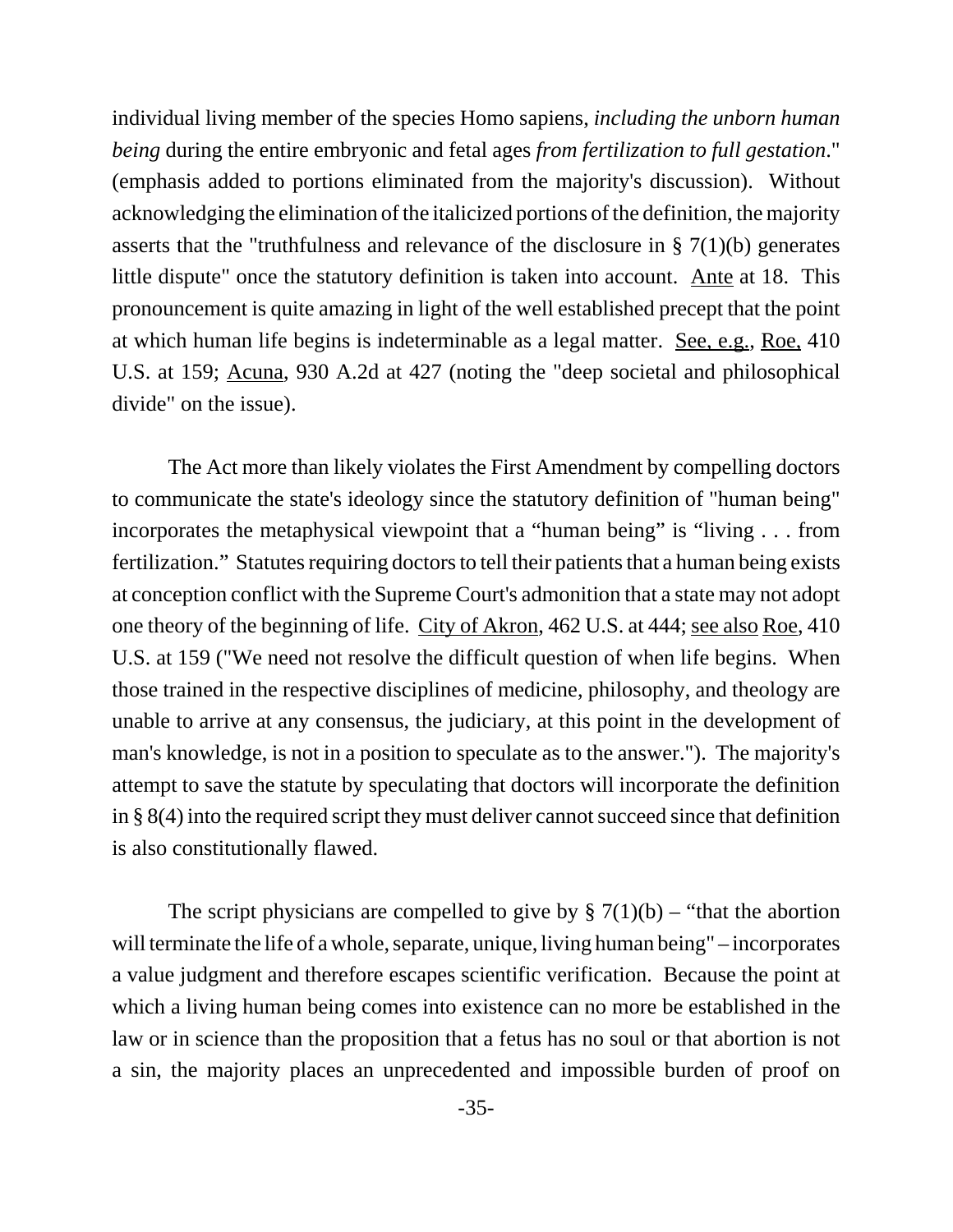individual living member of the species Homo sapiens, *including the unborn human being* during the entire embryonic and fetal ages *from fertilization to full gestation*." (emphasis added to portions eliminated from the majority's discussion). Without acknowledging the elimination of the italicized portions of the definition, the majority asserts that the "truthfulness and relevance of the disclosure in § 7(1)(b) generates little dispute" once the statutory definition is taken into account. Ante at 18. This pronouncement is quite amazing in light of the well established precept that the point at which human life begins is indeterminable as a legal matter. See, e.g., Roe, 410 U.S. at 159; Acuna, 930 A.2d at 427 (noting the "deep societal and philosophical divide" on the issue).

The Act more than likely violates the First Amendment by compelling doctors to communicate the state's ideology since the statutory definition of "human being" incorporates the metaphysical viewpoint that a "human being" is "living . . . from fertilization." Statutes requiring doctors to tell their patients that a human being exists at conception conflict with the Supreme Court's admonition that a state may not adopt one theory of the beginning of life. City of Akron, 462 U.S. at 444; see also Roe, 410 U.S. at 159 ("We need not resolve the difficult question of when life begins. When those trained in the respective disciplines of medicine, philosophy, and theology are unable to arrive at any consensus, the judiciary, at this point in the development of man's knowledge, is not in a position to speculate as to the answer."). The majority's attempt to save the statute by speculating that doctors will incorporate the definition in § 8(4) into the required script they must deliver cannot succeed since that definition is also constitutionally flawed.

The script physicians are compelled to give by § 7(1)(b) – "that the abortion will terminate the life of a whole, separate, unique, living human being" – incorporates a value judgment and therefore escapes scientific verification. Because the point at which a living human being comes into existence can no more be established in the law or in science than the proposition that a fetus has no soul or that abortion is not a sin, the majority places an unprecedented and impossible burden of proof on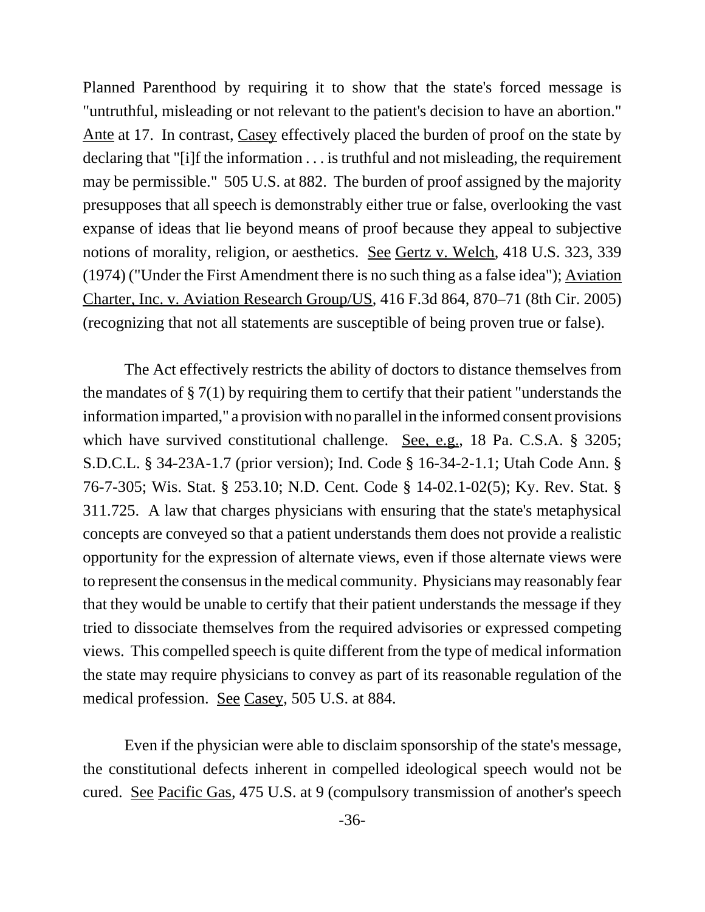Planned Parenthood by requiring it to show that the state's forced message is "untruthful, misleading or not relevant to the patient's decision to have an abortion." Ante at 17. In contrast, Casey effectively placed the burden of proof on the state by declaring that "[i]f the information . . . is truthful and not misleading, the requirement may be permissible." 505 U.S. at 882. The burden of proof assigned by the majority presupposes that all speech is demonstrably either true or false, overlooking the vast expanse of ideas that lie beyond means of proof because they appeal to subjective notions of morality, religion, or aesthetics. See Gertz v. Welch, 418 U.S. 323, 339 (1974) ("Under the First Amendment there is no such thing as a false idea"); Aviation Charter, Inc. v. Aviation Research Group/US, 416 F.3d 864, 870–71 (8th Cir. 2005) (recognizing that not all statements are susceptible of being proven true or false).

The Act effectively restricts the ability of doctors to distance themselves from the mandates of § 7(1) by requiring them to certify that their patient "understands the information imparted," a provision with no parallel in the informed consent provisions which have survived constitutional challenge. See, e.g., 18 Pa. C.S.A. § 3205; S.D.C.L. § 34-23A-1.7 (prior version); Ind. Code § 16-34-2-1.1; Utah Code Ann. § 76-7-305; Wis. Stat. § 253.10; N.D. Cent. Code § 14-02.1-02(5); Ky. Rev. Stat. § 311.725. A law that charges physicians with ensuring that the state's metaphysical concepts are conveyed so that a patient understands them does not provide a realistic opportunity for the expression of alternate views, even if those alternate views were to represent the consensus in the medical community. Physicians may reasonably fear that they would be unable to certify that their patient understands the message if they tried to dissociate themselves from the required advisories or expressed competing views. This compelled speech is quite different from the type of medical information the state may require physicians to convey as part of its reasonable regulation of the medical profession. See Casey, 505 U.S. at 884.

Even if the physician were able to disclaim sponsorship of the state's message, the constitutional defects inherent in compelled ideological speech would not be cured. See Pacific Gas, 475 U.S. at 9 (compulsory transmission of another's speech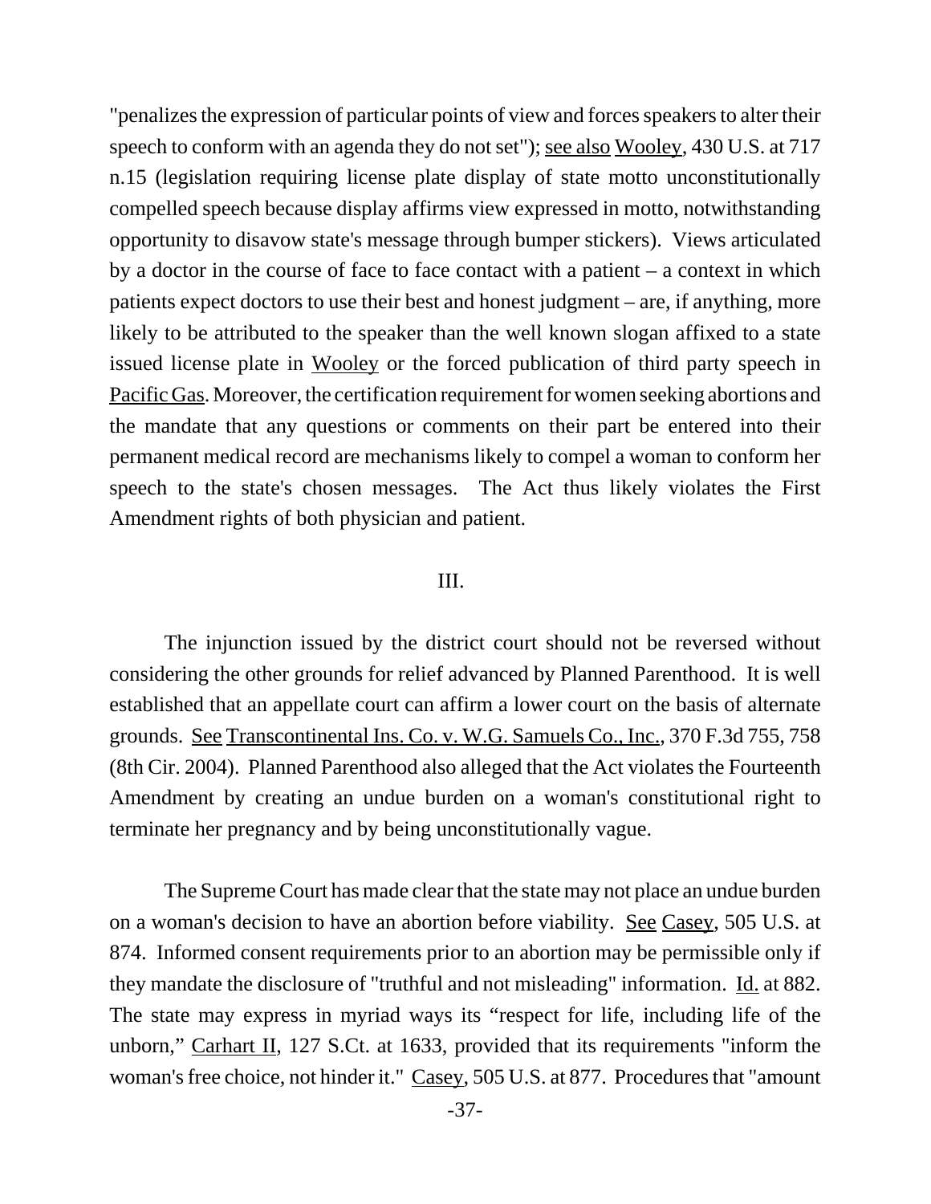"penalizes the expression of particular points of view and forces speakers to alter their speech to conform with an agenda they do not set"); see also Wooley, 430 U.S. at 717 n.15 (legislation requiring license plate display of state motto unconstitutionally compelled speech because display affirms view expressed in motto, notwithstanding opportunity to disavow state's message through bumper stickers). Views articulated by a doctor in the course of face to face contact with a patient – a context in which patients expect doctors to use their best and honest judgment – are, if anything, more likely to be attributed to the speaker than the well known slogan affixed to a state issued license plate in Wooley or the forced publication of third party speech in Pacific Gas. Moreover, the certification requirement for women seeking abortions and the mandate that any questions or comments on their part be entered into their permanent medical record are mechanisms likely to compel a woman to conform her speech to the state's chosen messages. The Act thus likely violates the First Amendment rights of both physician and patient.

## III.

The injunction issued by the district court should not be reversed without considering the other grounds for relief advanced by Planned Parenthood. It is well established that an appellate court can affirm a lower court on the basis of alternate grounds. See Transcontinental Ins. Co. v. W.G. Samuels Co., Inc., 370 F.3d 755, 758 (8th Cir. 2004). Planned Parenthood also alleged that the Act violates the Fourteenth Amendment by creating an undue burden on a woman's constitutional right to terminate her pregnancy and by being unconstitutionally vague.

The Supreme Court has made clear that the state may not place an undue burden on a woman's decision to have an abortion before viability. See Casey, 505 U.S. at 874. Informed consent requirements prior to an abortion may be permissible only if they mandate the disclosure of "truthful and not misleading" information. Id. at 882. The state may express in myriad ways its "respect for life, including life of the unborn," Carhart II, 127 S.Ct. at 1633, provided that its requirements "inform the woman's free choice, not hinder it." Casey, 505 U.S. at 877. Procedures that "amount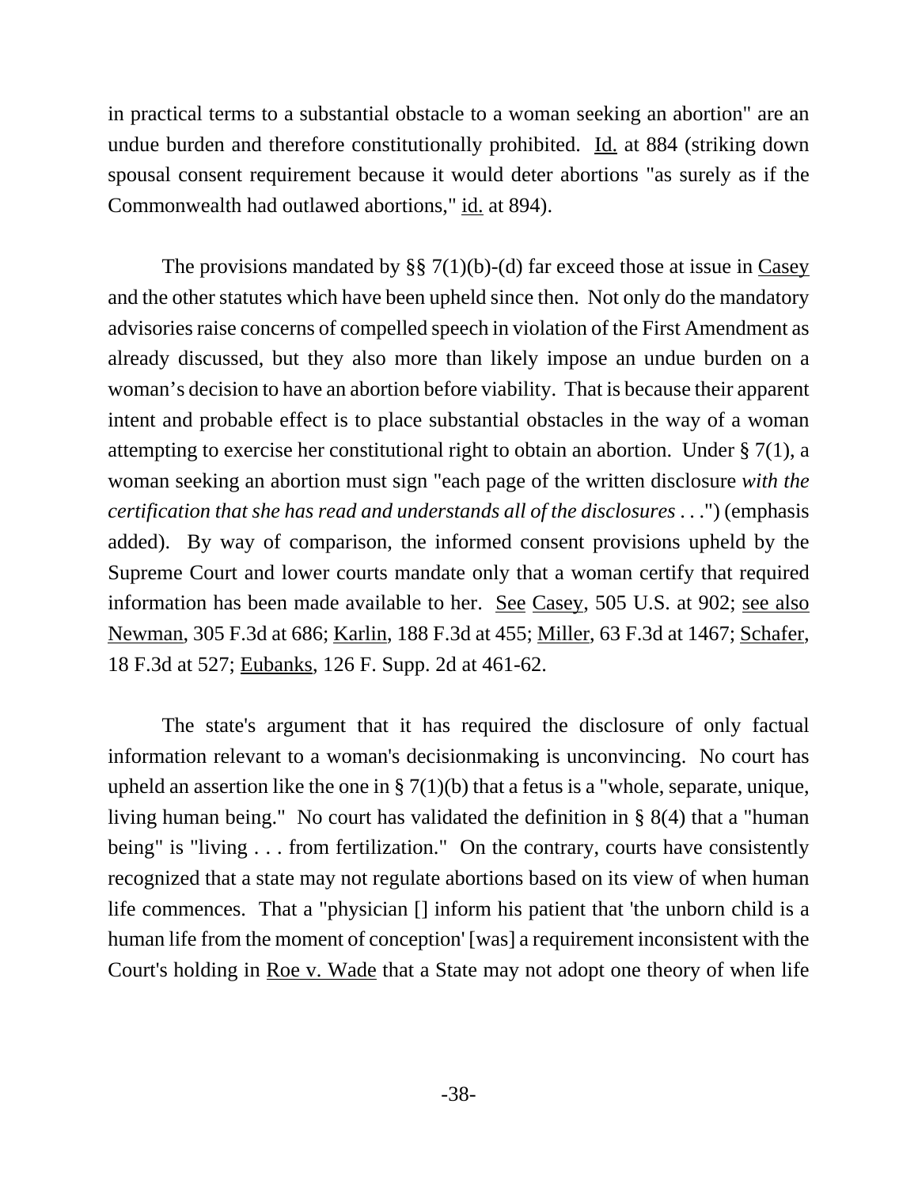in practical terms to a substantial obstacle to a woman seeking an abortion" are an undue burden and therefore constitutionally prohibited. Id. at 884 (striking down spousal consent requirement because it would deter abortions "as surely as if the Commonwealth had outlawed abortions," id. at 894).

The provisions mandated by §§ 7(1)(b)-(d) far exceed those at issue in Casey and the other statutes which have been upheld since then. Not only do the mandatory advisories raise concerns of compelled speech in violation of the First Amendment as already discussed, but they also more than likely impose an undue burden on a woman's decision to have an abortion before viability. That is because their apparent intent and probable effect is to place substantial obstacles in the way of a woman attempting to exercise her constitutional right to obtain an abortion. Under § 7(1), a woman seeking an abortion must sign "each page of the written disclosure *with the certification that she has read and understands all of the disclosures* . . .") (emphasis added). By way of comparison, the informed consent provisions upheld by the Supreme Court and lower courts mandate only that a woman certify that required information has been made available to her. See Casey, 505 U.S. at 902; see also Newman, 305 F.3d at 686; Karlin, 188 F.3d at 455; Miller, 63 F.3d at 1467; Schafer, 18 F.3d at 527; Eubanks, 126 F. Supp. 2d at 461-62.

The state's argument that it has required the disclosure of only factual information relevant to a woman's decisionmaking is unconvincing. No court has upheld an assertion like the one in § 7(1)(b) that a fetus is a "whole, separate, unique, living human being." No court has validated the definition in § 8(4) that a "human being" is "living . . . from fertilization." On the contrary, courts have consistently recognized that a state may not regulate abortions based on its view of when human life commences. That a "physician [] inform his patient that 'the unborn child is a human life from the moment of conception' [was] a requirement inconsistent with the Court's holding in Roe v. Wade that a State may not adopt one theory of when life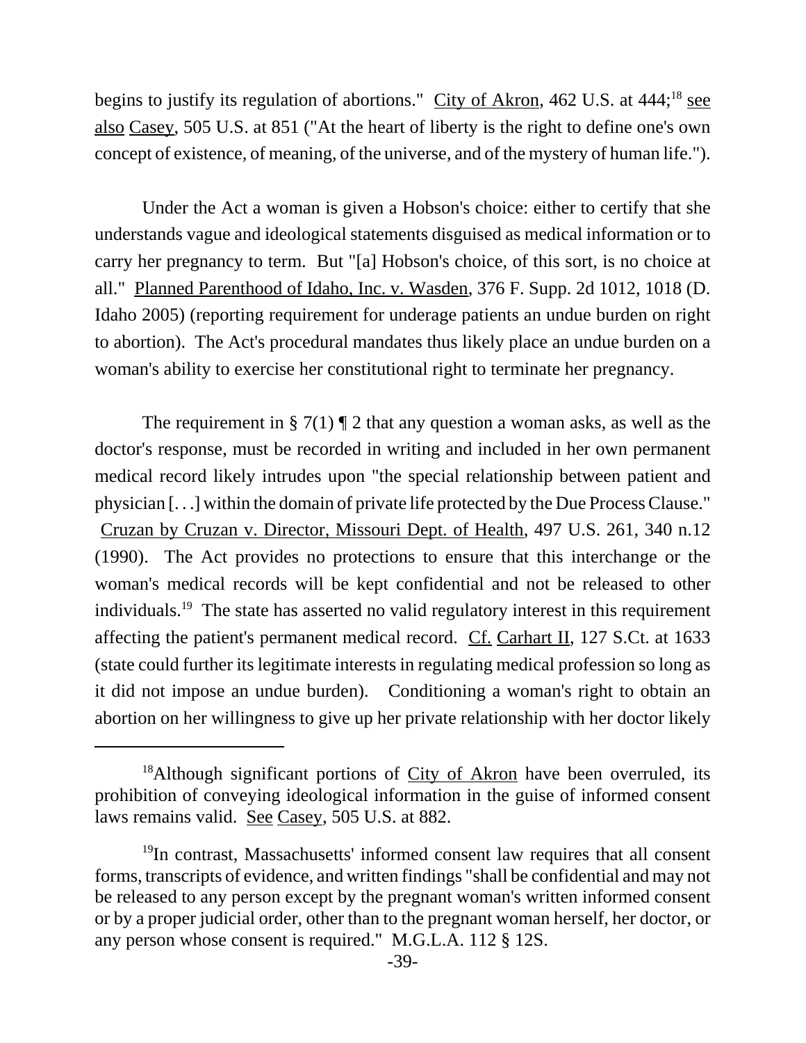begins to justify its regulation of abortions." City of Akron, 462 U.S. at 444;[18] see also Casey, 505 U.S. at 851 ("At the heart of liberty is the right to define one's own concept of existence, of meaning, of the universe, and of the mystery of human life.").

Under the Act a woman is given a Hobson's choice: either to certify that she understands vague and ideological statements disguised as medical information or to carry her pregnancy to term. But "[a] Hobson's choice, of this sort, is no choice at all." Planned Parenthood of Idaho, Inc. v. Wasden, 376 F. Supp. 2d 1012, 1018 (D. Idaho 2005) (reporting requirement for underage patients an undue burden on right to abortion). The Act's procedural mandates thus likely place an undue burden on a woman's ability to exercise her constitutional right to terminate her pregnancy.

The requirement in § 7(1) ¶ 2 that any question a woman asks, as well as the doctor's response, must be recorded in writing and included in her own permanent medical record likely intrudes upon "the special relationship between patient and physician [. . .] within the domain of private life protected by the Due Process Clause." Cruzan by Cruzan v. Director, Missouri Dept. of Health, 497 U.S. 261, 340 n.12 (1990). The Act provides no protections to ensure that this interchange or the woman's medical records will be kept confidential and not be released to other individuals.[19] The state has asserted no valid regulatory interest in this requirement affecting the patient's permanent medical record. Cf. Carhart II, 127 S.Ct. at 1633 (state could further its legitimate interests in regulating medical profession so long as it did not impose an undue burden). Conditioning a woman's right to obtain an abortion on her willingness to give up her private relationship with her doctor likely

---

[18]Although significant portions of City of Akron have been overruled, its prohibition of conveying ideological information in the guise of informed consent laws remains valid. See Casey, 505 U.S. at 882.

[19]In contrast, Massachusetts' informed consent law requires that all consent forms, transcripts of evidence, and written findings "shall be confidential and may not be released to any person except by the pregnant woman's written informed consent or by a proper judicial order, other than to the pregnant woman herself, her doctor, or any person whose consent is required." M.G.L.A. 112 § 12S.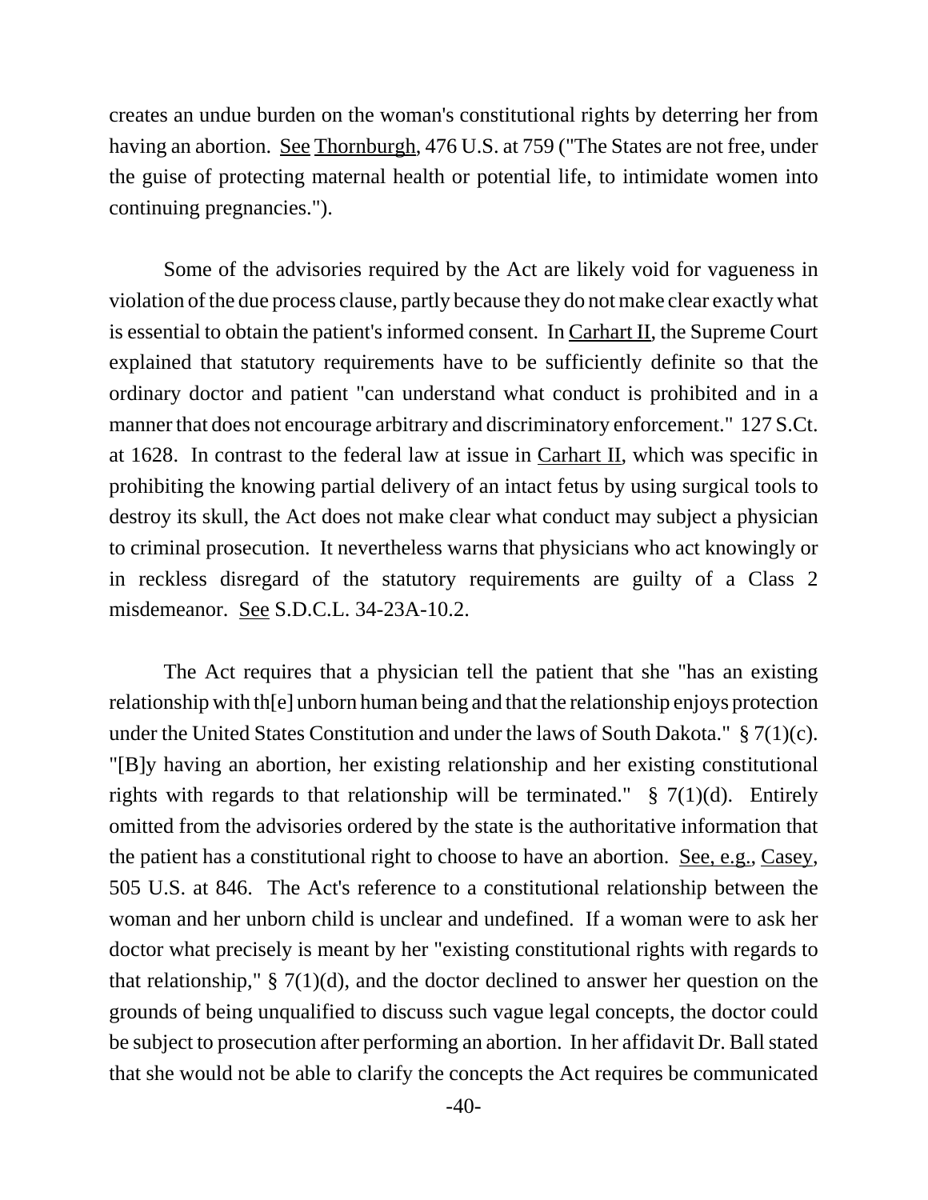creates an undue burden on the woman's constitutional rights by deterring her from having an abortion. See Thornburgh, 476 U.S. at 759 ("The States are not free, under the guise of protecting maternal health or potential life, to intimidate women into continuing pregnancies.").

Some of the advisories required by the Act are likely void for vagueness in violation of the due process clause, partly because they do not make clear exactly what is essential to obtain the patient's informed consent. In Carhart II, the Supreme Court explained that statutory requirements have to be sufficiently definite so that the ordinary doctor and patient "can understand what conduct is prohibited and in a manner that does not encourage arbitrary and discriminatory enforcement." 127 S.Ct. at 1628. In contrast to the federal law at issue in Carhart II, which was specific in prohibiting the knowing partial delivery of an intact fetus by using surgical tools to destroy its skull, the Act does not make clear what conduct may subject a physician to criminal prosecution. It nevertheless warns that physicians who act knowingly or in reckless disregard of the statutory requirements are guilty of a Class 2 misdemeanor. See S.D.C.L. 34-23A-10.2.

The Act requires that a physician tell the patient that she "has an existing relationship with th[e] unborn human being and that the relationship enjoys protection under the United States Constitution and under the laws of South Dakota." § 7(1)(c). "[B]y having an abortion, her existing relationship and her existing constitutional rights with regards to that relationship will be terminated." § 7(1)(d). Entirely omitted from the advisories ordered by the state is the authoritative information that the patient has a constitutional right to choose to have an abortion. See, e.g., Casey, 505 U.S. at 846. The Act's reference to a constitutional relationship between the woman and her unborn child is unclear and undefined. If a woman were to ask her doctor what precisely is meant by her "existing constitutional rights with regards to that relationship," § 7(1)(d), and the doctor declined to answer her question on the grounds of being unqualified to discuss such vague legal concepts, the doctor could be subject to prosecution after performing an abortion. In her affidavit Dr. Ball stated that she would not be able to clarify the concepts the Act requires be communicated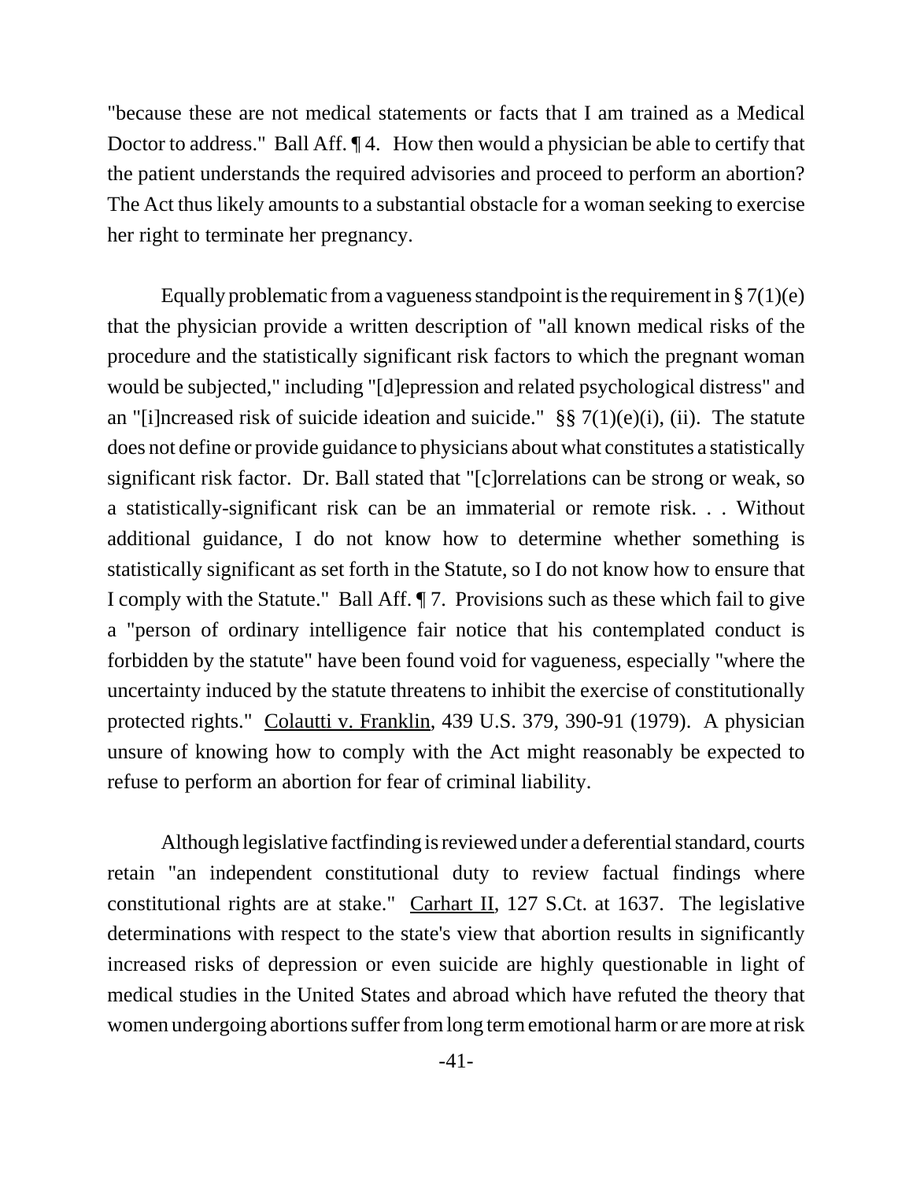"because these are not medical statements or facts that I am trained as a Medical Doctor to address." Ball Aff. ¶ 4. How then would a physician be able to certify that the patient understands the required advisories and proceed to perform an abortion? The Act thus likely amounts to a substantial obstacle for a woman seeking to exercise her right to terminate her pregnancy.

Equally problematic from a vagueness standpoint is the requirement in § 7(1)(e) that the physician provide a written description of "all known medical risks of the procedure and the statistically significant risk factors to which the pregnant woman would be subjected," including "[d]epression and related psychological distress" and an "[i]ncreased risk of suicide ideation and suicide." §§ 7(1)(e)(i), (ii). The statute does not define or provide guidance to physicians about what constitutes a statistically significant risk factor. Dr. Ball stated that "[c]orrelations can be strong or weak, so a statistically-significant risk can be an immaterial or remote risk. . . Without additional guidance, I do not know how to determine whether something is statistically significant as set forth in the Statute, so I do not know how to ensure that I comply with the Statute." Ball Aff. ¶ 7. Provisions such as these which fail to give a "person of ordinary intelligence fair notice that his contemplated conduct is forbidden by the statute" have been found void for vagueness, especially "where the uncertainty induced by the statute threatens to inhibit the exercise of constitutionally protected rights." Colautti v. Franklin, 439 U.S. 379, 390-91 (1979). A physician unsure of knowing how to comply with the Act might reasonably be expected to refuse to perform an abortion for fear of criminal liability.

Although legislative factfinding is reviewed under a deferential standard, courts retain "an independent constitutional duty to review factual findings where constitutional rights are at stake." Carhart II, 127 S.Ct. at 1637. The legislative determinations with respect to the state's view that abortion results in significantly increased risks of depression or even suicide are highly questionable in light of medical studies in the United States and abroad which have refuted the theory that women undergoing abortions suffer from long term emotional harm or are more at risk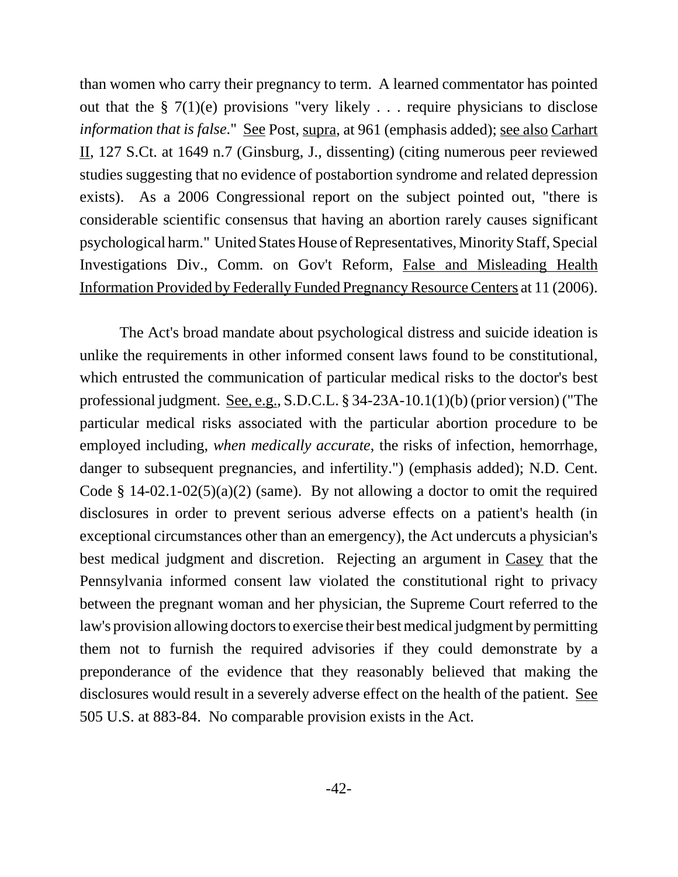than women who carry their pregnancy to term. A learned commentator has pointed out that the § 7(1)(e) provisions "very likely . . . require physicians to disclose *information that is false*." See Post, supra, at 961 (emphasis added); see also Carhart II, 127 S.Ct. at 1649 n.7 (Ginsburg, J., dissenting) (citing numerous peer reviewed studies suggesting that no evidence of postabortion syndrome and related depression exists). As a 2006 Congressional report on the subject pointed out, "there is considerable scientific consensus that having an abortion rarely causes significant psychological harm." United States House of Representatives, Minority Staff, Special Investigations Div., Comm. on Gov't Reform, False and Misleading Health Information Provided by Federally Funded Pregnancy Resource Centers at 11 (2006).

The Act's broad mandate about psychological distress and suicide ideation is unlike the requirements in other informed consent laws found to be constitutional, which entrusted the communication of particular medical risks to the doctor's best professional judgment. See, e.g., S.D.C.L. § 34-23A-10.1(1)(b) (prior version) ("The particular medical risks associated with the particular abortion procedure to be employed including, *when medically accurate*, the risks of infection, hemorrhage, danger to subsequent pregnancies, and infertility.") (emphasis added); N.D. Cent. Code § 14-02.1-02(5)(a)(2) (same). By not allowing a doctor to omit the required disclosures in order to prevent serious adverse effects on a patient's health (in exceptional circumstances other than an emergency), the Act undercuts a physician's best medical judgment and discretion. Rejecting an argument in Casey that the Pennsylvania informed consent law violated the constitutional right to privacy between the pregnant woman and her physician, the Supreme Court referred to the law's provision allowing doctors to exercise their best medical judgment by permitting them not to furnish the required advisories if they could demonstrate by a preponderance of the evidence that they reasonably believed that making the disclosures would result in a severely adverse effect on the health of the patient. See 505 U.S. at 883-84. No comparable provision exists in the Act.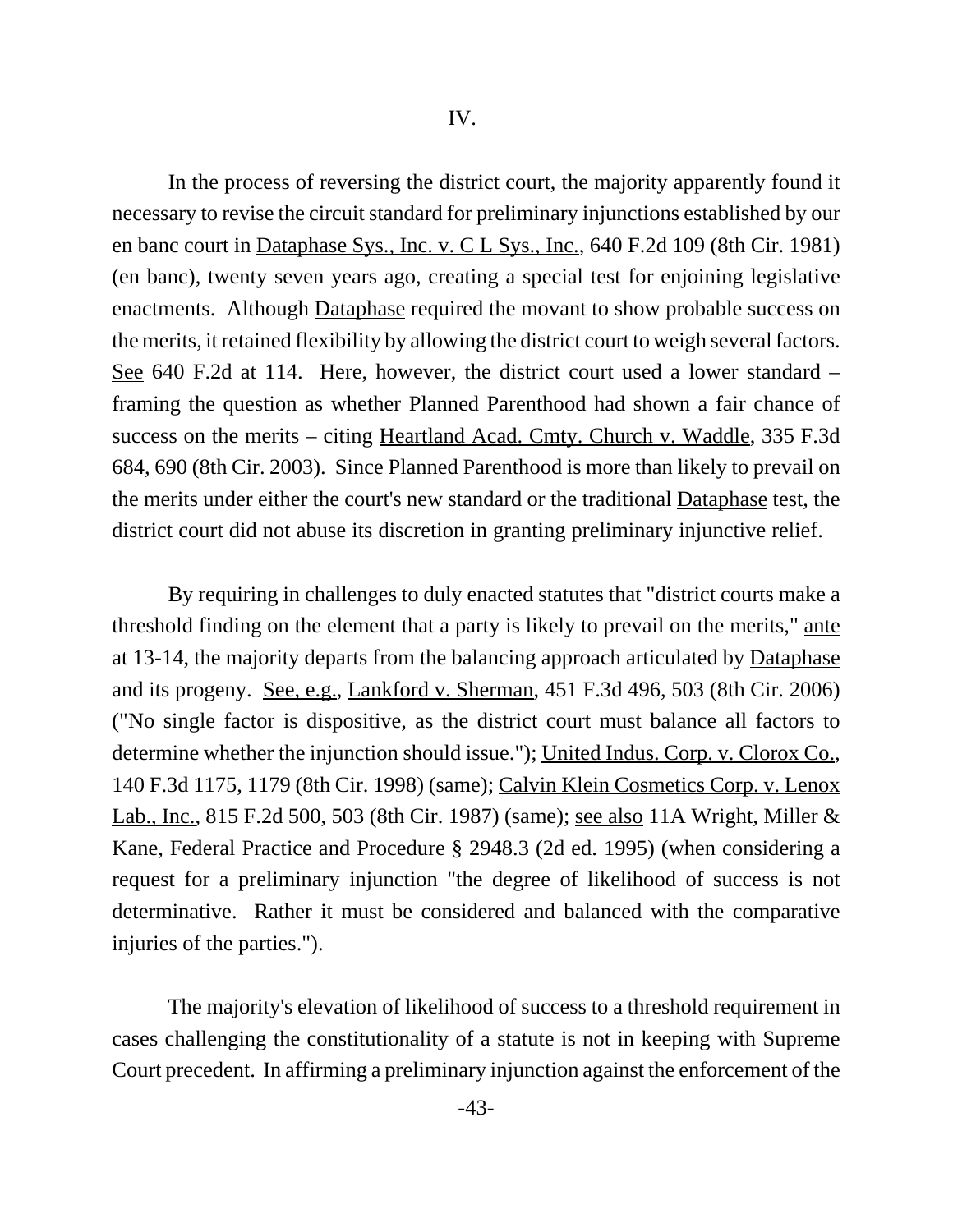IV.

In the process of reversing the district court, the majority apparently found it necessary to revise the circuit standard for preliminary injunctions established by our en banc court in Dataphase Sys., Inc. v. C L Sys., Inc., 640 F.2d 109 (8th Cir. 1981) (en banc), twenty seven years ago, creating a special test for enjoining legislative enactments. Although Dataphase required the movant to show probable success on the merits, it retained flexibility by allowing the district court to weigh several factors. See 640 F.2d at 114. Here, however, the district court used a lower standard – framing the question as whether Planned Parenthood had shown a fair chance of success on the merits – citing Heartland Acad. Cmty. Church v. Waddle, 335 F.3d 684, 690 (8th Cir. 2003). Since Planned Parenthood is more than likely to prevail on the merits under either the court's new standard or the traditional Dataphase test, the district court did not abuse its discretion in granting preliminary injunctive relief.

By requiring in challenges to duly enacted statutes that "district courts make a threshold finding on the element that a party is likely to prevail on the merits," ante at 13-14, the majority departs from the balancing approach articulated by Dataphase and its progeny. See, e.g., Lankford v. Sherman, 451 F.3d 496, 503 (8th Cir. 2006) ("No single factor is dispositive, as the district court must balance all factors to determine whether the injunction should issue."); United Indus. Corp. v. Clorox Co., 140 F.3d 1175, 1179 (8th Cir. 1998) (same); Calvin Klein Cosmetics Corp. v. Lenox Lab., Inc., 815 F.2d 500, 503 (8th Cir. 1987) (same); see also 11A Wright, Miller & Kane, Federal Practice and Procedure § 2948.3 (2d ed. 1995) (when considering a request for a preliminary injunction "the degree of likelihood of success is not determinative. Rather it must be considered and balanced with the comparative injuries of the parties.").

The majority's elevation of likelihood of success to a threshold requirement in cases challenging the constitutionality of a statute is not in keeping with Supreme Court precedent. In affirming a preliminary injunction against the enforcement of the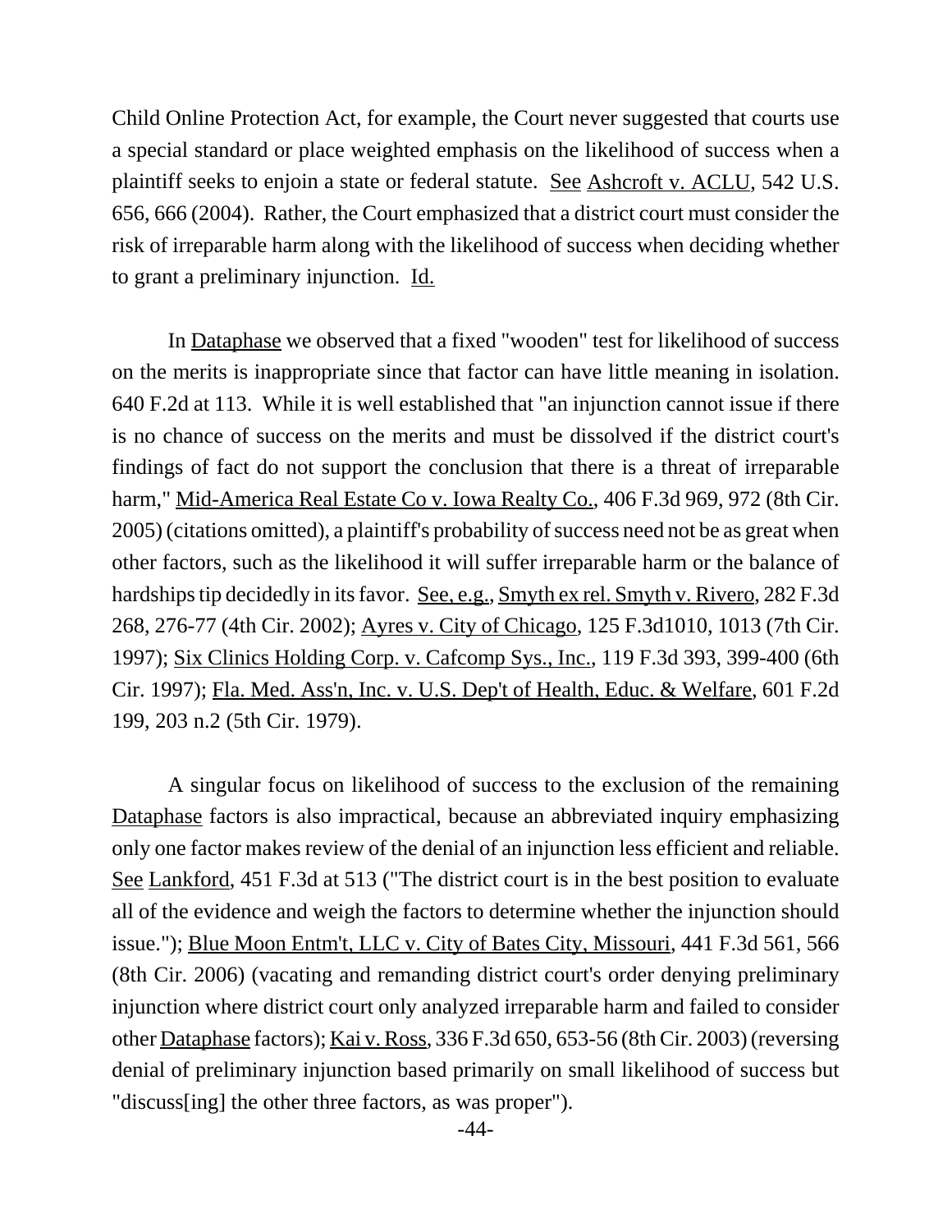Child Online Protection Act, for example, the Court never suggested that courts use a special standard or place weighted emphasis on the likelihood of success when a plaintiff seeks to enjoin a state or federal statute. See Ashcroft v. ACLU, 542 U.S. 656, 666 (2004). Rather, the Court emphasized that a district court must consider the risk of irreparable harm along with the likelihood of success when deciding whether to grant a preliminary injunction. Id.

In Dataphase we observed that a fixed "wooden" test for likelihood of success on the merits is inappropriate since that factor can have little meaning in isolation. 640 F.2d at 113. While it is well established that "an injunction cannot issue if there is no chance of success on the merits and must be dissolved if the district court's findings of fact do not support the conclusion that there is a threat of irreparable harm," Mid-America Real Estate Co v. Iowa Realty Co., 406 F.3d 969, 972 (8th Cir. 2005) (citations omitted), a plaintiff's probability of success need not be as great when other factors, such as the likelihood it will suffer irreparable harm or the balance of hardships tip decidedly in its favor. See, e.g., Smyth ex rel. Smyth v. Rivero, 282 F.3d 268, 276-77 (4th Cir. 2002); Ayres v. City of Chicago, 125 F.3d1010, 1013 (7th Cir. 1997); Six Clinics Holding Corp. v. Cafcomp Sys., Inc., 119 F.3d 393, 399-400 (6th Cir. 1997); Fla. Med. Ass'n, Inc. v. U.S. Dep't of Health, Educ. & Welfare, 601 F.2d 199, 203 n.2 (5th Cir. 1979).

A singular focus on likelihood of success to the exclusion of the remaining Dataphase factors is also impractical, because an abbreviated inquiry emphasizing only one factor makes review of the denial of an injunction less efficient and reliable. See Lankford, 451 F.3d at 513 ("The district court is in the best position to evaluate all of the evidence and weigh the factors to determine whether the injunction should issue."); Blue Moon Entm't, LLC v. City of Bates City, Missouri, 441 F.3d 561, 566 (8th Cir. 2006) (vacating and remanding district court's order denying preliminary injunction where district court only analyzed irreparable harm and failed to consider other Dataphase factors); Kai v. Ross, 336 F.3d 650, 653-56 (8th Cir. 2003) (reversing denial of preliminary injunction based primarily on small likelihood of success but "discuss[ing] the other three factors, as was proper").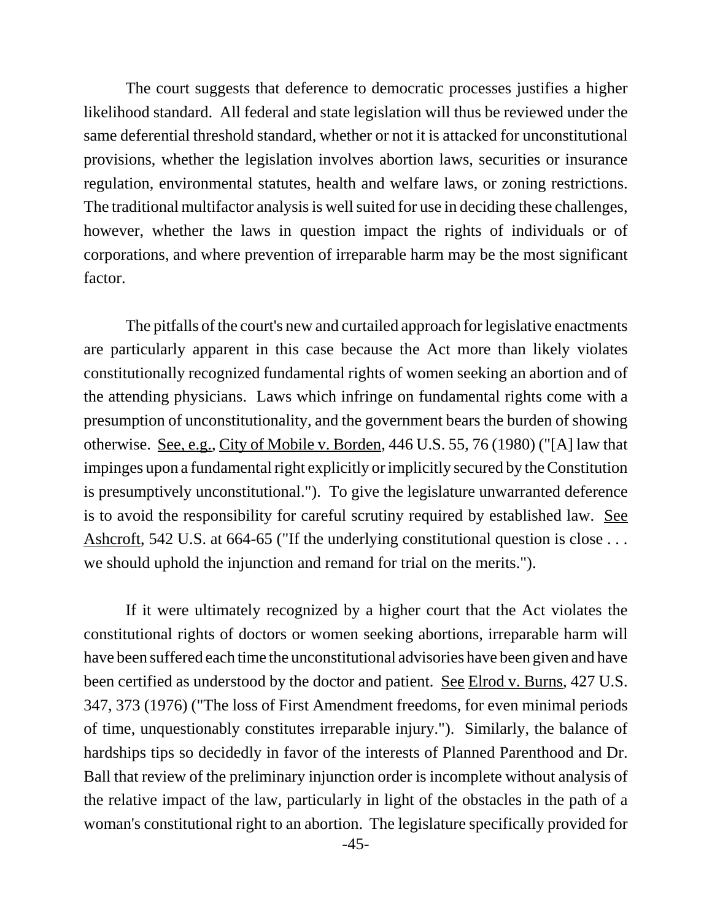The court suggests that deference to democratic processes justifies a higher likelihood standard. All federal and state legislation will thus be reviewed under the same deferential threshold standard, whether or not it is attacked for unconstitutional provisions, whether the legislation involves abortion laws, securities or insurance regulation, environmental statutes, health and welfare laws, or zoning restrictions. The traditional multifactor analysis is well suited for use in deciding these challenges, however, whether the laws in question impact the rights of individuals or of corporations, and where prevention of irreparable harm may be the most significant factor.

The pitfalls of the court's new and curtailed approach for legislative enactments are particularly apparent in this case because the Act more than likely violates constitutionally recognized fundamental rights of women seeking an abortion and of the attending physicians. Laws which infringe on fundamental rights come with a presumption of unconstitutionality, and the government bears the burden of showing otherwise. See, e.g., City of Mobile v. Borden, 446 U.S. 55, 76 (1980) ("[A] law that impinges upon a fundamental right explicitly or implicitly secured by the Constitution is presumptively unconstitutional."). To give the legislature unwarranted deference is to avoid the responsibility for careful scrutiny required by established law. See Ashcroft, 542 U.S. at 664-65 ("If the underlying constitutional question is close . . . we should uphold the injunction and remand for trial on the merits.").

If it were ultimately recognized by a higher court that the Act violates the constitutional rights of doctors or women seeking abortions, irreparable harm will have been suffered each time the unconstitutional advisories have been given and have been certified as understood by the doctor and patient. See Elrod v. Burns, 427 U.S. 347, 373 (1976) ("The loss of First Amendment freedoms, for even minimal periods of time, unquestionably constitutes irreparable injury."). Similarly, the balance of hardships tips so decidedly in favor of the interests of Planned Parenthood and Dr. Ball that review of the preliminary injunction order is incomplete without analysis of the relative impact of the law, particularly in light of the obstacles in the path of a woman's constitutional right to an abortion. The legislature specifically provided for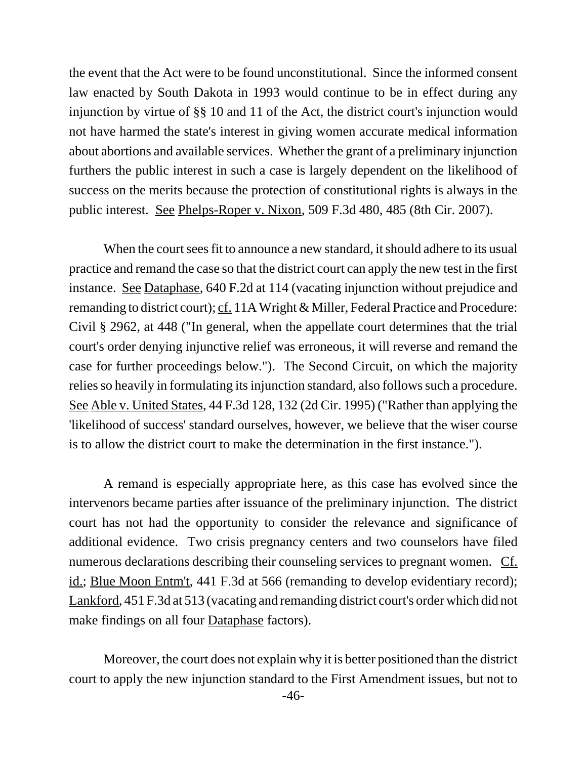the event that the Act were to be found unconstitutional. Since the informed consent law enacted by South Dakota in 1993 would continue to be in effect during any injunction by virtue of §§ 10 and 11 of the Act, the district court's injunction would not have harmed the state's interest in giving women accurate medical information about abortions and available services. Whether the grant of a preliminary injunction furthers the public interest in such a case is largely dependent on the likelihood of success on the merits because the protection of constitutional rights is always in the public interest. See Phelps-Roper v. Nixon, 509 F.3d 480, 485 (8th Cir. 2007).

When the court sees fit to announce a new standard, it should adhere to its usual practice and remand the case so that the district court can apply the new test in the first instance. See Dataphase, 640 F.2d at 114 (vacating injunction without prejudice and remanding to district court); cf. 11A Wright & Miller, Federal Practice and Procedure: Civil § 2962, at 448 ("In general, when the appellate court determines that the trial court's order denying injunctive relief was erroneous, it will reverse and remand the case for further proceedings below."). The Second Circuit, on which the majority relies so heavily in formulating its injunction standard, also follows such a procedure. See Able v. United States, 44 F.3d 128, 132 (2d Cir. 1995) ("Rather than applying the 'likelihood of success' standard ourselves, however, we believe that the wiser course is to allow the district court to make the determination in the first instance.").

A remand is especially appropriate here, as this case has evolved since the intervenors became parties after issuance of the preliminary injunction. The district court has not had the opportunity to consider the relevance and significance of additional evidence. Two crisis pregnancy centers and two counselors have filed numerous declarations describing their counseling services to pregnant women. Cf. id.; Blue Moon Entm't, 441 F.3d at 566 (remanding to develop evidentiary record); Lankford, 451 F.3d at 513 (vacating and remanding district court's order which did not make findings on all four Dataphase factors).

Moreover, the court does not explain why it is better positioned than the district court to apply the new injunction standard to the First Amendment issues, but not to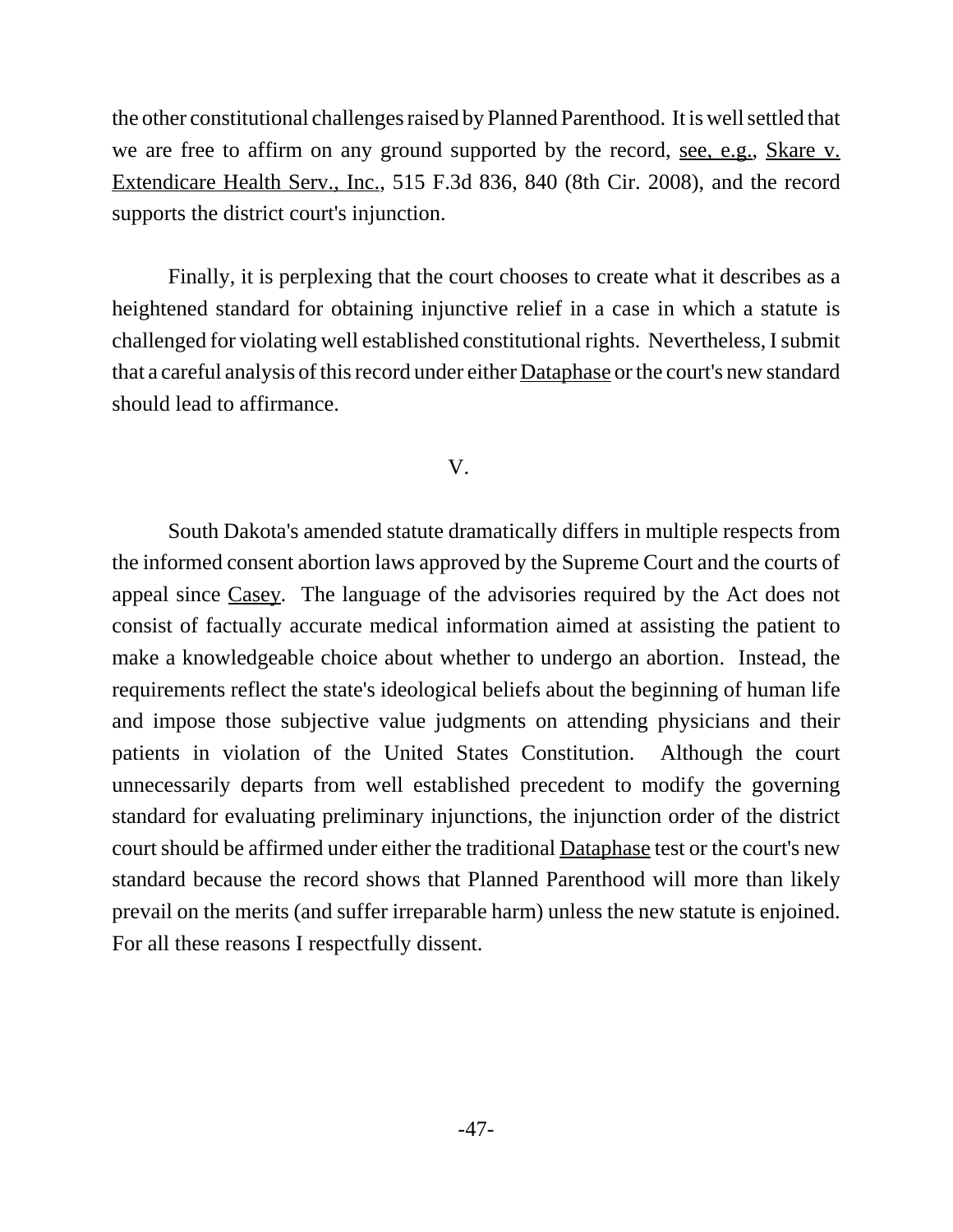the other constitutional challenges raised by Planned Parenthood. It is well settled that we are free to affirm on any ground supported by the record, see, e.g., Skare v. Extendicare Health Serv., Inc., 515 F.3d 836, 840 (8th Cir. 2008), and the record supports the district court's injunction.

Finally, it is perplexing that the court chooses to create what it describes as a heightened standard for obtaining injunctive relief in a case in which a statute is challenged for violating well established constitutional rights. Nevertheless, I submit that a careful analysis of this record under either Dataphase or the court's new standard should lead to affirmance.

V.

South Dakota's amended statute dramatically differs in multiple respects from the informed consent abortion laws approved by the Supreme Court and the courts of appeal since Casey. The language of the advisories required by the Act does not consist of factually accurate medical information aimed at assisting the patient to make a knowledgeable choice about whether to undergo an abortion. Instead, the requirements reflect the state's ideological beliefs about the beginning of human life and impose those subjective value judgments on attending physicians and their patients in violation of the United States Constitution. Although the court unnecessarily departs from well established precedent to modify the governing standard for evaluating preliminary injunctions, the injunction order of the district court should be affirmed under either the traditional Dataphase test or the court's new standard because the record shows that Planned Parenthood will more than likely prevail on the merits (and suffer irreparable harm) unless the new statute is enjoined. For all these reasons I respectfully dissent.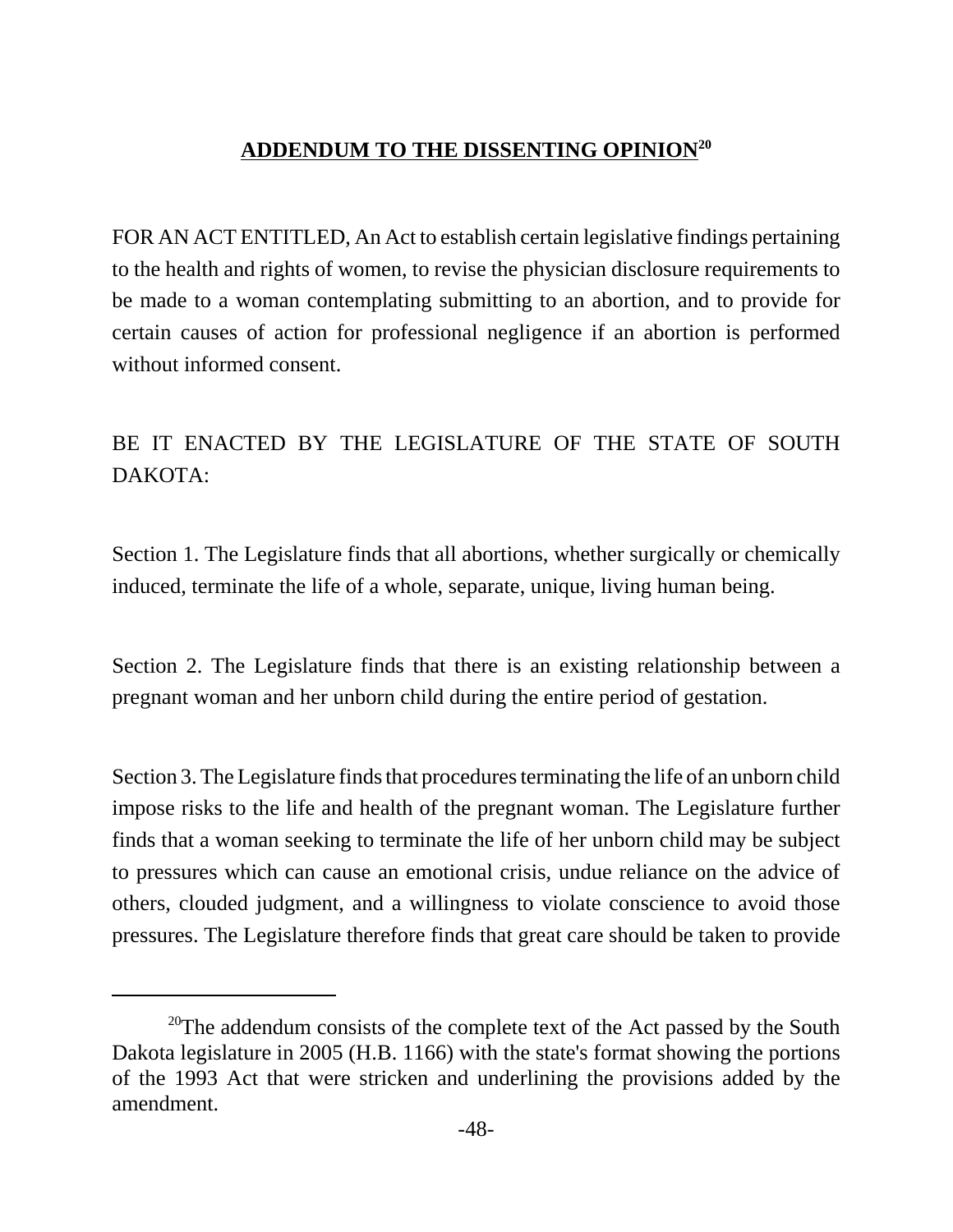## ADDENDUM TO THE DISSENTING OPINION[20]

FOR AN ACT ENTITLED, An Act to establish certain legislative findings pertaining to the health and rights of women, to revise the physician disclosure requirements to be made to a woman contemplating submitting to an abortion, and to provide for certain causes of action for professional negligence if an abortion is performed without informed consent.

BE IT ENACTED BY THE LEGISLATURE OF THE STATE OF SOUTH DAKOTA:

Section 1. The Legislature finds that all abortions, whether surgically or chemically induced, terminate the life of a whole, separate, unique, living human being.

Section 2. The Legislature finds that there is an existing relationship between a pregnant woman and her unborn child during the entire period of gestation.

Section 3. The Legislature finds that procedures terminating the life of an unborn child impose risks to the life and health of the pregnant woman. The Legislature further finds that a woman seeking to terminate the life of her unborn child may be subject to pressures which can cause an emotional crisis, undue reliance on the advice of others, clouded judgment, and a willingness to violate conscience to avoid those pressures. The Legislature therefore finds that great care should be taken to provide

---

[20] The addendum consists of the complete text of the Act passed by the South Dakota legislature in 2005 (H.B. 1166) with the state's format showing the portions of the 1993 Act that were stricken and underlining the provisions added by the amendment.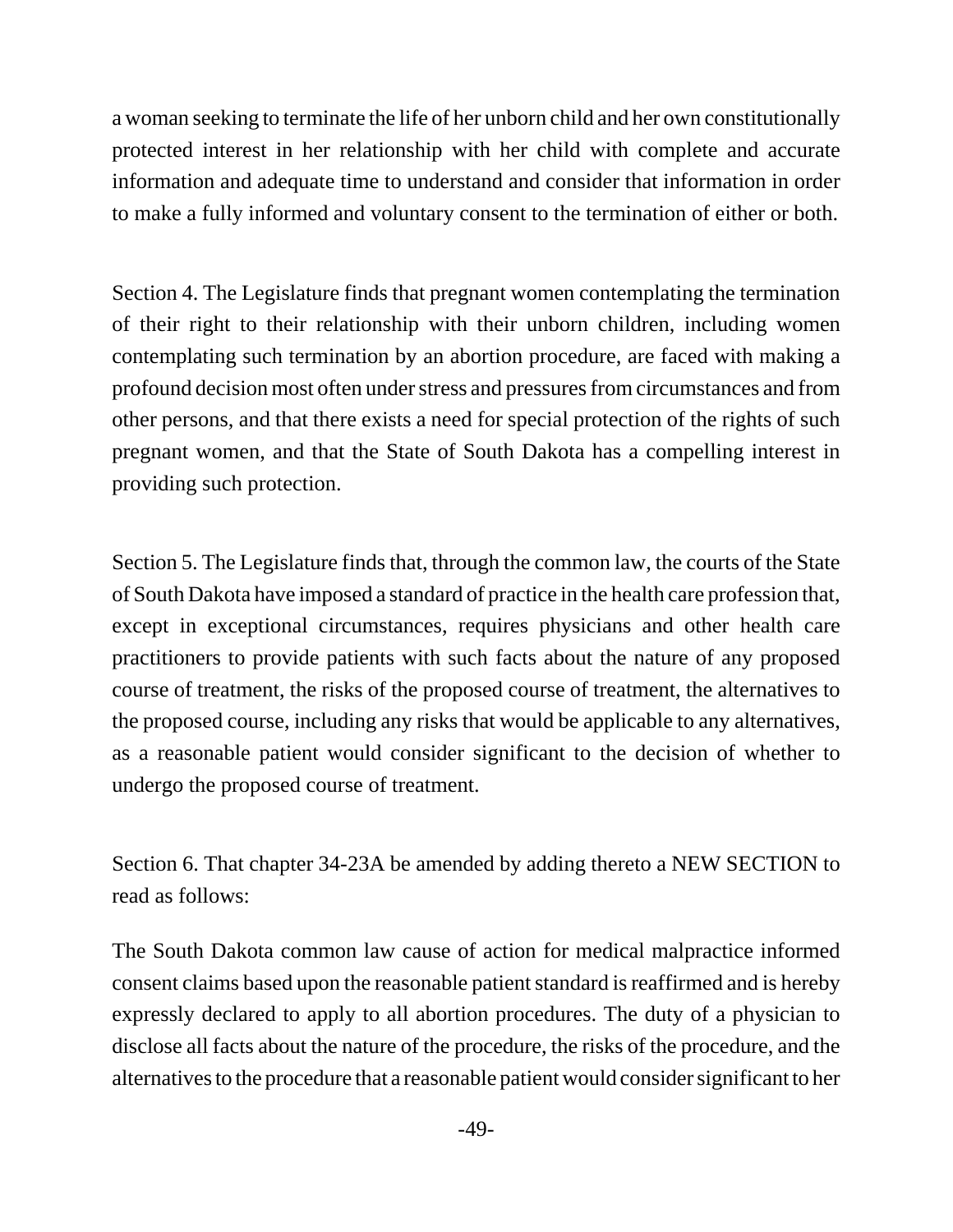a woman seeking to terminate the life of her unborn child and her own constitutionally protected interest in her relationship with her child with complete and accurate information and adequate time to understand and consider that information in order to make a fully informed and voluntary consent to the termination of either or both.

Section 4. The Legislature finds that pregnant women contemplating the termination of their right to their relationship with their unborn children, including women contemplating such termination by an abortion procedure, are faced with making a profound decision most often under stress and pressures from circumstances and from other persons, and that there exists a need for special protection of the rights of such pregnant women, and that the State of South Dakota has a compelling interest in providing such protection.

Section 5. The Legislature finds that, through the common law, the courts of the State of South Dakota have imposed a standard of practice in the health care profession that, except in exceptional circumstances, requires physicians and other health care practitioners to provide patients with such facts about the nature of any proposed course of treatment, the risks of the proposed course of treatment, the alternatives to the proposed course, including any risks that would be applicable to any alternatives, as a reasonable patient would consider significant to the decision of whether to undergo the proposed course of treatment.

Section 6. That chapter 34-23A be amended by adding thereto a NEW SECTION to read as follows:

The South Dakota common law cause of action for medical malpractice informed consent claims based upon the reasonable patient standard is reaffirmed and is hereby expressly declared to apply to all abortion procedures. The duty of a physician to disclose all facts about the nature of the procedure, the risks of the procedure, and the alternatives to the procedure that a reasonable patient would consider significant to her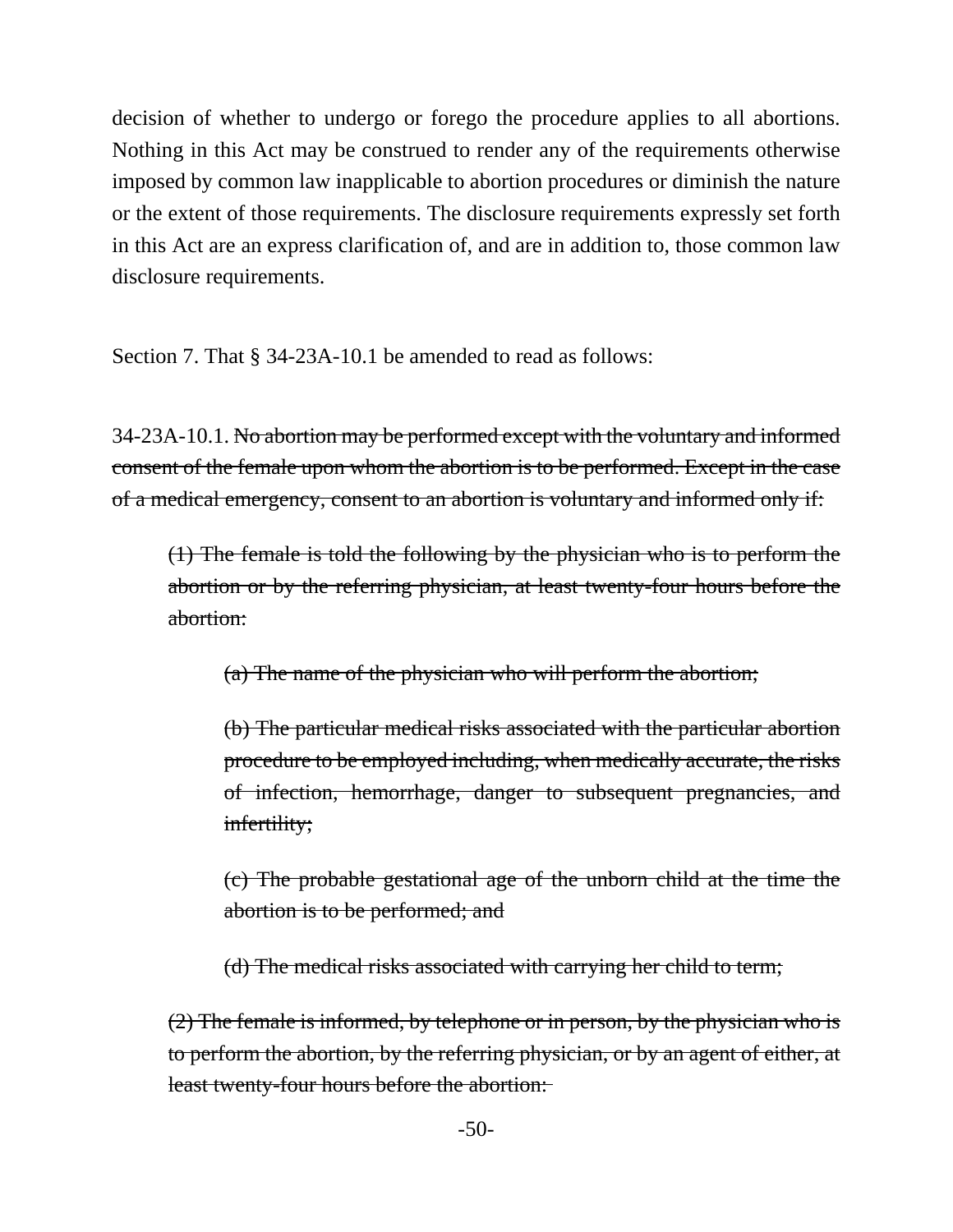decision of whether to undergo or forego the procedure applies to all abortions. Nothing in this Act may be construed to render any of the requirements otherwise imposed by common law inapplicable to abortion procedures or diminish the nature or the extent of those requirements. The disclosure requirements expressly set forth in this Act are an express clarification of, and are in addition to, those common law disclosure requirements.

Section 7. That § 34-23A-10.1 be amended to read as follows:

34-23A-10.1. ~~No abortion may be performed except with the voluntary and informed consent of the female upon whom the abortion is to be performed. Except in the case of a medical emergency, consent to an abortion is voluntary and informed only if:~~

> ~~(1) The female is told the following by the physician who is to perform the abortion or by the referring physician, at least twenty-four hours before the abortion:~~
>
> > ~~(a) The name of the physician who will perform the abortion;~~
> >
> > ~~(b) The particular medical risks associated with the particular abortion procedure to be employed including, when medically accurate, the risks of infection, hemorrhage, danger to subsequent pregnancies, and infertility;~~
> >
> > ~~(c) The probable gestational age of the unborn child at the time the abortion is to be performed; and~~
> >
> > ~~(d) The medical risks associated with carrying her child to term;~~
>
> ~~(2) The female is informed, by telephone or in person, by the physician who is to perform the abortion, by the referring physician, or by an agent of either, at least twenty-four hours before the abortion:~~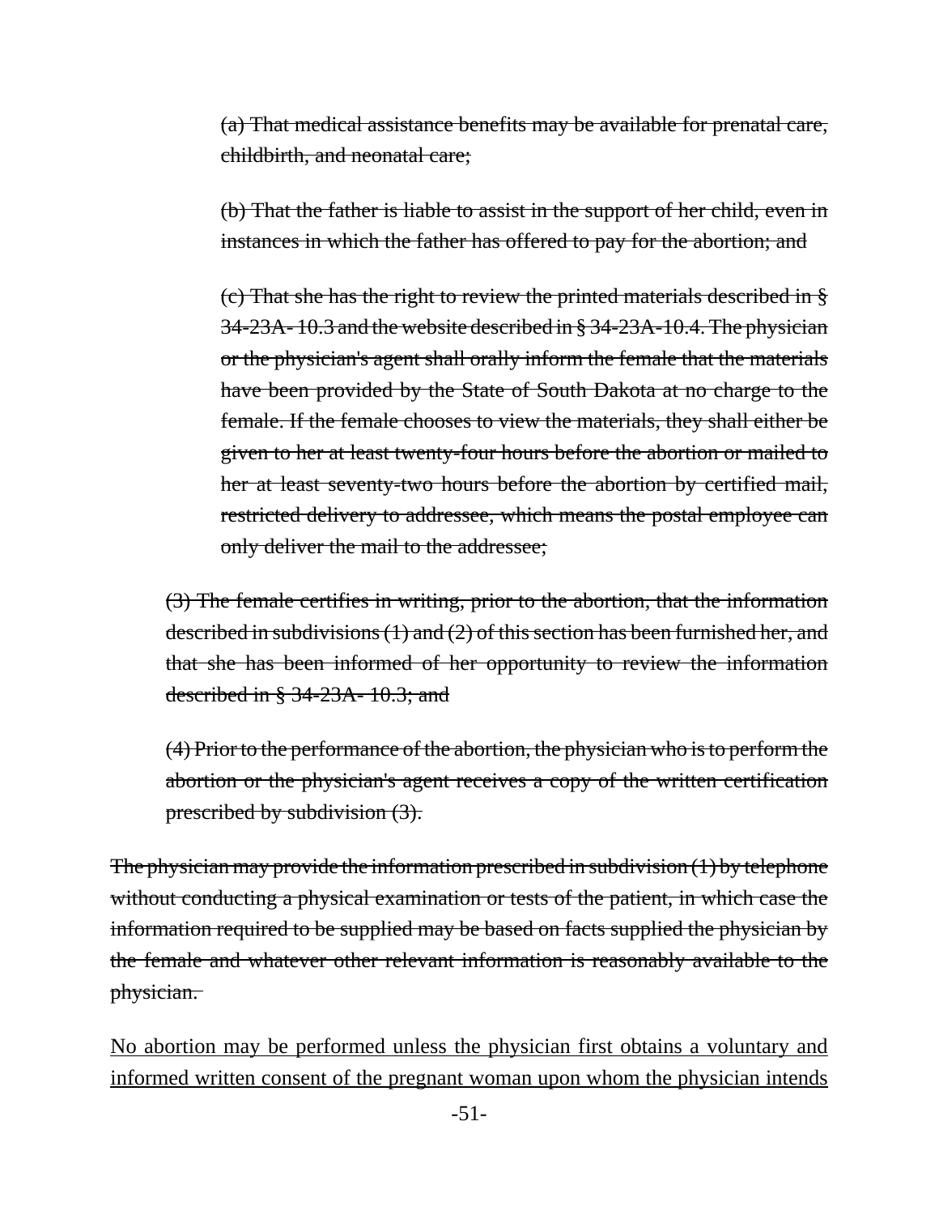~~(a) That medical assistance benefits may be available for prenatal care, childbirth, and neonatal care;~~

~~(b) That the father is liable to assist in the support of her child, even in instances in which the father has offered to pay for the abortion; and~~

~~(c) That she has the right to review the printed materials described in § 34-23A- 10.3 and the website described in § 34-23A-10.4. The physician or the physician's agent shall orally inform the female that the materials have been provided by the State of South Dakota at no charge to the female. If the female chooses to view the materials, they shall either be given to her at least twenty-four hours before the abortion or mailed to her at least seventy-two hours before the abortion by certified mail, restricted delivery to addressee, which means the postal employee can only deliver the mail to the addressee;~~

~~(3) The female certifies in writing, prior to the abortion, that the information described in subdivisions (1) and (2) of this section has been furnished her, and that she has been informed of her opportunity to review the information described in § 34-23A- 10.3; and~~

~~(4) Prior to the performance of the abortion, the physician who is to perform the abortion or the physician's agent receives a copy of the written certification prescribed by subdivision (3).~~

~~The physician may provide the information prescribed in subdivision (1) by telephone without conducting a physical examination or tests of the patient, in which case the information required to be supplied may be based on facts supplied the physician by the female and whatever other relevant information is reasonably available to the physician.~~

<u>No abortion may be performed unless the physician first obtains a voluntary and informed written consent of the pregnant woman upon whom the physician intends</u>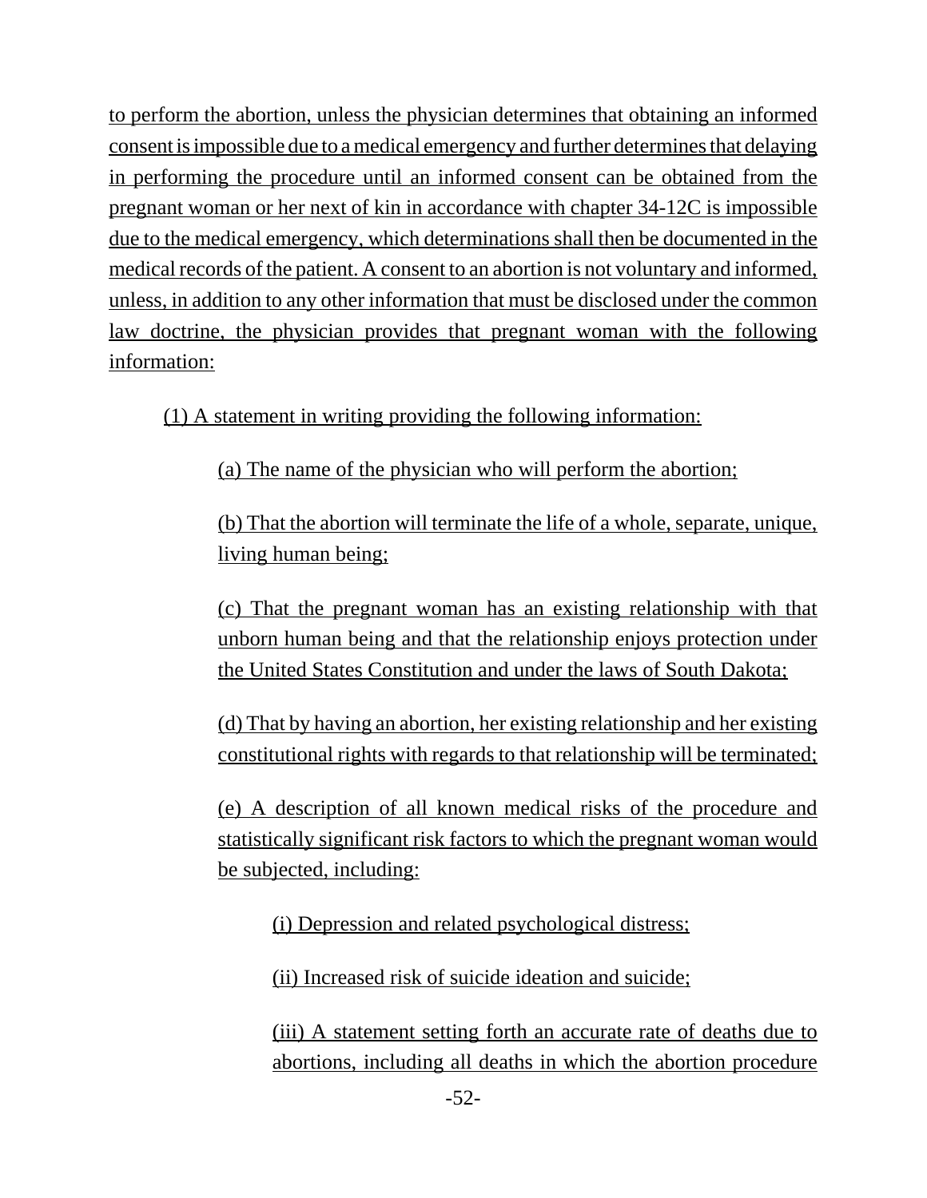to perform the abortion, unless the physician determines that obtaining an informed consent is impossible due to a medical emergency and further determines that delaying in performing the procedure until an informed consent can be obtained from the pregnant woman or her next of kin in accordance with chapter 34-12C is impossible due to the medical emergency, which determinations shall then be documented in the medical records of the patient. A consent to an abortion is not voluntary and informed, unless, in addition to any other information that must be disclosed under the common law doctrine, the physician provides that pregnant woman with the following information:

(1) A statement in writing providing the following information:

(a) The name of the physician who will perform the abortion;

(b) That the abortion will terminate the life of a whole, separate, unique, living human being;

(c) That the pregnant woman has an existing relationship with that unborn human being and that the relationship enjoys protection under the United States Constitution and under the laws of South Dakota;

(d) That by having an abortion, her existing relationship and her existing constitutional rights with regards to that relationship will be terminated;

(e) A description of all known medical risks of the procedure and statistically significant risk factors to which the pregnant woman would be subjected, including:

(i) Depression and related psychological distress;

(ii) Increased risk of suicide ideation and suicide;

(iii) A statement setting forth an accurate rate of deaths due to abortions, including all deaths in which the abortion procedure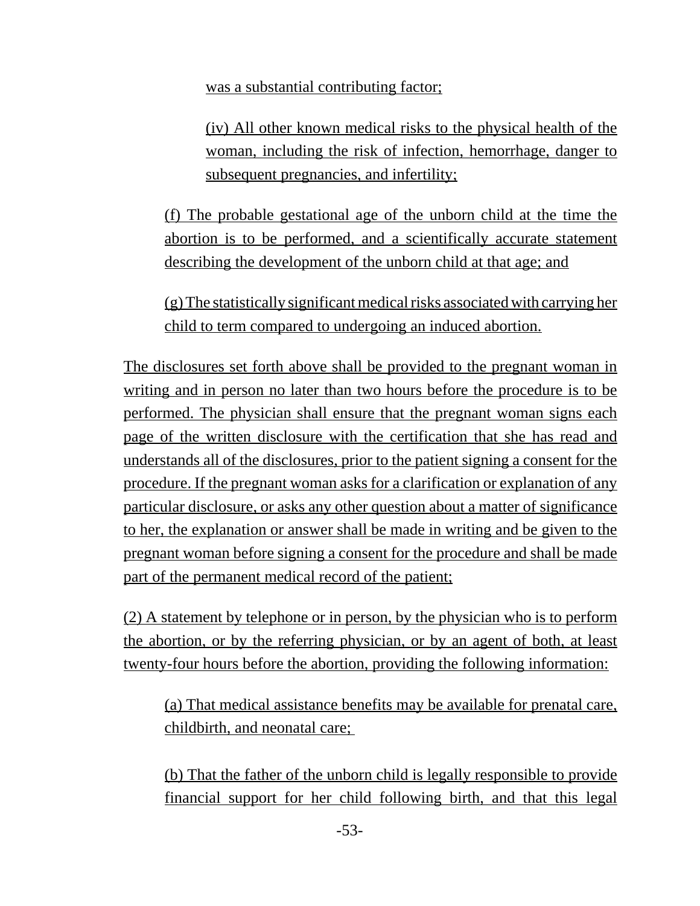was a substantial contributing factor;

(iv) All other known medical risks to the physical health of the woman, including the risk of infection, hemorrhage, danger to subsequent pregnancies, and infertility;

(f) The probable gestational age of the unborn child at the time the abortion is to be performed, and a scientifically accurate statement describing the development of the unborn child at that age; and

(g) The statistically significant medical risks associated with carrying her child to term compared to undergoing an induced abortion.

The disclosures set forth above shall be provided to the pregnant woman in writing and in person no later than two hours before the procedure is to be performed. The physician shall ensure that the pregnant woman signs each page of the written disclosure with the certification that she has read and understands all of the disclosures, prior to the patient signing a consent for the procedure. If the pregnant woman asks for a clarification or explanation of any particular disclosure, or asks any other question about a matter of significance to her, the explanation or answer shall be made in writing and be given to the pregnant woman before signing a consent for the procedure and shall be made part of the permanent medical record of the patient;

(2) A statement by telephone or in person, by the physician who is to perform the abortion, or by the referring physician, or by an agent of both, at least twenty-four hours before the abortion, providing the following information:

(a) That medical assistance benefits may be available for prenatal care, childbirth, and neonatal care;

(b) That the father of the unborn child is legally responsible to provide financial support for her child following birth, and that this legal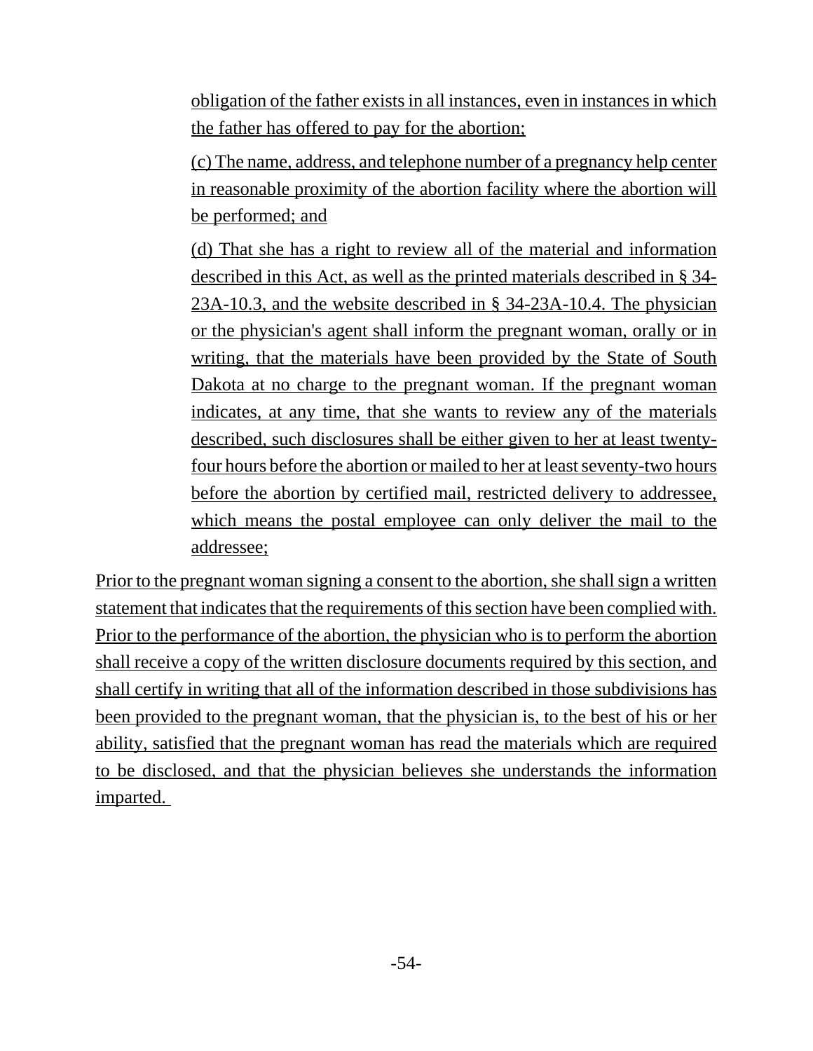obligation of the father exists in all instances, even in instances in which the father has offered to pay for the abortion;

(c) The name, address, and telephone number of a pregnancy help center in reasonable proximity of the abortion facility where the abortion will be performed; and

(d) That she has a right to review all of the material and information described in this Act, as well as the printed materials described in § 34-23A-10.3, and the website described in § 34-23A-10.4. The physician or the physician's agent shall inform the pregnant woman, orally or in writing, that the materials have been provided by the State of South Dakota at no charge to the pregnant woman. If the pregnant woman indicates, at any time, that she wants to review any of the materials described, such disclosures shall be either given to her at least twenty-four hours before the abortion or mailed to her at least seventy-two hours before the abortion by certified mail, restricted delivery to addressee, which means the postal employee can only deliver the mail to the addressee;

Prior to the pregnant woman signing a consent to the abortion, she shall sign a written statement that indicates that the requirements of this section have been complied with. Prior to the performance of the abortion, the physician who is to perform the abortion shall receive a copy of the written disclosure documents required by this section, and shall certify in writing that all of the information described in those subdivisions has been provided to the pregnant woman, that the physician is, to the best of his or her ability, satisfied that the pregnant woman has read the materials which are required to be disclosed, and that the physician believes she understands the information imparted.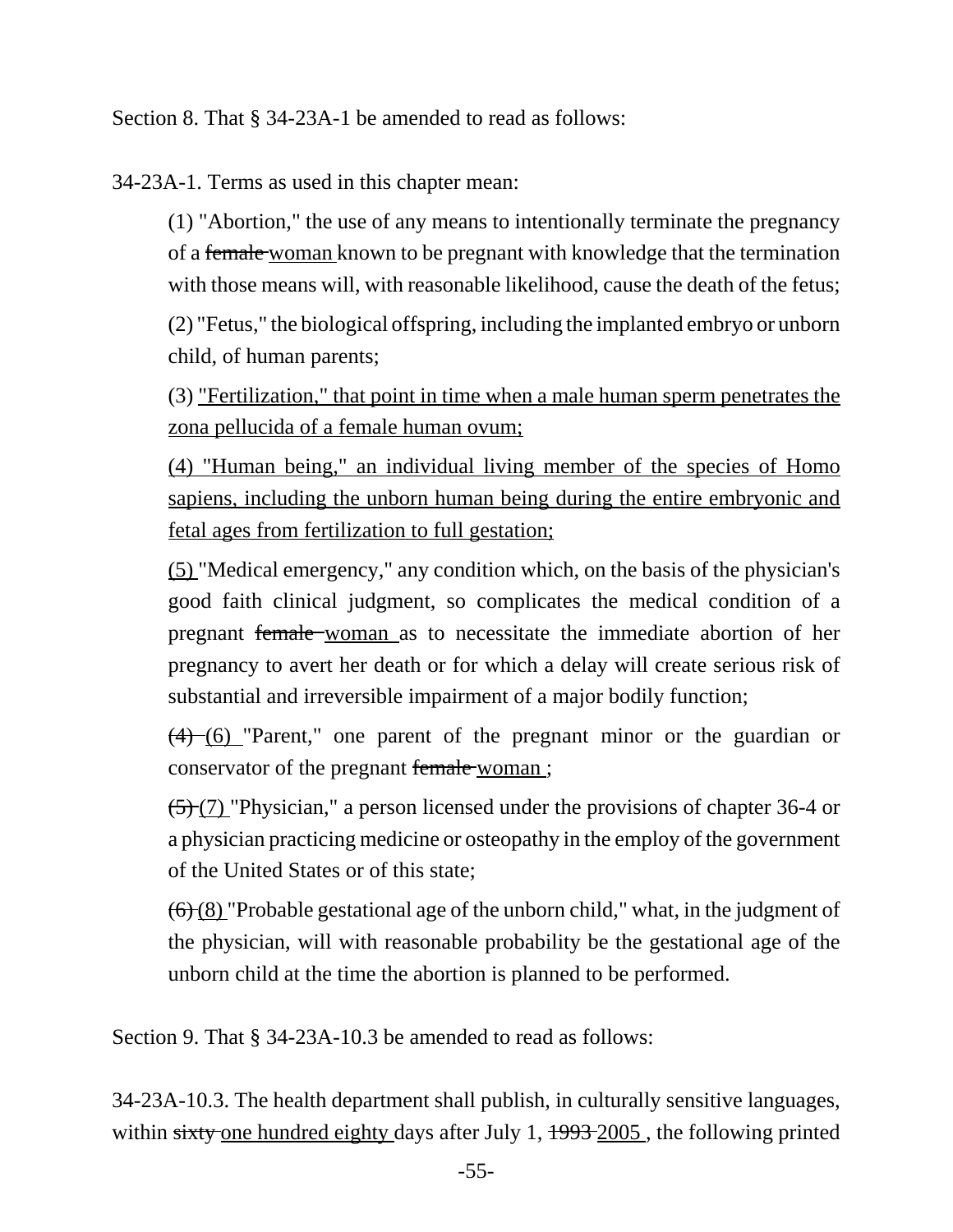Section 8. That § 34-23A-1 be amended to read as follows:

34-23A-1. Terms as used in this chapter mean:

> (1) "Abortion," the use of any means to intentionally terminate the pregnancy of a ~~female~~ <u>woman</u> known to be pregnant with knowledge that the termination with those means will, with reasonable likelihood, cause the death of the fetus;
>
> (2) "Fetus," the biological offspring, including the implanted embryo or unborn child, of human parents;
>
> (3) <u>"Fertilization," that point in time when a male human sperm penetrates the zona pellucida of a female human ovum;</u>
>
> <u>(4) "Human being," an individual living member of the species of Homo sapiens, including the unborn human being during the entire embryonic and fetal ages from fertilization to full gestation;</u>
>
> <u>(5)</u> "Medical emergency," any condition which, on the basis of the physician's good faith clinical judgment, so complicates the medical condition of a pregnant ~~female~~ <u>woman</u> as to necessitate the immediate abortion of her pregnancy to avert her death or for which a delay will create serious risk of substantial and irreversible impairment of a major bodily function;
>
> ~~(4)~~ <u>(6)</u> "Parent," one parent of the pregnant minor or the guardian or conservator of the pregnant ~~female~~ <u>woman</u> ;
>
> ~~(5)~~ <u>(7)</u> "Physician," a person licensed under the provisions of chapter 36-4 or a physician practicing medicine or osteopathy in the employ of the government of the United States or of this state;
>
> ~~(6)~~ <u>(8)</u> "Probable gestational age of the unborn child," what, in the judgment of the physician, will with reasonable probability be the gestational age of the unborn child at the time the abortion is planned to be performed.

Section 9. That § 34-23A-10.3 be amended to read as follows:

34-23A-10.3. The health department shall publish, in culturally sensitive languages, within ~~sixty~~ <u>one hundred eighty</u> days after July 1, ~~1993~~ <u>2005</u> , the following printed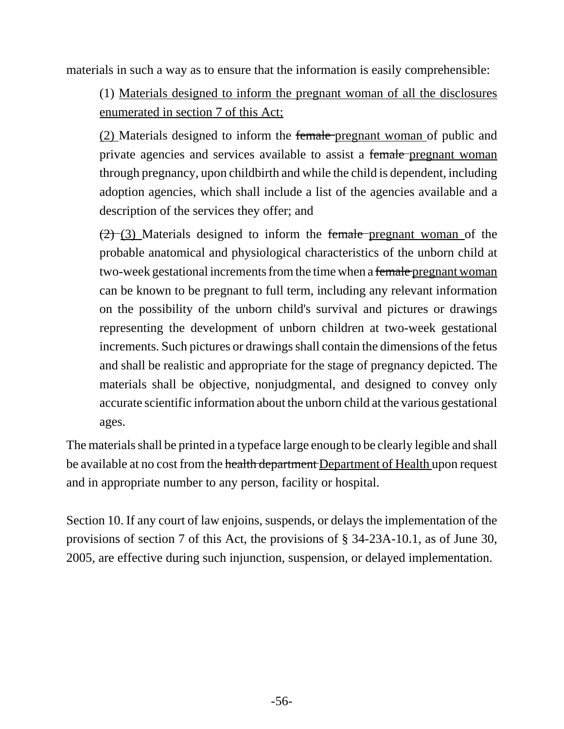materials in such a way as to ensure that the information is easily comprehensible:

(1) <u>Materials designed to inform the pregnant woman of all the disclosures enumerated in section 7 of this Act;</u>

<u>(2)</u> Materials designed to inform the ~~female~~ <u>pregnant woman</u> of public and private agencies and services available to assist a ~~female~~ <u>pregnant woman</u> through pregnancy, upon childbirth and while the child is dependent, including adoption agencies, which shall include a list of the agencies available and a description of the services they offer; and

~~(2)~~ <u>(3)</u> Materials designed to inform the ~~female~~ <u>pregnant woman</u> of the probable anatomical and physiological characteristics of the unborn child at two-week gestational increments from the time when a ~~female~~ <u>pregnant woman</u> can be known to be pregnant to full term, including any relevant information on the possibility of the unborn child's survival and pictures or drawings representing the development of unborn children at two-week gestational increments. Such pictures or drawings shall contain the dimensions of the fetus and shall be realistic and appropriate for the stage of pregnancy depicted. The materials shall be objective, nonjudgmental, and designed to convey only accurate scientific information about the unborn child at the various gestational ages.

The materials shall be printed in a typeface large enough to be clearly legible and shall be available at no cost from the ~~health department~~ <u>Department of Health</u> upon request and in appropriate number to any person, facility or hospital.

Section 10. If any court of law enjoins, suspends, or delays the implementation of the provisions of section 7 of this Act, the provisions of § 34-23A-10.1, as of June 30, 2005, are effective during such injunction, suspension, or delayed implementation.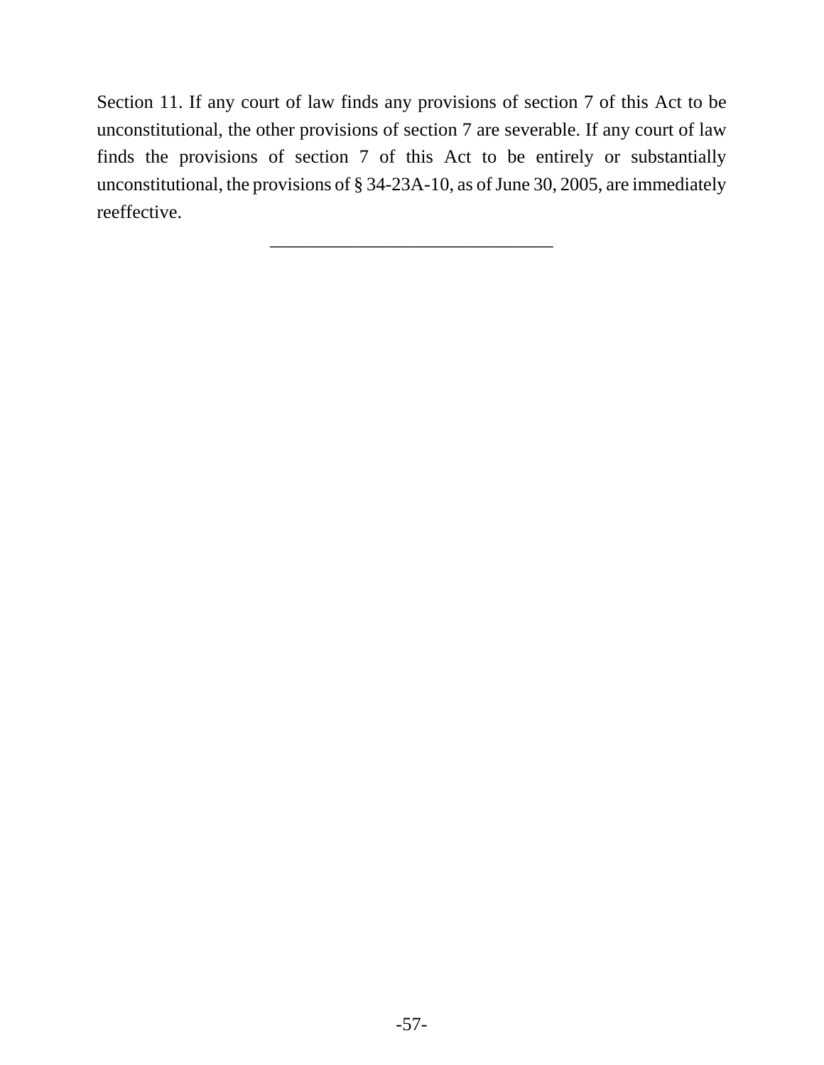Section 11. If any court of law finds any provisions of section 7 of this Act to be unconstitutional, the other provisions of section 7 are severable. If any court of law finds the provisions of section 7 of this Act to be entirely or substantially unconstitutional, the provisions of § 34-23A-10, as of June 30, 2005, are immediately reeffective.

---